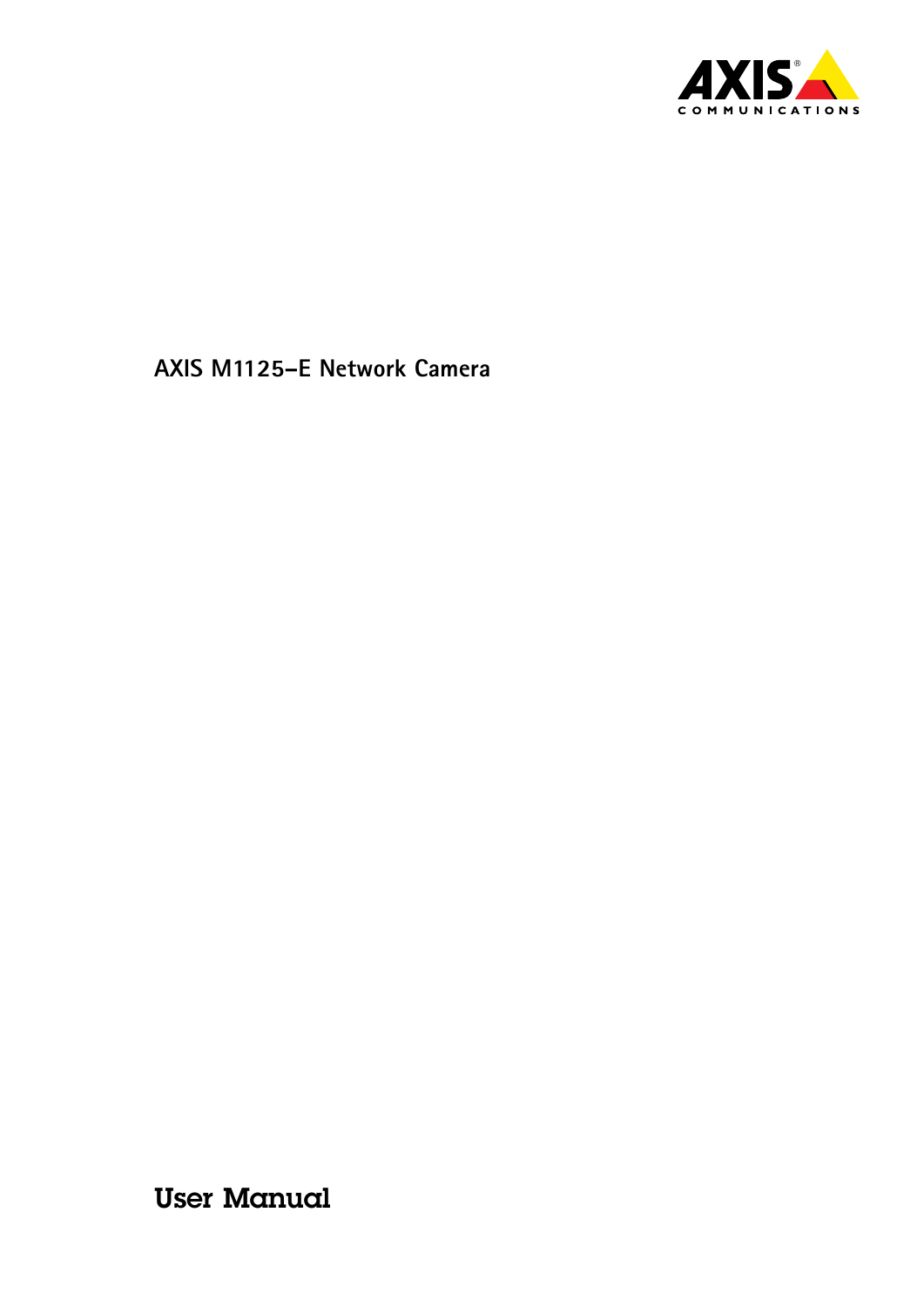AXIS COMMUNICATIONS

# AXIS M1125–E Network Camera

## User Manual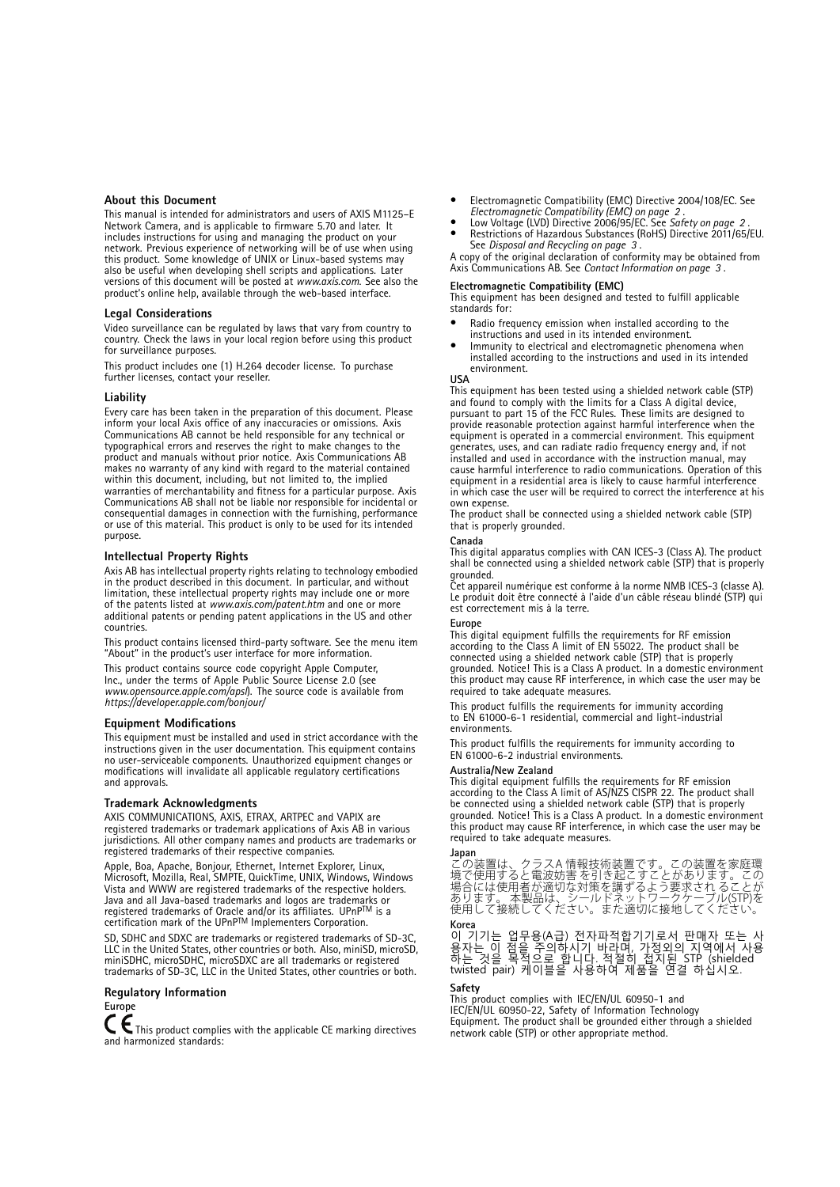## About this Document

This manual is intended for administrators and users of AXIS M1125–E Network Camera, and is applicable to firmware 5.70 and later. It includes instructions for using and managing the product on your network. Previous experience of networking will be of use when using this product. Some knowledge of UNIX or Linux-based systems may also be useful when developing shell scripts and applications. Later versions of this document will be posted at *www.axis.com*. See also the product's online help, available through the web-based interface.

## Legal Considerations

Video surveillance can be regulated by laws that vary from country to country. Check the laws in your local region before using this product for surveillance purposes.

This product includes one (1) H.264 decoder license. To purchase further licenses, contact your reseller.

## Liability

Every care has been taken in the preparation of this document. Please inform your local Axis office of any inaccuracies or omissions. Axis Communications AB cannot be held responsible for any technical or typographical errors and reserves the right to make changes to the product and manuals without prior notice. Axis Communications AB makes no warranty of any kind with regard to the material contained within this document, including, but not limited to, the implied warranties of merchantability and fitness for a particular purpose. Axis Communications AB shall not be liable nor responsible for incidental or consequential damages in connection with the furnishing, performance or use of this material. This product is only to be used for its intended purpose.

## Intellectual Property Rights

Axis AB has intellectual property rights relating to technology embodied in the product described in this document. In particular, and without limitation, these intellectual property rights may include one or more of the patents listed at *www.axis.com/patent.htm* and one or more additional patents or pending patent applications in the US and other countries.

This product contains licensed third-party software. See the menu item "About" in the product's user interface for more information.

This product contains source code copyright Apple Computer, Inc., under the terms of Apple Public Source License 2.0 (see *www.opensource.apple.com/apsl*). The source code is available from *https://developer.apple.com/bonjour/*

## Equipment Modifications

This equipment must be installed and used in strict accordance with the instructions given in the user documentation. This equipment contains no user-serviceable components. Unauthorized equipment changes or modifications will invalidate all applicable regulatory certifications and approvals.

## Trademark Acknowledgments

AXIS COMMUNICATIONS, AXIS, ETRAX, ARTPEC and VAPIX are registered trademarks or trademark applications of Axis AB in various jurisdictions. All other company names and products are trademarks or registered trademarks of their respective companies.

Apple, Boa, Apache, Bonjour, Ethernet, Internet Explorer, Linux, Microsoft, Mozilla, Real, SMPTE, QuickTime, UNIX, Windows, Windows Vista and WWW are registered trademarks of the respective holders. Java and all Java-based trademarks and logos are trademarks or registered trademarks of Oracle and/or its affiliates. UPnP™ is a certification mark of the UPnP™ Implementers Corporation.

SD, SDHC and SDXC are trademarks or registered trademarks of SD-3C, LLC in the United States, other countries or both. Also, miniSD, microSD, miniSDHC, microSDHC, microSDXC are all trademarks or registered trademarks of SD-3C, LLC in the United States, other countries or both.

## Regulatory Information

**Europe**

CE This product complies with the applicable CE marking directives and harmonized standards:

- Electromagnetic Compatibility (EMC) Directive 2004/108/EC. See *Electromagnetic Compatibility (EMC) on page 2* .
- Low Voltage (LVD) Directive 2006/95/EC. See *Safety on page 2* .
- Restrictions of Hazardous Substances (RoHS) Directive 2011/65/EU. See *Disposal and Recycling on page 3* .

A copy of the original declaration of conformity may be obtained from Axis Communications AB. See *Contact Information on page 3* .

**Electromagnetic Compatibility (EMC)**

This equipment has been designed and tested to fulfill applicable standards for:

- Radio frequency emission when installed according to the instructions and used in its intended environment.
- Immunity to electrical and electromagnetic phenomena when installed according to the instructions and used in its intended environment.

**USA**

This equipment has been tested using a shielded network cable (STP) and found to comply with the limits for a Class A digital device, pursuant to part 15 of the FCC Rules. These limits are designed to provide reasonable protection against harmful interference when the equipment is operated in a commercial environment. This equipment generates, uses, and can radiate radio frequency energy and, if not installed and used in accordance with the instruction manual, may cause harmful interference to radio communications. Operation of this equipment in a residential area is likely to cause harmful interference in which case the user will be required to correct the interference at his own expense.

The product shall be connected using a shielded network cable (STP) that is properly grounded.

**Canada**

This digital apparatus complies with CAN ICES-3 (Class A). The product shall be connected using a shielded network cable (STP) that is properly grounded.

Cet appareil numérique est conforme à la norme NMB ICES-3 (classe A). Le produit doit être connecté à l'aide d'un câble réseau blindé (STP) qui est correctement mis à la terre.

**Europe**

This digital equipment fulfills the requirements for RF emission according to the Class A limit of EN 55022. The product shall be connected using a shielded network cable (STP) that is properly grounded. Notice! This is a Class A product. In a domestic environment this product may cause RF interference, in which case the user may be required to take adequate measures.

This product fulfills the requirements for immunity according to EN 61000-6-1 residential, commercial and light-industrial environments.

This product fulfills the requirements for immunity according to EN 61000-6-2 industrial environments.

**Australia/New Zealand**

This digital equipment fulfills the requirements for RF emission according to the Class A limit of AS/NZS CISPR 22. The product shall be connected using a shielded network cable (STP) that is properly grounded. Notice! This is a Class A product. In a domestic environment this product may cause RF interference, in which case the user may be required to take adequate measures.

**Japan**

この装置は、クラスA 情報技術装置です。この装置を家庭環境で使用すると電波妨害を引き起こすことがあります。この場合には使用者が適切な対策を講ずるよう要求されることがあります。本製品は、シールドネットワークケーブル(STP)を使用して接続してください。また適切に接地してください。

**Korea**

이 기기는 업무용(A급) 전자파적합기기로서 판매자 또는 사용자는 이 점을 주의하시기 바라며, 가정외의 지역에서 사용하는 것을 목적으로 합니다. 적절히 접지된 STP (shielded twisted pair) 케이블을 사용하여 제품을 연결 하십시오.

**Safety**

This product complies with IEC/EN/UL 60950-1 and IEC/EN/UL 60950-22, Safety of Information Technology Equipment. The product shall be grounded either through a shielded network cable (STP) or other appropriate method.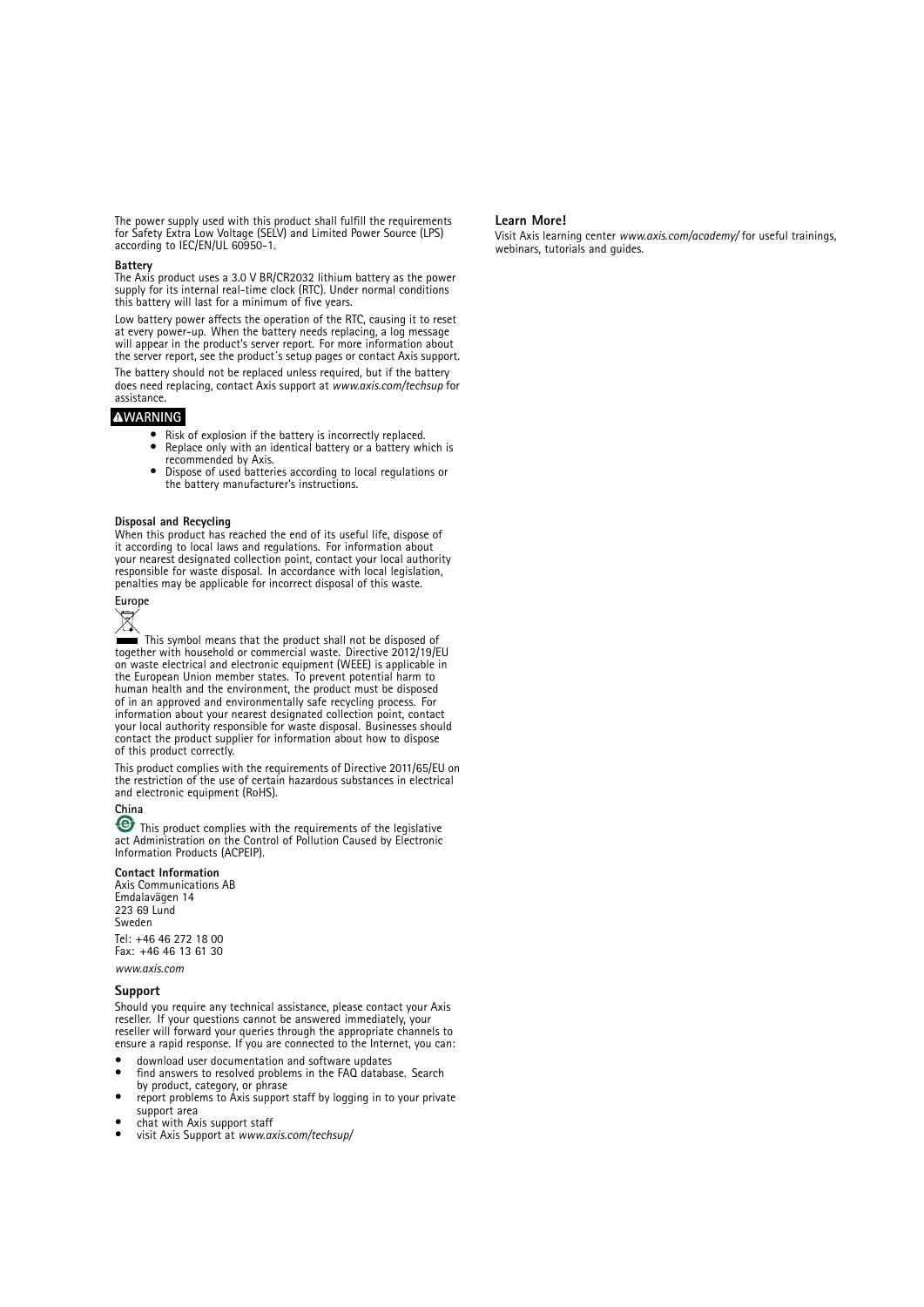The power supply used with this product shall fulfill the requirements for Safety Extra Low Voltage (SELV) and Limited Power Source (LPS) according to IEC/EN/UL 60950-1.

**Battery**

The Axis product uses a 3.0 V BR/CR2032 lithium battery as the power supply for its internal real-time clock (RTC). Under normal conditions this battery will last for a minimum of five years.

Low battery power affects the operation of the RTC, causing it to reset at every power-up. When the battery needs replacing, a log message will appear in the product's server report. For more information about the server report, see the product´s setup pages or contact Axis support.

The battery should not be replaced unless required, but if the battery does need replacing, contact Axis support at *www.axis.com/techsup* for assistance.

**⚠WARNING**

- Risk of explosion if the battery is incorrectly replaced.
- Replace only with an identical battery or a battery which is recommended by Axis.
- Dispose of used batteries according to local regulations or the battery manufacturer's instructions.

**Disposal and Recycling**

When this product has reached the end of its useful life, dispose of it according to local laws and regulations. For information about your nearest designated collection point, contact your local authority responsible for waste disposal. In accordance with local legislation, penalties may be applicable for incorrect disposal of this waste.

**Europe**

This symbol means that the product shall not be disposed of together with household or commercial waste. Directive 2012/19/EU on waste electrical and electronic equipment (WEEE) is applicable in the European Union member states. To prevent potential harm to human health and the environment, the product must be disposed of in an approved and environmentally safe recycling process. For information about your nearest designated collection point, contact your local authority responsible for waste disposal. Businesses should contact the product supplier for information about how to dispose of this product correctly.

This product complies with the requirements of Directive 2011/65/EU on the restriction of the use of certain hazardous substances in electrical and electronic equipment (RoHS).

**China**

This product complies with the requirements of the legislative act Administration on the Control of Pollution Caused by Electronic Information Products (ACPEIP).

**Contact Information**

Axis Communications AB
Emdalavägen 14
223 69 Lund
Sweden

Tel: +46 46 272 18 00
Fax: +46 46 13 61 30

*www.axis.com*

## Support

Should you require any technical assistance, please contact your Axis reseller. If your questions cannot be answered immediately, your reseller will forward your queries through the appropriate channels to ensure a rapid response. If you are connected to the Internet, you can:

- download user documentation and software updates
- find answers to resolved problems in the FAQ database. Search by product, category, or phrase
- report problems to Axis support staff by logging in to your private support area
- chat with Axis support staff
- visit Axis Support at *www.axis.com/techsup/*

## Learn More!

Visit Axis learning center *www.axis.com/academy/* for useful trainings, webinars, tutorials and guides.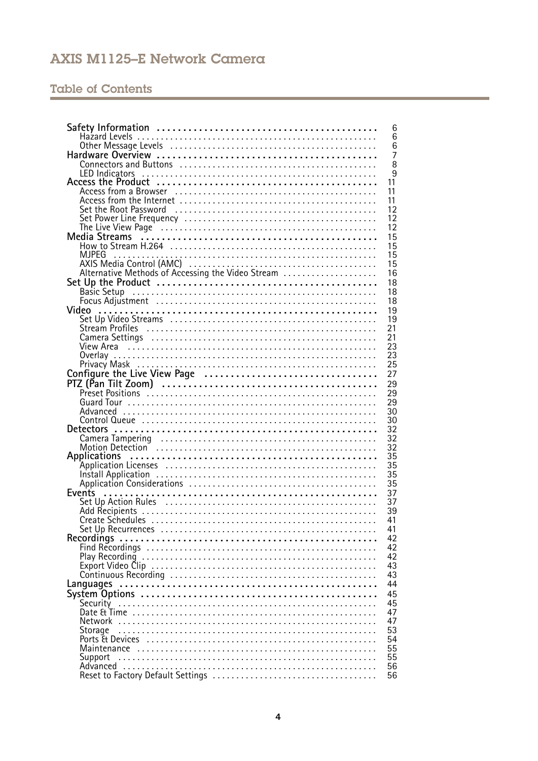# AXIS M1125–E Network Camera

## Table of Contents

- **Safety Information** ... 6
  - Hazard Levels ... 6
  - Other Message Levels ... 6
- **Hardware Overview** ... 7
  - Connectors and Buttons ... 8
  - LED Indicators ... 9
- **Access the Product** ... 11
  - Access from a Browser ... 11
  - Access from the Internet ... 11
  - Set the Root Password ... 12
  - Set Power Line Frequency ... 12
  - The Live View Page ... 12
- **Media Streams** ... 15
  - How to Stream H.264 ... 15
  - MJPEG ... 15
  - AXIS Media Control (AMC) ... 15
  - Alternative Methods of Accessing the Video Stream ... 16
- **Set Up the Product** ... 18
  - Basic Setup ... 18
  - Focus Adjustment ... 18
- **Video** ... 19
  - Set Up Video Streams ... 19
  - Stream Profiles ... 21
  - Camera Settings ... 21
  - View Area ... 23
  - Overlay ... 23
  - Privacy Mask ... 25
- **Configure the Live View Page** ... 27
- **PTZ (Pan Tilt Zoom)** ... 29
  - Preset Positions ... 29
  - Guard Tour ... 29
  - Advanced ... 30
  - Control Queue ... 30
- **Detectors** ... 32
  - Camera Tampering ... 32
  - Motion Detection ... 32
- **Applications** ... 35
  - Application Licenses ... 35
  - Install Application ... 35
  - Application Considerations ... 35
- **Events** ... 37
  - Set Up Action Rules ... 37
  - Add Recipients ... 39
  - Create Schedules ... 41
  - Set Up Recurrences ... 41
- **Recordings** ... 42
  - Find Recordings ... 42
  - Play Recording ... 42
  - Export Video Clip ... 43
  - Continuous Recording ... 43
- **Languages** ... 44
- **System Options** ... 45
  - Security ... 45
  - Date & Time ... 47
  - Network ... 47
  - Storage ... 53
  - Ports & Devices ... 54
  - Maintenance ... 55
  - Support ... 55
  - Advanced ... 56
  - Reset to Factory Default Settings ... 56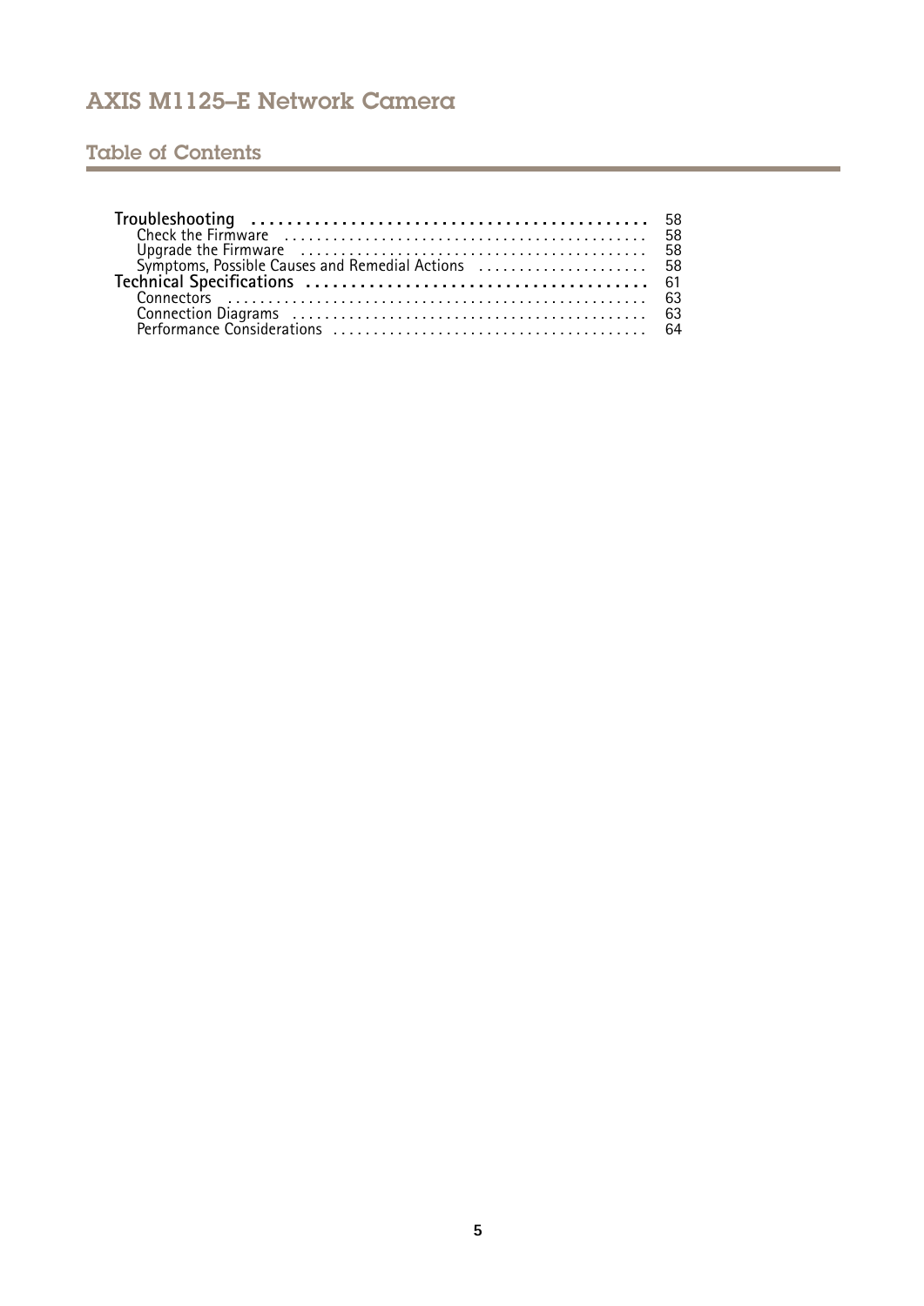## Table of Contents

**Troubleshooting** ..... 58
- Check the Firmware ..... 58
- Upgrade the Firmware ..... 58
- Symptoms, Possible Causes and Remedial Actions ..... 58

**Technical Specifications** ..... 61
- Connectors ..... 63
- Connection Diagrams ..... 63
- Performance Considerations ..... 64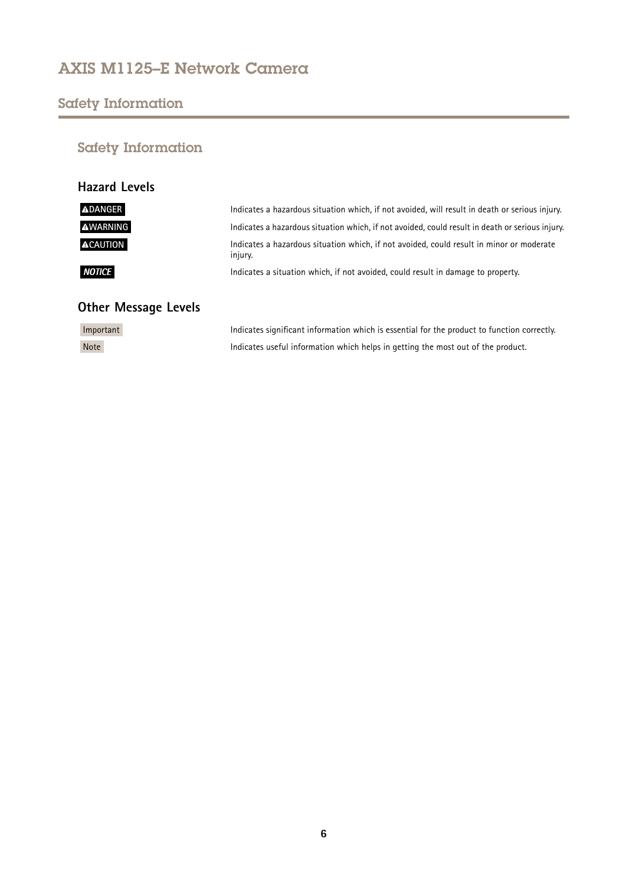# Safety Information

## Hazard Levels

| | |
|---|---|
| ⚠DANGER | Indicates a hazardous situation which, if not avoided, will result in death or serious injury. |
| ⚠WARNING | Indicates a hazardous situation which, if not avoided, could result in death or serious injury. |
| ⚠CAUTION | Indicates a hazardous situation which, if not avoided, could result in minor or moderate injury. |
| *NOTICE* | Indicates a situation which, if not avoided, could result in damage to property. |

## Other Message Levels

| | |
|---|---|
| Important | Indicates significant information which is essential for the product to function correctly. |
| Note | Indicates useful information which helps in getting the most out of the product. |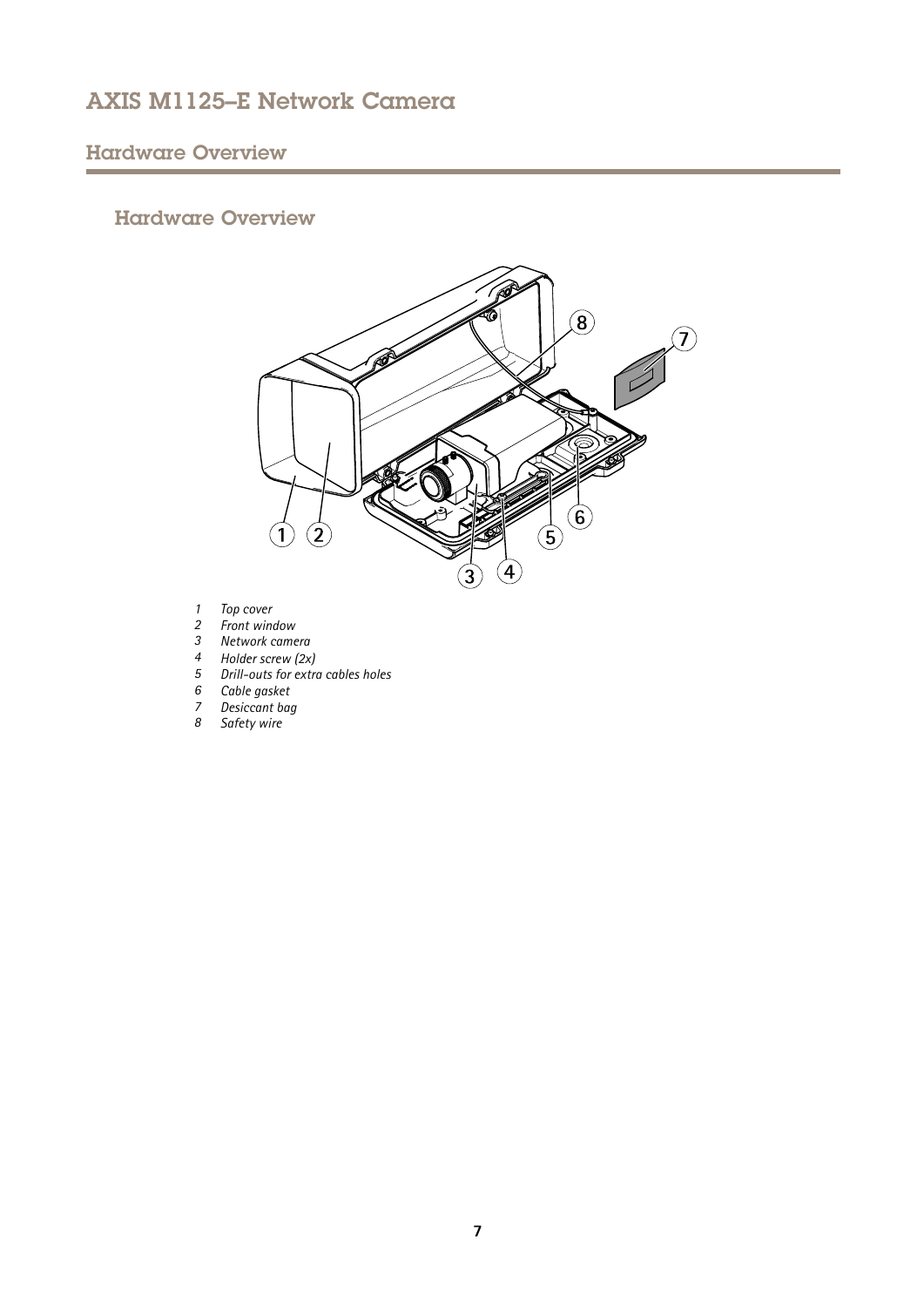## Hardware Overview

1. *Top cover*
2. *Front window*
3. *Network camera*
4. *Holder screw (2x)*
5. *Drill-outs for extra cables holes*
6. *Cable gasket*
7. *Desiccant bag*
8. *Safety wire*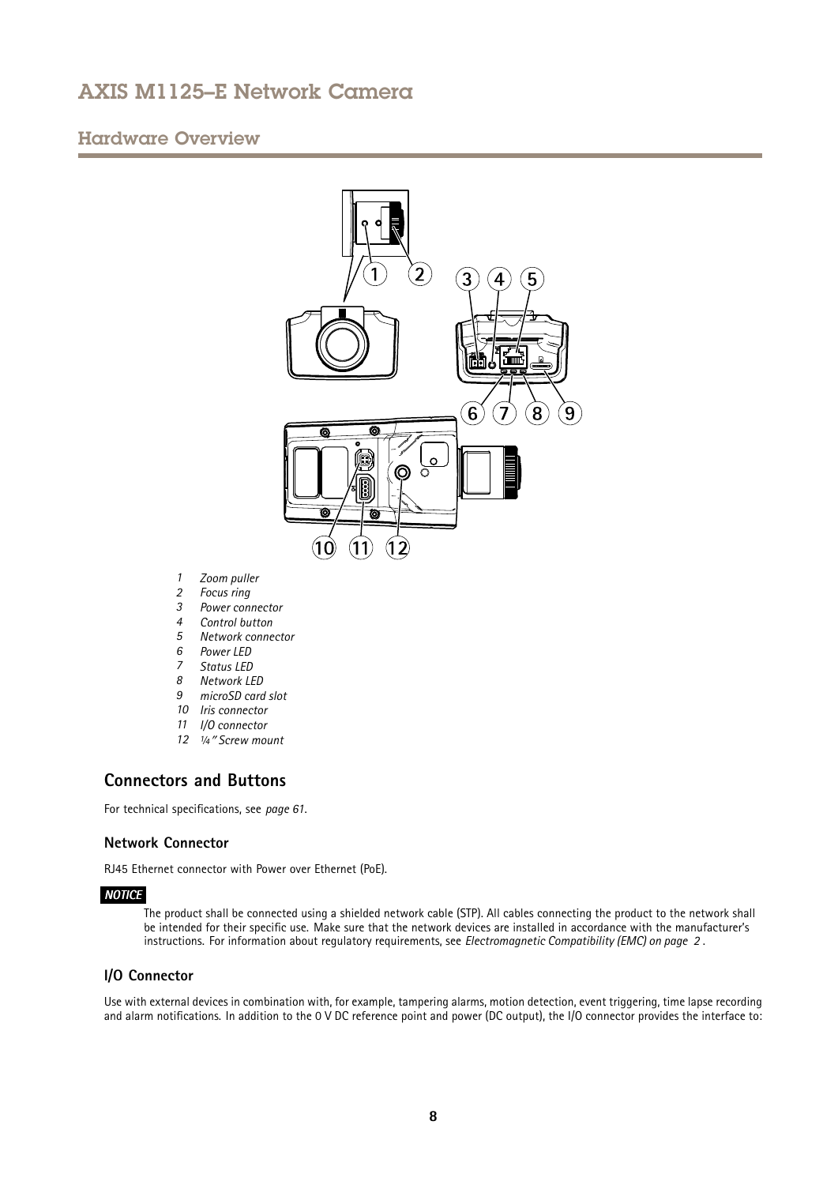## Hardware Overview

1. *Zoom puller*
2. *Focus ring*
3. *Power connector*
4. *Control button*
5. *Network connector*
6. *Power LED*
7. *Status LED*
8. *Network LED*
9. *microSD card slot*
10. *Iris connector*
11. *I/O connector*
12. *¼" Screw mount*

### Connectors and Buttons

For technical specifications, see *page 61*.

#### Network Connector

RJ45 Ethernet connector with Power over Ethernet (PoE).

***NOTICE***

The product shall be connected using a shielded network cable (STP). All cables connecting the product to the network shall be intended for their specific use. Make sure that the network devices are installed in accordance with the manufacturer's instructions. For information about regulatory requirements, see *Electromagnetic Compatibility (EMC) on page 2* .

#### I/O Connector

Use with external devices in combination with, for example, tampering alarms, motion detection, event triggering, time lapse recording and alarm notifications. In addition to the 0 V DC reference point and power (DC output), the I/O connector provides the interface to: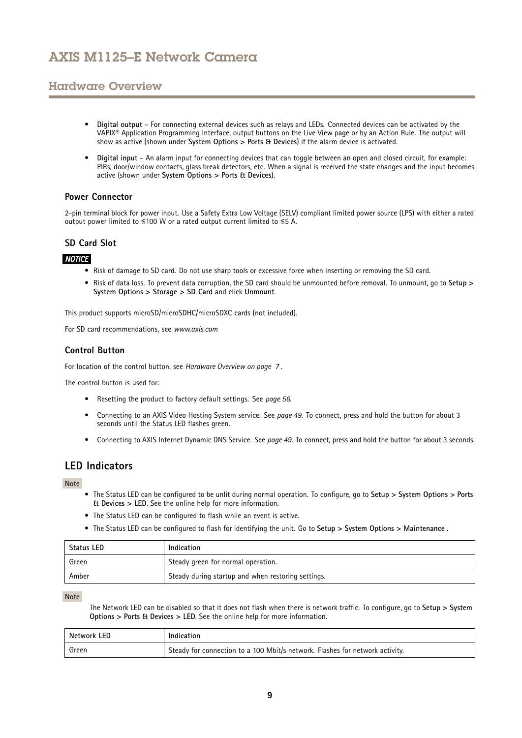- **Digital output** – For connecting external devices such as relays and LEDs. Connected devices can be activated by the VAPIX® Application Programming Interface, output buttons on the Live View page or by an Action Rule. The output will show as active (shown under **System Options > Ports & Devices**) if the alarm device is activated.
- **Digital input** – An alarm input for connecting devices that can toggle between an open and closed circuit, for example: PIRs, door/window contacts, glass break detectors, etc. When a signal is received the state changes and the input becomes active (shown under **System Options > Ports & Devices**).

### Power Connector

2-pin terminal block for power input. Use a Safety Extra Low Voltage (SELV) compliant limited power source (LPS) with either a rated output power limited to ≤100 W or a rated output current limited to ≤5 A.

### SD Card Slot

***NOTICE***

- Risk of damage to SD card. Do not use sharp tools or excessive force when inserting or removing the SD card.
- Risk of data loss. To prevent data corruption, the SD card should be unmounted before removal. To unmount, go to **Setup > System Options > Storage > SD Card** and click **Unmount**.

This product supports microSD/microSDHC/microSDXC cards (not included).

For SD card recommendations, see *www.axis.com*

### Control Button

For location of the control button, see *Hardware Overview on page 7* .

The control button is used for:

- Resetting the product to factory default settings. See *page 56*.
- Connecting to an AXIS Video Hosting System service. See *page 49*. To connect, press and hold the button for about 3 seconds until the Status LED flashes green.
- Connecting to AXIS Internet Dynamic DNS Service. See *page 49*. To connect, press and hold the button for about 3 seconds.

## LED Indicators

Note

- The Status LED can be configured to be unlit during normal operation. To configure, go to **Setup > System Options > Ports & Devices > LED**. See the online help for more information.
- The Status LED can be configured to flash while an event is active.
- The Status LED can be configured to flash for identifying the unit. Go to **Setup > System Options > Maintenance** .

| Status LED | Indication |
|---|---|
| Green | Steady green for normal operation. |
| Amber | Steady during startup and when restoring settings. |

Note

The Network LED can be disabled so that it does not flash when there is network traffic. To configure, go to **Setup > System Options > Ports & Devices > LED**. See the online help for more information.

| Network LED | Indication |
|---|---|
| Green | Steady for connection to a 100 Mbit/s network. Flashes for network activity. |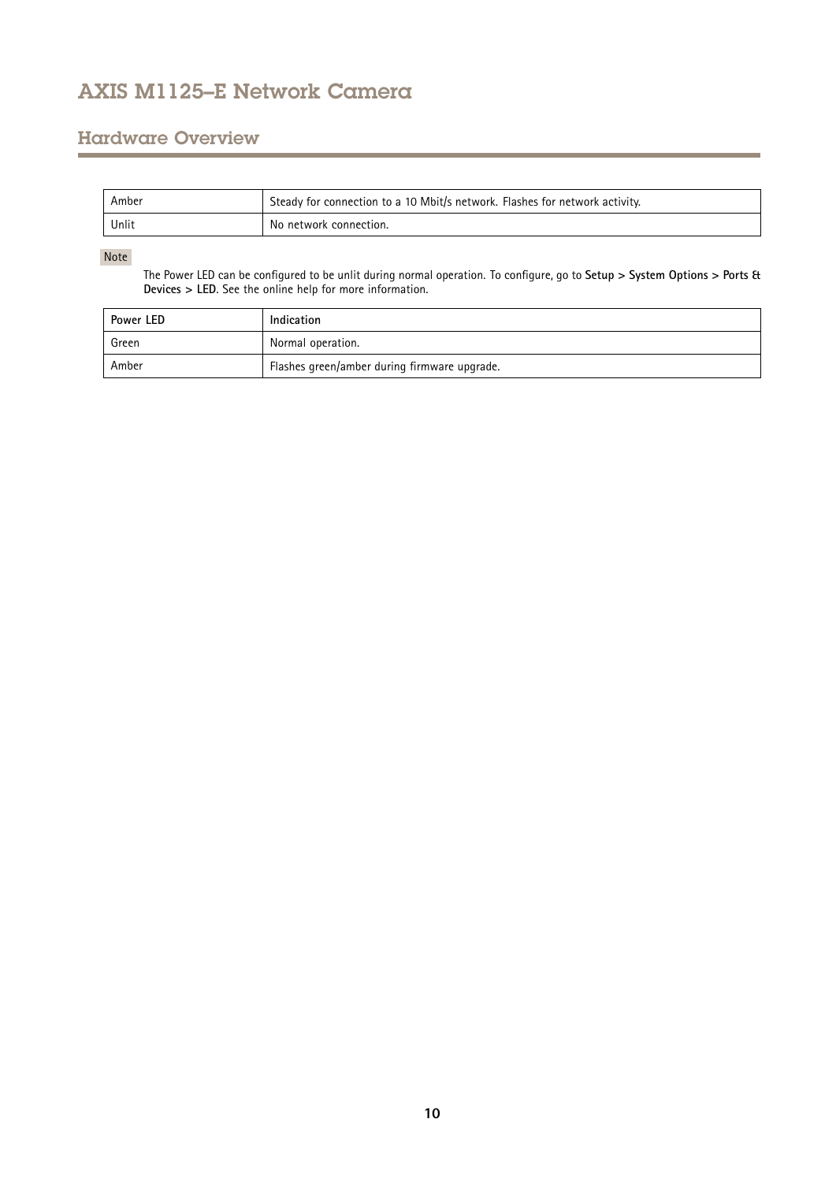## Hardware Overview

| | |
|---|---|
| Amber | Steady for connection to a 10 Mbit/s network. Flashes for network activity. |
| Unlit | No network connection. |

Note

The Power LED can be configured to be unlit during normal operation. To configure, go to **Setup > System Options > Ports & Devices > LED**. See the online help for more information.

| Power LED | Indication |
|---|---|
| Green | Normal operation. |
| Amber | Flashes green/amber during firmware upgrade. |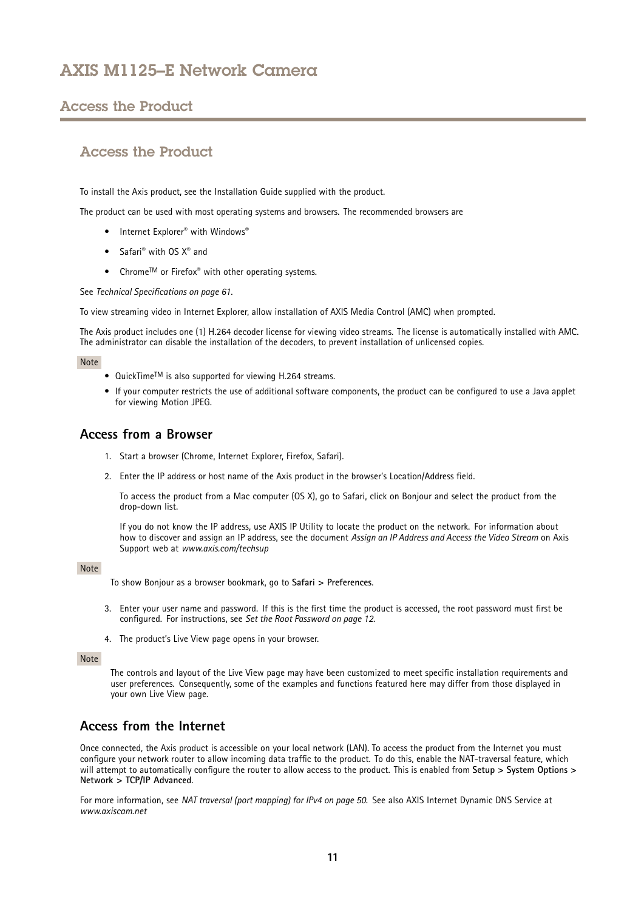# Access the Product

## Access the Product

To install the Axis product, see the Installation Guide supplied with the product.

The product can be used with most operating systems and browsers. The recommended browsers are

- Internet Explorer® with Windows®
- Safari® with OS X® and
- ChromeTM or Firefox® with other operating systems.

See *Technical Specifications on page 61*.

To view streaming video in Internet Explorer, allow installation of AXIS Media Control (AMC) when prompted.

The Axis product includes one (1) H.264 decoder license for viewing video streams. The license is automatically installed with AMC. The administrator can disable the installation of the decoders, to prevent installation of unlicensed copies.

Note

- QuickTimeTM is also supported for viewing H.264 streams.
- If your computer restricts the use of additional software components, the product can be configured to use a Java applet for viewing Motion JPEG.

### Access from a Browser

1. Start a browser (Chrome, Internet Explorer, Firefox, Safari).
2. Enter the IP address or host name of the Axis product in the browser's Location/Address field.

   To access the product from a Mac computer (OS X), go to Safari, click on Bonjour and select the product from the drop-down list.

   If you do not know the IP address, use AXIS IP Utility to locate the product on the network. For information about how to discover and assign an IP address, see the document *Assign an IP Address and Access the Video Stream* on Axis Support web at *www.axis.com/techsup*

Note

To show Bonjour as a browser bookmark, go to **Safari > Preferences**.

3. Enter your user name and password. If this is the first time the product is accessed, the root password must first be configured. For instructions, see *Set the Root Password on page 12.*
4. The product's Live View page opens in your browser.

Note

The controls and layout of the Live View page may have been customized to meet specific installation requirements and user preferences. Consequently, some of the examples and functions featured here may differ from those displayed in your own Live View page.

### Access from the Internet

Once connected, the Axis product is accessible on your local network (LAN). To access the product from the Internet you must configure your network router to allow incoming data traffic to the product. To do this, enable the NAT-traversal feature, which will attempt to automatically configure the router to allow access to the product. This is enabled from **Setup > System Options > Network > TCP/IP Advanced**.

For more information, see *NAT traversal (port mapping) for IPv4 on page 50.* See also AXIS Internet Dynamic DNS Service at *www.axiscam.net*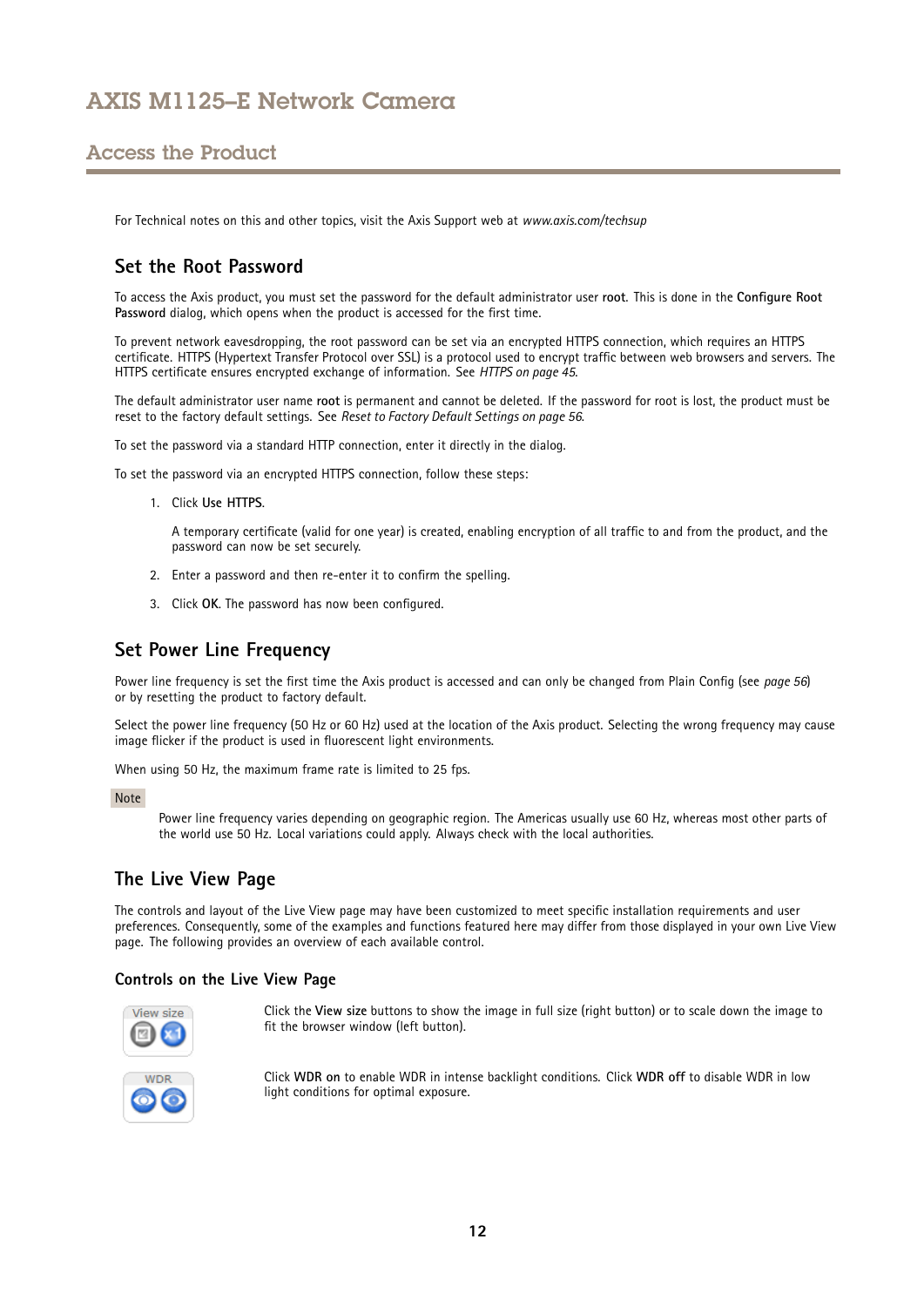For Technical notes on this and other topics, visit the Axis Support web at *www.axis.com/techsup*

## Set the Root Password

To access the Axis product, you must set the password for the default administrator user **root**. This is done in the **Configure Root Password** dialog, which opens when the product is accessed for the first time.

To prevent network eavesdropping, the root password can be set via an encrypted HTTPS connection, which requires an HTTPS certificate. HTTPS (Hypertext Transfer Protocol over SSL) is a protocol used to encrypt traffic between web browsers and servers. The HTTPS certificate ensures encrypted exchange of information. See *HTTPS on page 45*.

The default administrator user name **root** is permanent and cannot be deleted. If the password for root is lost, the product must be reset to the factory default settings. See *Reset to Factory Default Settings on page 56*.

To set the password via a standard HTTP connection, enter it directly in the dialog.

To set the password via an encrypted HTTPS connection, follow these steps:

1. Click **Use HTTPS**.

   A temporary certificate (valid for one year) is created, enabling encryption of all traffic to and from the product, and the password can now be set securely.

2. Enter a password and then re-enter it to confirm the spelling.

3. Click **OK**. The password has now been configured.

## Set Power Line Frequency

Power line frequency is set the first time the Axis product is accessed and can only be changed from Plain Config (see *page 56*) or by resetting the product to factory default.

Select the power line frequency (50 Hz or 60 Hz) used at the location of the Axis product. Selecting the wrong frequency may cause image flicker if the product is used in fluorescent light environments.

When using 50 Hz, the maximum frame rate is limited to 25 fps.

Note

Power line frequency varies depending on geographic region. The Americas usually use 60 Hz, whereas most other parts of the world use 50 Hz. Local variations could apply. Always check with the local authorities.

## The Live View Page

The controls and layout of the Live View page may have been customized to meet specific installation requirements and user preferences. Consequently, some of the examples and functions featured here may differ from those displayed in your own Live View page. The following provides an overview of each available control.

### Controls on the Live View Page

Click the **View size** buttons to show the image in full size (right button) or to scale down the image to fit the browser window (left button).

Click **WDR on** to enable WDR in intense backlight conditions. Click **WDR off** to disable WDR in low light conditions for optimal exposure.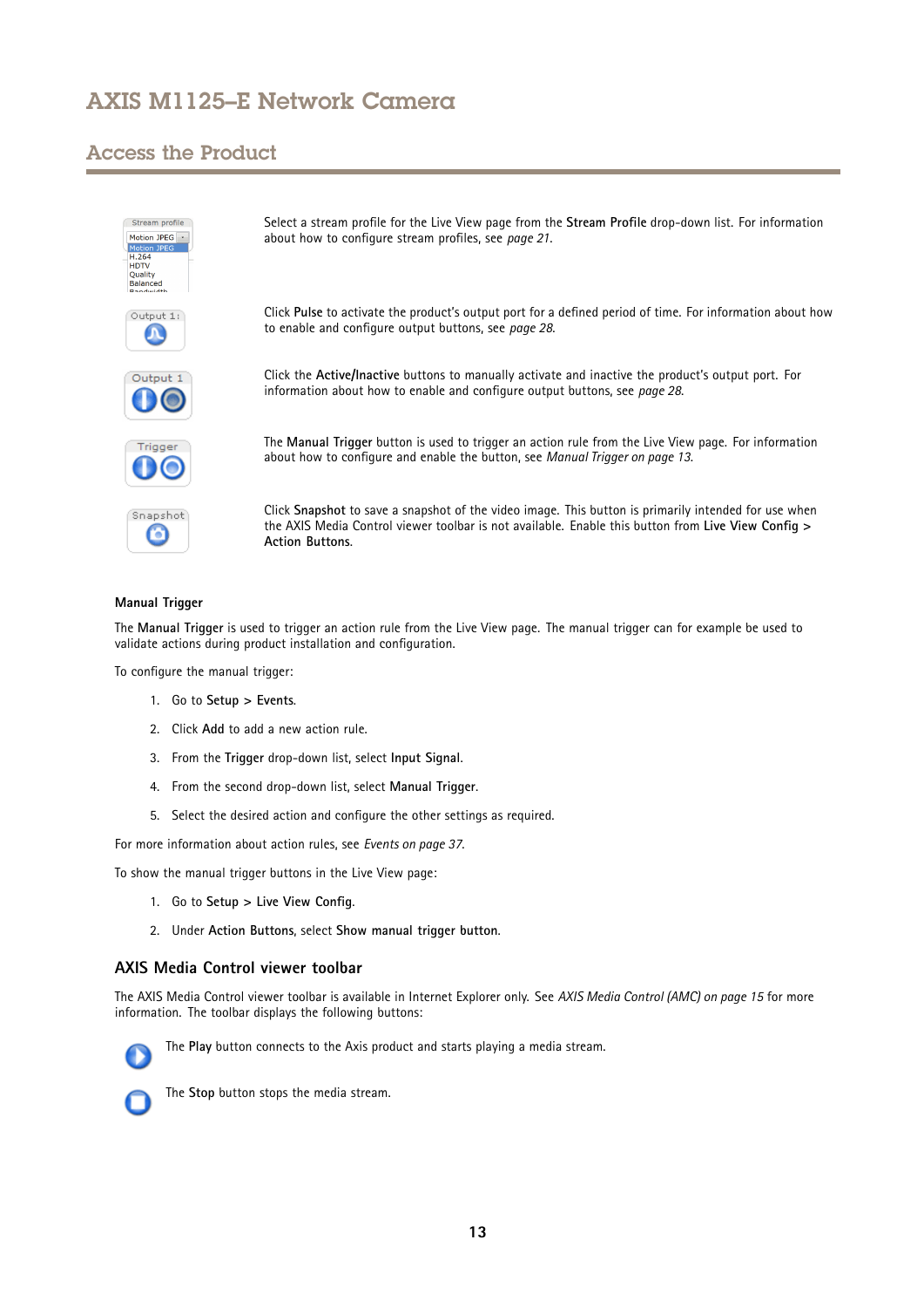# AXIS M1125–E Network Camera

## Access the Product

Select a stream profile for the Live View page from the **Stream Profile** drop-down list. For information about how to configure stream profiles, see *page 21*.

Click **Pulse** to activate the product's output port for a defined period of time. For information about how to enable and configure output buttons, see *page 28*.

Click the **Active/Inactive** buttons to manually activate and inactive the product's output port. For information about how to enable and configure output buttons, see *page 28*.

The **Manual Trigger** button is used to trigger an action rule from the Live View page. For information about how to configure and enable the button, see *Manual Trigger on page 13*.

Click **Snapshot** to save a snapshot of the video image. This button is primarily intended for use when the AXIS Media Control viewer toolbar is not available. Enable this button from **Live View Config > Action Buttons**.

#### Manual Trigger

The **Manual Trigger** is used to trigger an action rule from the Live View page. The manual trigger can for example be used to validate actions during product installation and configuration.

To configure the manual trigger:

1. Go to **Setup > Events**.
2. Click **Add** to add a new action rule.
3. From the **Trigger** drop-down list, select **Input Signal**.
4. From the second drop-down list, select **Manual Trigger**.
5. Select the desired action and configure the other settings as required.

For more information about action rules, see *Events on page 37*.

To show the manual trigger buttons in the Live View page:

1. Go to **Setup > Live View Config**.
2. Under **Action Buttons**, select **Show manual trigger button**.

### AXIS Media Control viewer toolbar

The AXIS Media Control viewer toolbar is available in Internet Explorer only. See *AXIS Media Control (AMC) on page 15* for more information. The toolbar displays the following buttons:

The **Play** button connects to the Axis product and starts playing a media stream.

The **Stop** button stops the media stream.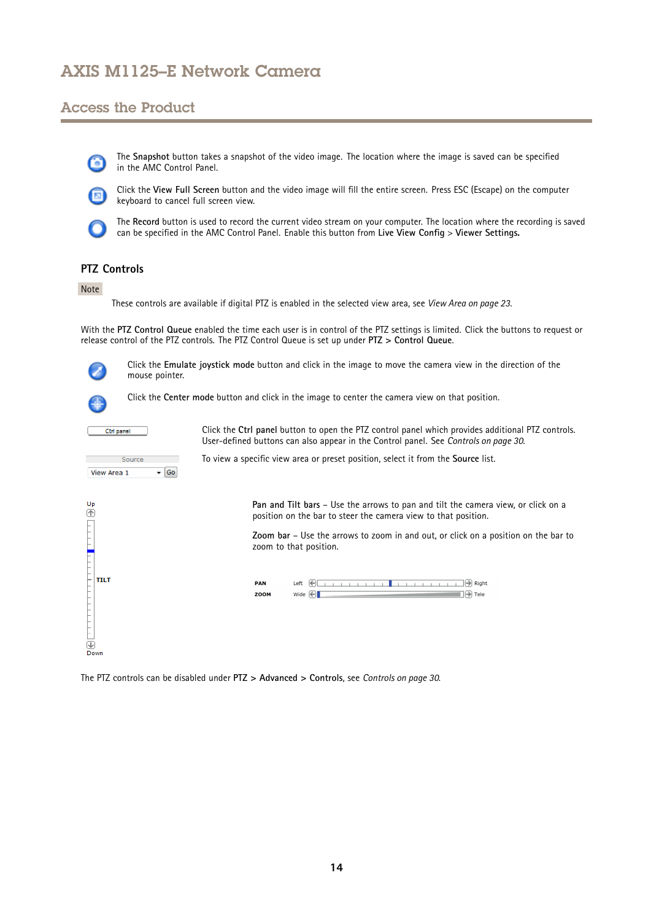The **Snapshot** button takes a snapshot of the video image. The location where the image is saved can be specified in the AMC Control Panel.

Click the **View Full Screen** button and the video image will fill the entire screen. Press ESC (Escape) on the computer keyboard to cancel full screen view.

The **Record** button is used to record the current video stream on your computer. The location where the recording is saved can be specified in the AMC Control Panel. Enable this button from **Live View Config** > **Viewer Settings.**

## PTZ Controls

Note

These controls are available if digital PTZ is enabled in the selected view area, see *View Area on page 23*.

With the **PTZ Control Queue** enabled the time each user is in control of the PTZ settings is limited. Click the buttons to request or release control of the PTZ controls. The PTZ Control Queue is set up under **PTZ > Control Queue**.

Click the **Emulate joystick mode** button and click in the image to move the camera view in the direction of the mouse pointer.

Click the **Center mode** button and click in the image to center the camera view on that position.

Click the **Ctrl panel** button to open the PTZ control panel which provides additional PTZ controls. User-defined buttons can also appear in the Control panel. See *Controls on page 30*.

To view a specific view area or preset position, select it from the **Source** list.

**Pan and Tilt bars** – Use the arrows to pan and tilt the camera view, or click on a position on the bar to steer the camera view to that position.

**Zoom bar** – Use the arrows to zoom in and out, or click on a position on the bar to zoom to that position.

The PTZ controls can be disabled under **PTZ** > **Advanced** > **Controls**, see *Controls on page 30*.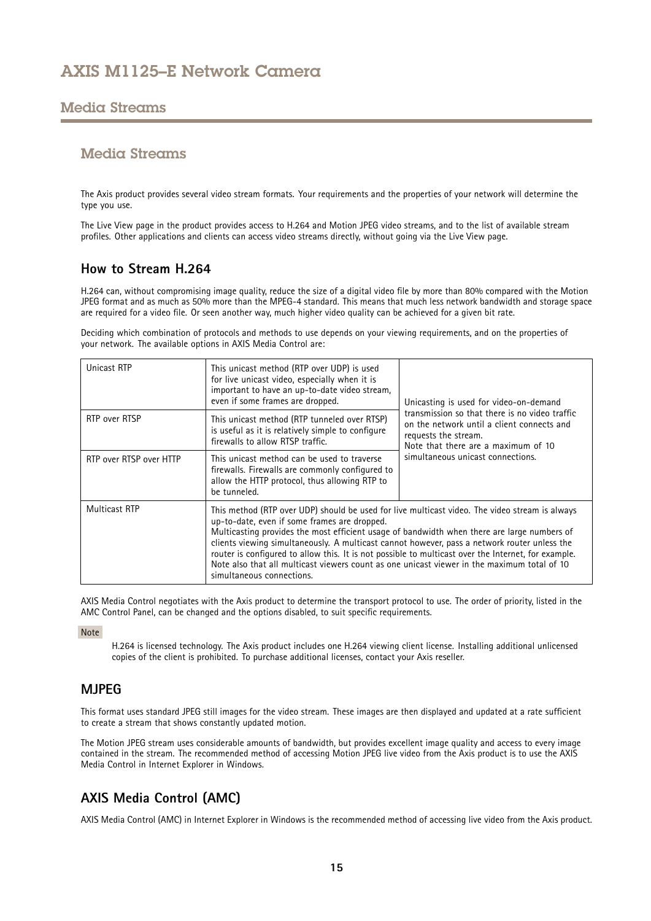## Media Streams

The Axis product provides several video stream formats. Your requirements and the properties of your network will determine the type you use.

The Live View page in the product provides access to H.264 and Motion JPEG video streams, and to the list of available stream profiles. Other applications and clients can access video streams directly, without going via the Live View page.

### How to Stream H.264

H.264 can, without compromising image quality, reduce the size of a digital video file by more than 80% compared with the Motion JPEG format and as much as 50% more than the MPEG-4 standard. This means that much less network bandwidth and storage space are required for a video file. Or seen another way, much higher video quality can be achieved for a given bit rate.

Deciding which combination of protocols and methods to use depends on your viewing requirements, and on the properties of your network. The available options in AXIS Media Control are:

| | | |
|---|---|---|
| Unicast RTP | This unicast method (RTP over UDP) is used for live unicast video, especially when it is important to have an up-to-date video stream, even if some frames are dropped. | Unicasting is used for video-on-demand transmission so that there is no video traffic on the network until a client connects and requests the stream. Note that there are a maximum of 10 simultaneous unicast connections. |
| RTP over RTSP | This unicast method (RTP tunneled over RTSP) is useful as it is relatively simple to configure firewalls to allow RTSP traffic. | |
| RTP over RTSP over HTTP | This unicast method can be used to traverse firewalls. Firewalls are commonly configured to allow the HTTP protocol, thus allowing RTP to be tunneled. | |
| Multicast RTP | This method (RTP over UDP) should be used for live multicast video. The video stream is always up-to-date, even if some frames are dropped. Multicasting provides the most efficient usage of bandwidth when there are large numbers of clients viewing simultaneously. A multicast cannot however, pass a network router unless the router is configured to allow this. It is not possible to multicast over the Internet, for example. Note also that all multicast viewers count as one unicast viewer in the maximum total of 10 simultaneous connections. | |

AXIS Media Control negotiates with the Axis product to determine the transport protocol to use. The order of priority, listed in the AMC Control Panel, can be changed and the options disabled, to suit specific requirements.

Note

H.264 is licensed technology. The Axis product includes one H.264 viewing client license. Installing additional unlicensed copies of the client is prohibited. To purchase additional licenses, contact your Axis reseller.

### MJPEG

This format uses standard JPEG still images for the video stream. These images are then displayed and updated at a rate sufficient to create a stream that shows constantly updated motion.

The Motion JPEG stream uses considerable amounts of bandwidth, but provides excellent image quality and access to every image contained in the stream. The recommended method of accessing Motion JPEG live video from the Axis product is to use the AXIS Media Control in Internet Explorer in Windows.

### AXIS Media Control (AMC)

AXIS Media Control (AMC) in Internet Explorer in Windows is the recommended method of accessing live video from the Axis product.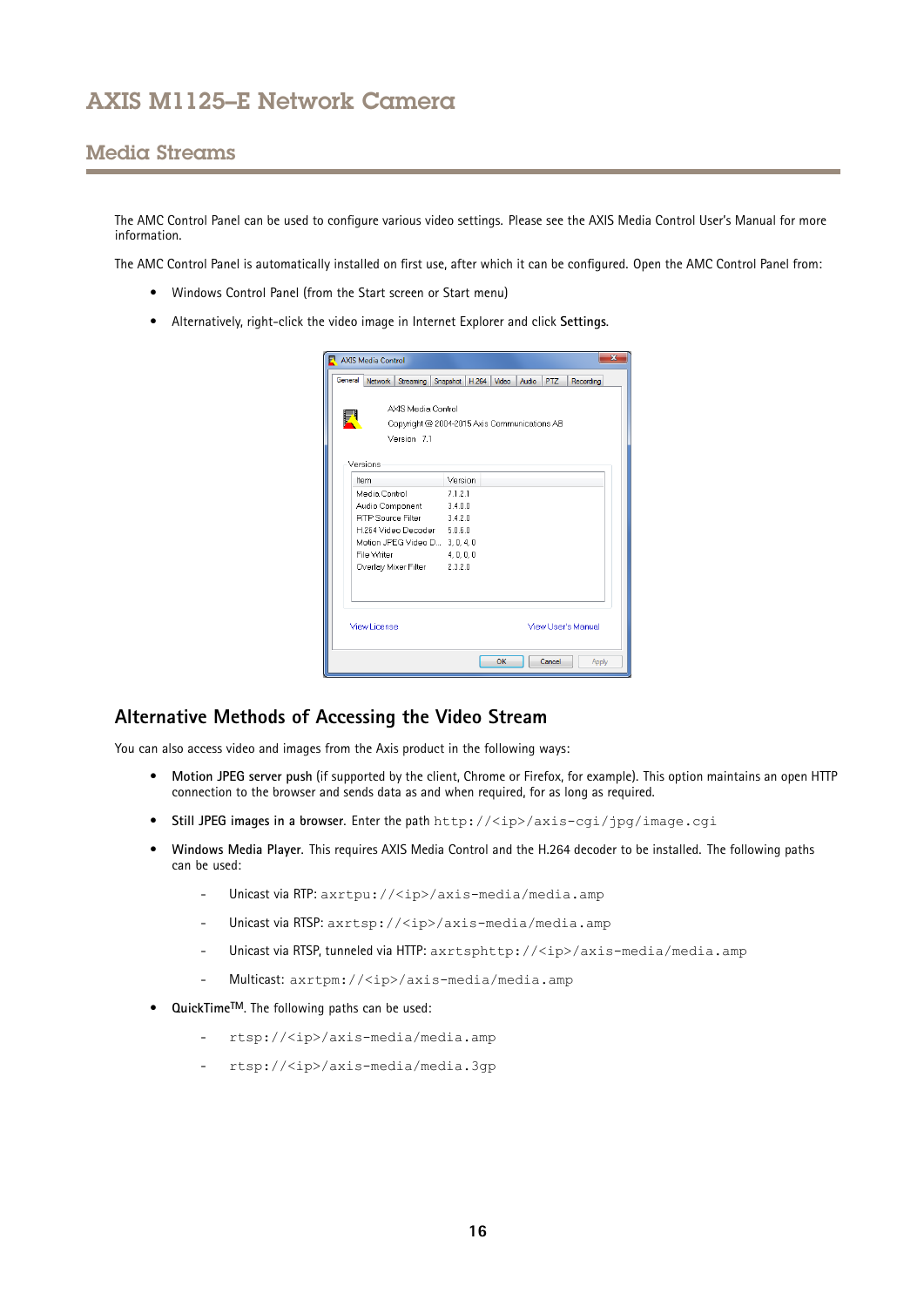The AMC Control Panel can be used to configure various video settings. Please see the AXIS Media Control User's Manual for more information.

The AMC Control Panel is automatically installed on first use, after which it can be configured. Open the AMC Control Panel from:

- Windows Control Panel (from the Start screen or Start menu)
- Alternatively, right-click the video image in Internet Explorer and click **Settings**.

## Alternative Methods of Accessing the Video Stream

You can also access video and images from the Axis product in the following ways:

- **Motion JPEG server push** (if supported by the client, Chrome or Firefox, for example). This option maintains an open HTTP connection to the browser and sends data as and when required, for as long as required.
- **Still JPEG images in a browser**. Enter the path `http://<ip>/axis-cgi/jpg/image.cgi`
- **Windows Media Player**. This requires AXIS Media Control and the H.264 decoder to be installed. The following paths can be used:
  - Unicast via RTP: `axrtpu://<ip>/axis-media/media.amp`
  - Unicast via RTSP: `axrtsp://<ip>/axis-media/media.amp`
  - Unicast via RTSP, tunneled via HTTP: `axrtsphttp://<ip>/axis-media/media.amp`
  - Multicast: `axrtpm://<ip>/axis-media/media.amp`
- **QuickTime™**. The following paths can be used:
  - `rtsp://<ip>/axis-media/media.amp`
  - `rtsp://<ip>/axis-media/media.3gp`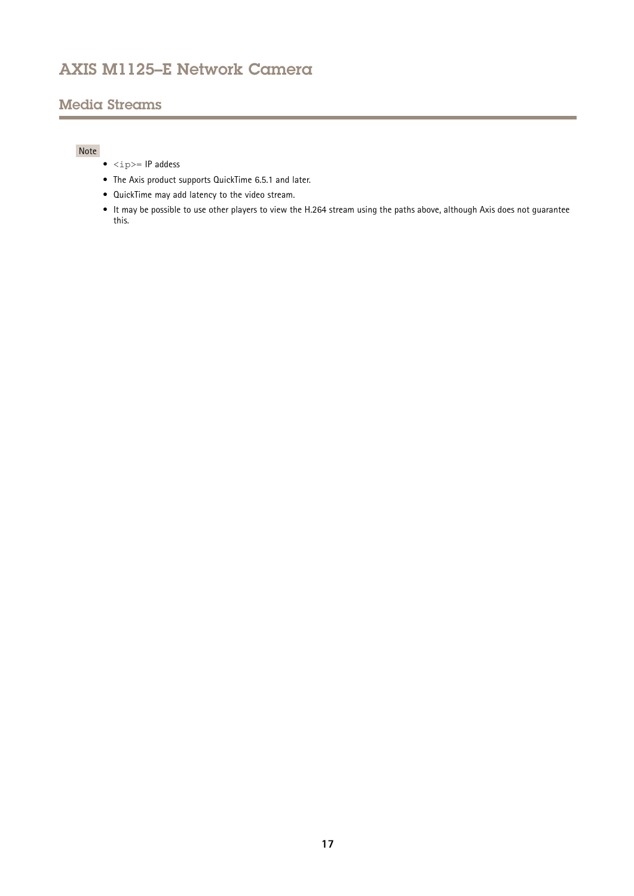## Media Streams

Note

- `<ip>`= IP addess
- The Axis product supports QuickTime 6.5.1 and later.
- QuickTime may add latency to the video stream.
- It may be possible to use other players to view the H.264 stream using the paths above, although Axis does not guarantee this.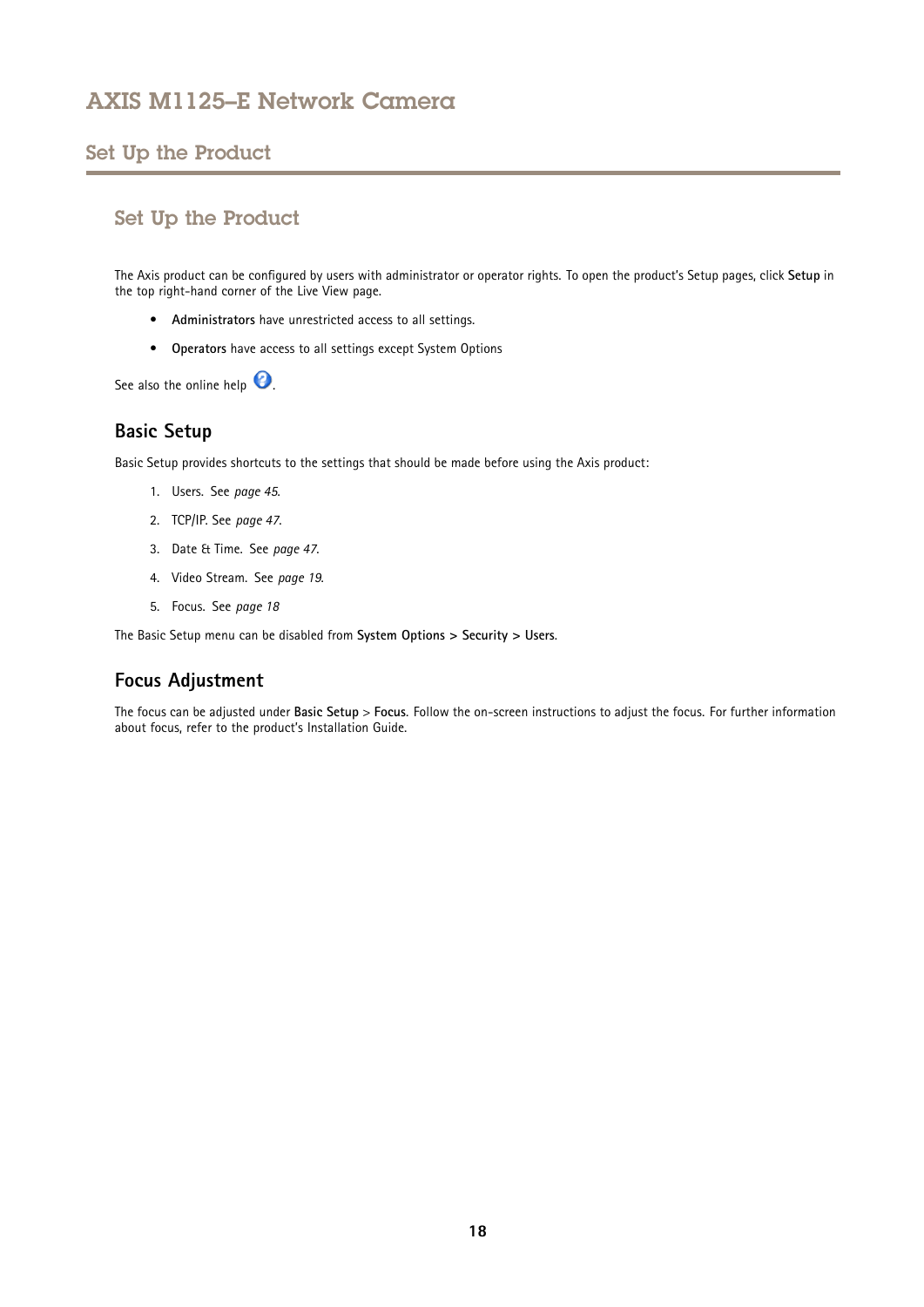## Set Up the Product

The Axis product can be configured by users with administrator or operator rights. To open the product's Setup pages, click **Setup** in the top right-hand corner of the Live View page.

- **Administrators** have unrestricted access to all settings.
- **Operators** have access to all settings except System Options

See also the online help.

### Basic Setup

Basic Setup provides shortcuts to the settings that should be made before using the Axis product:

1. Users. See *page 45*.
2. TCP/IP. See *page 47*.
3. Date & Time. See *page 47*.
4. Video Stream. See *page 19*.
5. Focus. See *page 18*

The Basic Setup menu can be disabled from **System Options > Security > Users**.

### Focus Adjustment

The focus can be adjusted under **Basic Setup** > **Focus**. Follow the on-screen instructions to adjust the focus. For further information about focus, refer to the product's Installation Guide.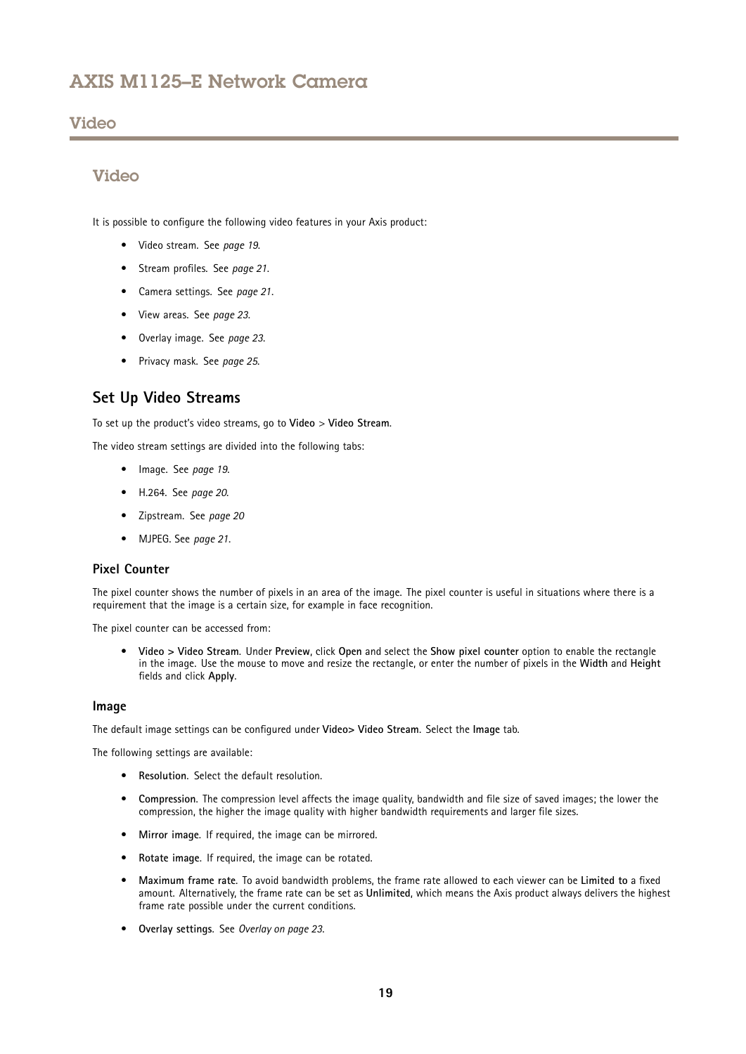# Video

## Video

It is possible to configure the following video features in your Axis product:

- Video stream. See *page 19*.
- Stream profiles. See *page 21*.
- Camera settings. See *page 21*.
- View areas. See *page 23*.
- Overlay image. See *page 23*.
- Privacy mask. See *page 25*.

### Set Up Video Streams

To set up the product's video streams, go to **Video** > **Video Stream**.

The video stream settings are divided into the following tabs:

- Image. See *page 19*.
- H.264. See *page 20*.
- Zipstream. See *page 20*
- MJPEG. See *page 21*.

#### Pixel Counter

The pixel counter shows the number of pixels in an area of the image. The pixel counter is useful in situations where there is a requirement that the image is a certain size, for example in face recognition.

The pixel counter can be accessed from:

- **Video > Video Stream**. Under **Preview**, click **Open** and select the **Show pixel counter** option to enable the rectangle in the image. Use the mouse to move and resize the rectangle, or enter the number of pixels in the **Width** and **Height** fields and click **Apply**.

#### Image

The default image settings can be configured under **Video> Video Stream**. Select the **Image** tab.

The following settings are available:

- **Resolution**. Select the default resolution.
- **Compression**. The compression level affects the image quality, bandwidth and file size of saved images; the lower the compression, the higher the image quality with higher bandwidth requirements and larger file sizes.
- **Mirror image**. If required, the image can be mirrored.
- **Rotate image**. If required, the image can be rotated.
- **Maximum frame rate**. To avoid bandwidth problems, the frame rate allowed to each viewer can be **Limited to** a fixed amount. Alternatively, the frame rate can be set as **Unlimited**, which means the Axis product always delivers the highest frame rate possible under the current conditions.
- **Overlay settings**. See *Overlay on page 23*.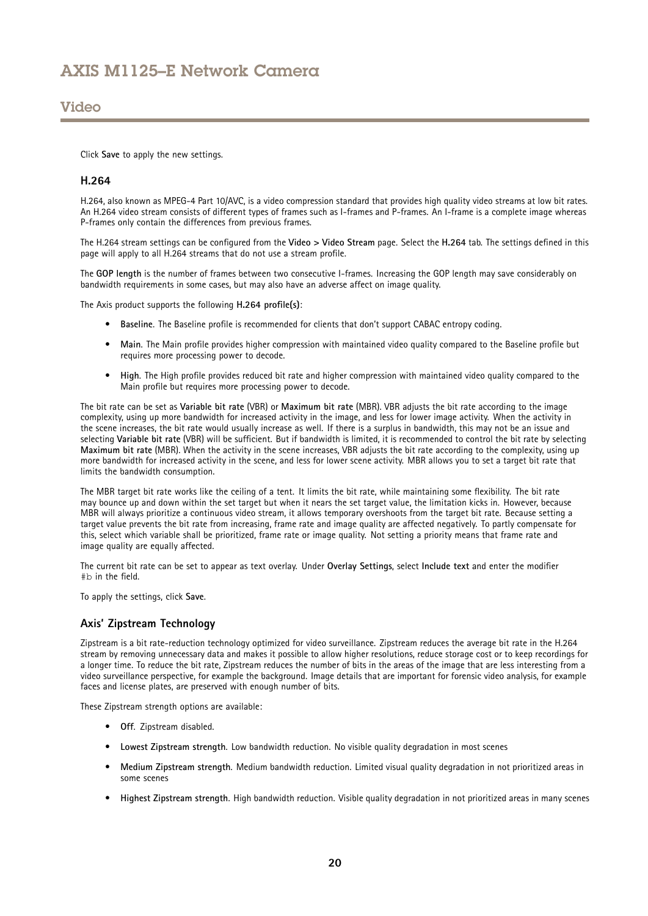Click **Save** to apply the new settings.

### H.264

H.264, also known as MPEG-4 Part 10/AVC, is a video compression standard that provides high quality video streams at low bit rates. An H.264 video stream consists of different types of frames such as I-frames and P-frames. An I-frame is a complete image whereas P-frames only contain the differences from previous frames.

The H.264 stream settings can be configured from the **Video > Video Stream** page. Select the **H.264** tab. The settings defined in this page will apply to all H.264 streams that do not use a stream profile.

The **GOP length** is the number of frames between two consecutive I-frames. Increasing the GOP length may save considerably on bandwidth requirements in some cases, but may also have an adverse affect on image quality.

The Axis product supports the following **H.264 profile(s)**:

- **Baseline**. The Baseline profile is recommended for clients that don't support CABAC entropy coding.
- **Main**. The Main profile provides higher compression with maintained video quality compared to the Baseline profile but requires more processing power to decode.
- **High**. The High profile provides reduced bit rate and higher compression with maintained video quality compared to the Main profile but requires more processing power to decode.

The bit rate can be set as **Variable bit rate** (VBR) or **Maximum bit rate** (MBR). VBR adjusts the bit rate according to the image complexity, using up more bandwidth for increased activity in the image, and less for lower image activity. When the activity in the scene increases, the bit rate would usually increase as well. If there is a surplus in bandwidth, this may not be an issue and selecting **Variable bit rate** (VBR) will be sufficient. But if bandwidth is limited, it is recommended to control the bit rate by selecting **Maximum bit rate** (MBR). When the activity in the scene increases, VBR adjusts the bit rate according to the complexity, using up more bandwidth for increased activity in the scene, and less for lower scene activity. MBR allows you to set a target bit rate that limits the bandwidth consumption.

The MBR target bit rate works like the ceiling of a tent. It limits the bit rate, while maintaining some flexibility. The bit rate may bounce up and down within the set target but when it nears the set target value, the limitation kicks in. However, because MBR will always prioritize a continuous video stream, it allows temporary overshoots from the target bit rate. Because setting a target value prevents the bit rate from increasing, frame rate and image quality are affected negatively. To partly compensate for this, select which variable shall be prioritized, frame rate or image quality. Not setting a priority means that frame rate and image quality are equally affected.

The current bit rate can be set to appear as text overlay. Under **Overlay Settings**, select **Include text** and enter the modifier `#b` in the field.

To apply the settings, click **Save**.

### Axis' Zipstream Technology

Zipstream is a bit rate-reduction technology optimized for video surveillance. Zipstream reduces the average bit rate in the H.264 stream by removing unnecessary data and makes it possible to allow higher resolutions, reduce storage cost or to keep recordings for a longer time. To reduce the bit rate, Zipstream reduces the number of bits in the areas of the image that are less interesting from a video surveillance perspective, for example the background. Image details that are important for forensic video analysis, for example faces and license plates, are preserved with enough number of bits.

These Zipstream strength options are available:

- **Off**. Zipstream disabled.
- **Lowest Zipstream strength**. Low bandwidth reduction. No visible quality degradation in most scenes
- **Medium Zipstream strength**. Medium bandwidth reduction. Limited visual quality degradation in not prioritized areas in some scenes
- **Highest Zipstream strength**. High bandwidth reduction. Visible quality degradation in not prioritized areas in many scenes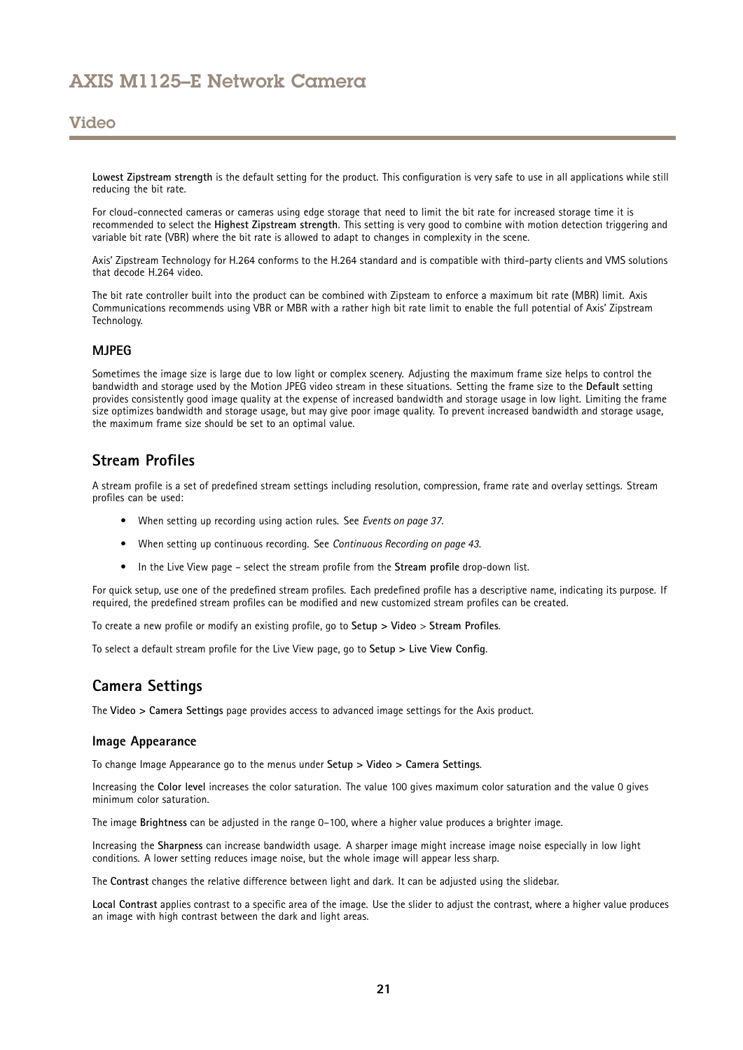**Lowest Zipstream strength** is the default setting for the product. This configuration is very safe to use in all applications while still reducing the bit rate.

For cloud-connected cameras or cameras using edge storage that need to limit the bit rate for increased storage time it is recommended to select the **Highest Zipstream strength**. This setting is very good to combine with motion detection triggering and variable bit rate (VBR) where the bit rate is allowed to adapt to changes in complexity in the scene.

Axis' Zipstream Technology for H.264 conforms to the H.264 standard and is compatible with third-party clients and VMS solutions that decode H.264 video.

The bit rate controller built into the product can be combined with Zipsteam to enforce a maximum bit rate (MBR) limit. Axis Communications recommends using VBR or MBR with a rather high bit rate limit to enable the full potential of Axis' Zipstream Technology.

### MJPEG

Sometimes the image size is large due to low light or complex scenery. Adjusting the maximum frame size helps to control the bandwidth and storage used by the Motion JPEG video stream in these situations. Setting the frame size to the **Default** setting provides consistently good image quality at the expense of increased bandwidth and storage usage in low light. Limiting the frame size optimizes bandwidth and storage usage, but may give poor image quality. To prevent increased bandwidth and storage usage, the maximum frame size should be set to an optimal value.

## Stream Profiles

A stream profile is a set of predefined stream settings including resolution, compression, frame rate and overlay settings. Stream profiles can be used:

- When setting up recording using action rules. See *Events on page 37*.
- When setting up continuous recording. See *Continuous Recording on page 43*.
- In the Live View page – select the stream profile from the **Stream profile** drop-down list.

For quick setup, use one of the predefined stream profiles. Each predefined profile has a descriptive name, indicating its purpose. If required, the predefined stream profiles can be modified and new customized stream profiles can be created.

To create a new profile or modify an existing profile, go to **Setup > Video** > **Stream Profiles**.

To select a default stream profile for the Live View page, go to **Setup > Live View Config**.

## Camera Settings

The **Video > Camera Settings** page provides access to advanced image settings for the Axis product.

### Image Appearance

To change Image Appearance go to the menus under **Setup > Video > Camera Settings**.

Increasing the **Color level** increases the color saturation. The value 100 gives maximum color saturation and the value 0 gives minimum color saturation.

The image **Brightness** can be adjusted in the range 0–100, where a higher value produces a brighter image.

Increasing the **Sharpness** can increase bandwidth usage. A sharper image might increase image noise especially in low light conditions. A lower setting reduces image noise, but the whole image will appear less sharp.

The **Contrast** changes the relative difference between light and dark. It can be adjusted using the slidebar.

**Local Contrast** applies contrast to a specific area of the image. Use the slider to adjust the contrast, where a higher value produces an image with high contrast between the dark and light areas.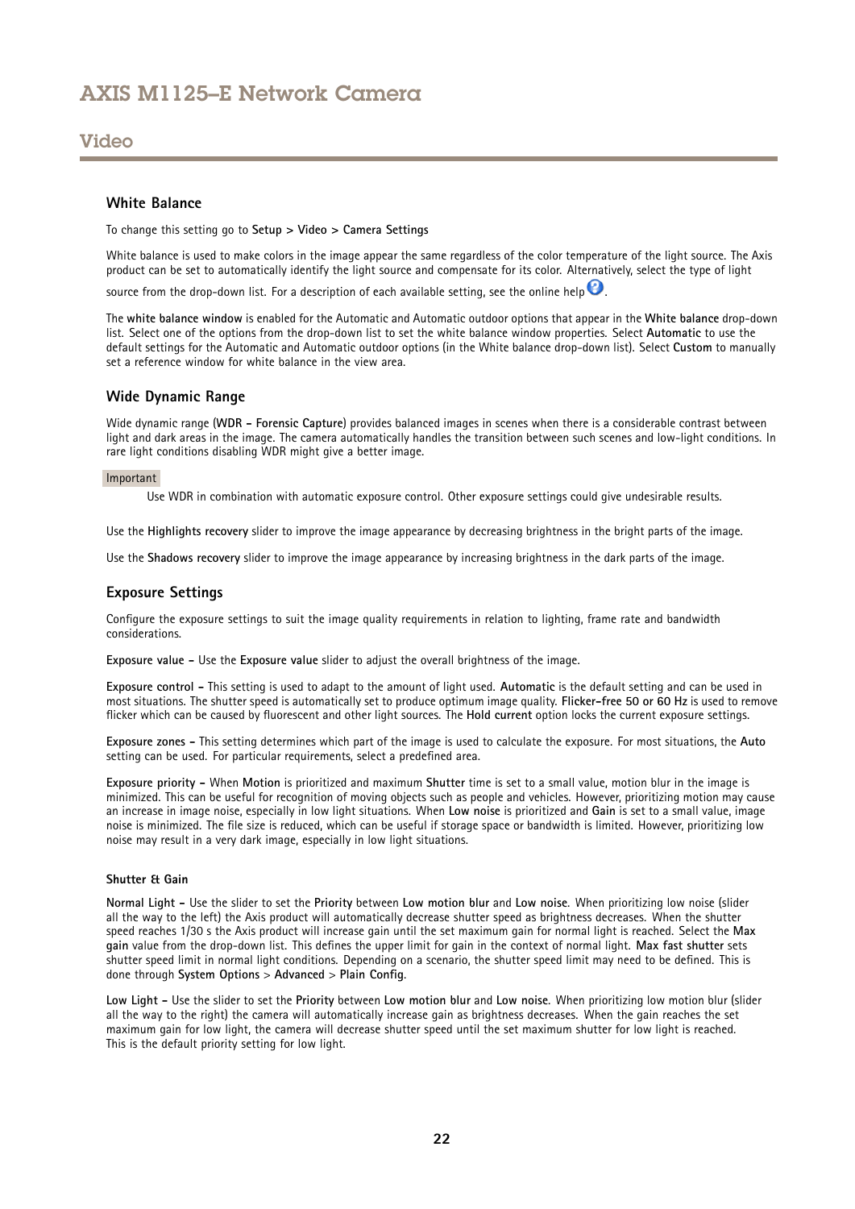## White Balance

To change this setting go to **Setup** > **Video** > **Camera Settings**

White balance is used to make colors in the image appear the same regardless of the color temperature of the light source. The Axis product can be set to automatically identify the light source and compensate for its color. Alternatively, select the type of light source from the drop-down list. For a description of each available setting, see the online help.

The **white balance window** is enabled for the Automatic and Automatic outdoor options that appear in the **White balance** drop-down list. Select one of the options from the drop-down list to set the white balance window properties. Select **Automatic** to use the default settings for the Automatic and Automatic outdoor options (in the White balance drop-down list). Select **Custom** to manually set a reference window for white balance in the view area.

## Wide Dynamic Range

Wide dynamic range (**WDR - Forensic Capture**) provides balanced images in scenes when there is a considerable contrast between light and dark areas in the image. The camera automatically handles the transition between such scenes and low-light conditions. In rare light conditions disabling WDR might give a better image.

Important

Use WDR in combination with automatic exposure control. Other exposure settings could give undesirable results.

Use the **Highlights recovery** slider to improve the image appearance by decreasing brightness in the bright parts of the image.

Use the **Shadows recovery** slider to improve the image appearance by increasing brightness in the dark parts of the image.

## Exposure Settings

Configure the exposure settings to suit the image quality requirements in relation to lighting, frame rate and bandwidth considerations.

**Exposure value -** Use the **Exposure value** slider to adjust the overall brightness of the image.

**Exposure control -** This setting is used to adapt to the amount of light used. **Automatic** is the default setting and can be used in most situations. The shutter speed is automatically set to produce optimum image quality. **Flicker-free 50 or 60 Hz** is used to remove flicker which can be caused by fluorescent and other light sources. The **Hold current** option locks the current exposure settings.

**Exposure zones -** This setting determines which part of the image is used to calculate the exposure. For most situations, the **Auto** setting can be used. For particular requirements, select a predefined area.

**Exposure priority -** When **Motion** is prioritized and maximum **Shutter** time is set to a small value, motion blur in the image is minimized. This can be useful for recognition of moving objects such as people and vehicles. However, prioritizing motion may cause an increase in image noise, especially in low light situations. When **Low noise** is prioritized and **Gain** is set to a small value, image noise is minimized. The file size is reduced, which can be useful if storage space or bandwidth is limited. However, prioritizing low noise may result in a very dark image, especially in low light situations.

### Shutter & Gain

**Normal Light -** Use the slider to set the **Priority** between **Low motion blur** and **Low noise**. When prioritizing low noise (slider all the way to the left) the Axis product will automatically decrease shutter speed as brightness decreases. When the shutter speed reaches 1/30 s the Axis product will increase gain until the set maximum gain for normal light is reached. Select the **Max gain** value from the drop-down list. This defines the upper limit for gain in the context of normal light. **Max fast shutter** sets shutter speed limit in normal light conditions. Depending on a scenario, the shutter speed limit may need to be defined. This is done through **System Options** > **Advanced** > **Plain Config**.

**Low Light -** Use the slider to set the **Priority** between **Low motion blur** and **Low noise**. When prioritizing low motion blur (slider all the way to the right) the camera will automatically increase gain as brightness decreases. When the gain reaches the set maximum gain for low light, the camera will decrease shutter speed until the set maximum shutter for low light is reached. This is the default priority setting for low light.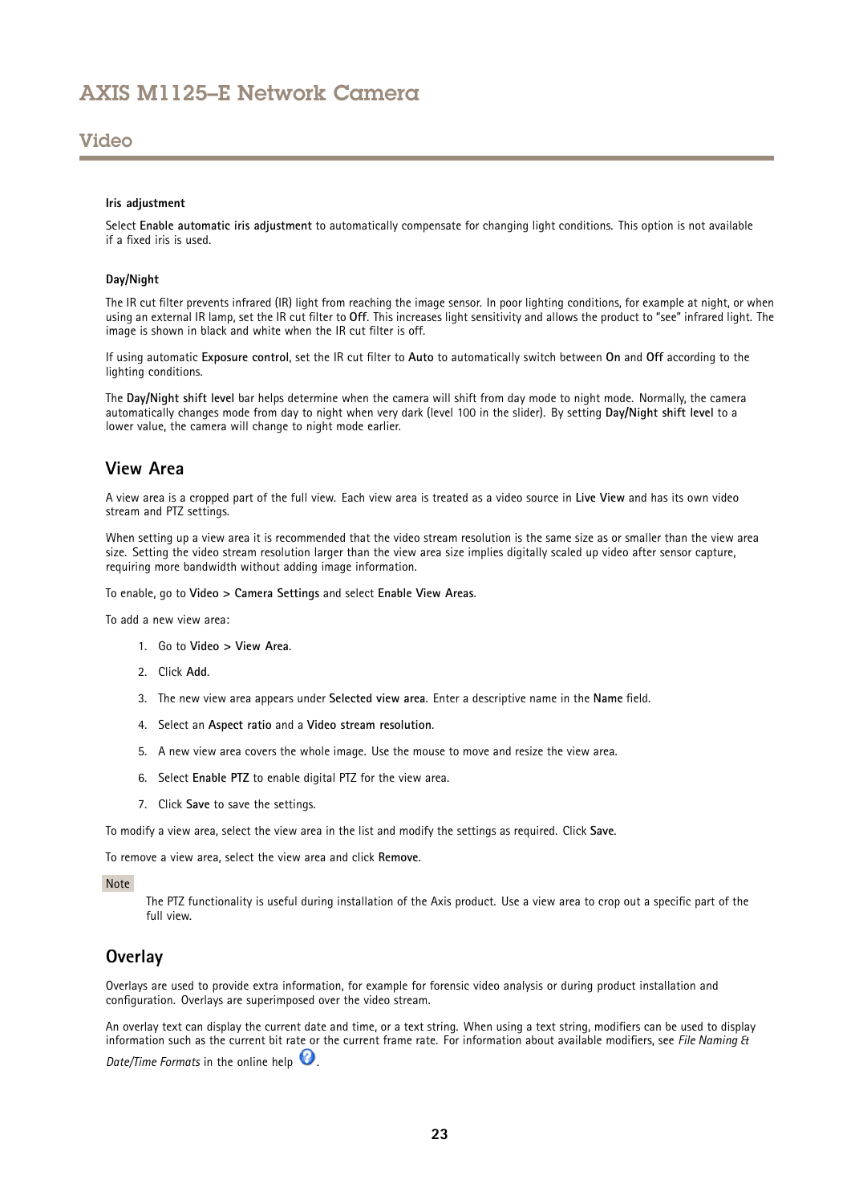**Iris adjustment**

Select **Enable automatic iris adjustment** to automatically compensate for changing light conditions. This option is not available if a fixed iris is used.

**Day/Night**

The IR cut filter prevents infrared (IR) light from reaching the image sensor. In poor lighting conditions, for example at night, or when using an external IR lamp, set the IR cut filter to **Off**. This increases light sensitivity and allows the product to "see" infrared light. The image is shown in black and white when the IR cut filter is off.

If using automatic **Exposure control**, set the IR cut filter to **Auto** to automatically switch between **On** and **Off** according to the lighting conditions.

The **Day/Night shift level** bar helps determine when the camera will shift from day mode to night mode. Normally, the camera automatically changes mode from day to night when very dark (level 100 in the slider). By setting **Day/Night shift level** to a lower value, the camera will change to night mode earlier.

## View Area

A view area is a cropped part of the full view. Each view area is treated as a video source in **Live View** and has its own video stream and PTZ settings.

When setting up a view area it is recommended that the video stream resolution is the same size as or smaller than the view area size. Setting the video stream resolution larger than the view area size implies digitally scaled up video after sensor capture, requiring more bandwidth without adding image information.

To enable, go to **Video > Camera Settings** and select **Enable View Areas**.

To add a new view area:

1. Go to **Video > View Area**.
2. Click **Add**.
3. The new view area appears under **Selected view area**. Enter a descriptive name in the **Name** field.
4. Select an **Aspect ratio** and a **Video stream resolution**.
5. A new view area covers the whole image. Use the mouse to move and resize the view area.
6. Select **Enable PTZ** to enable digital PTZ for the view area.
7. Click **Save** to save the settings.

To modify a view area, select the view area in the list and modify the settings as required. Click **Save**.

To remove a view area, select the view area and click **Remove**.

Note

The PTZ functionality is useful during installation of the Axis product. Use a view area to crop out a specific part of the full view.

## Overlay

Overlays are used to provide extra information, for example for forensic video analysis or during product installation and configuration. Overlays are superimposed over the video stream.

An overlay text can display the current date and time, or a text string. When using a text string, modifiers can be used to display information such as the current bit rate or the current frame rate. For information about available modifiers, see *File Naming & Date/Time Formats* in the online help.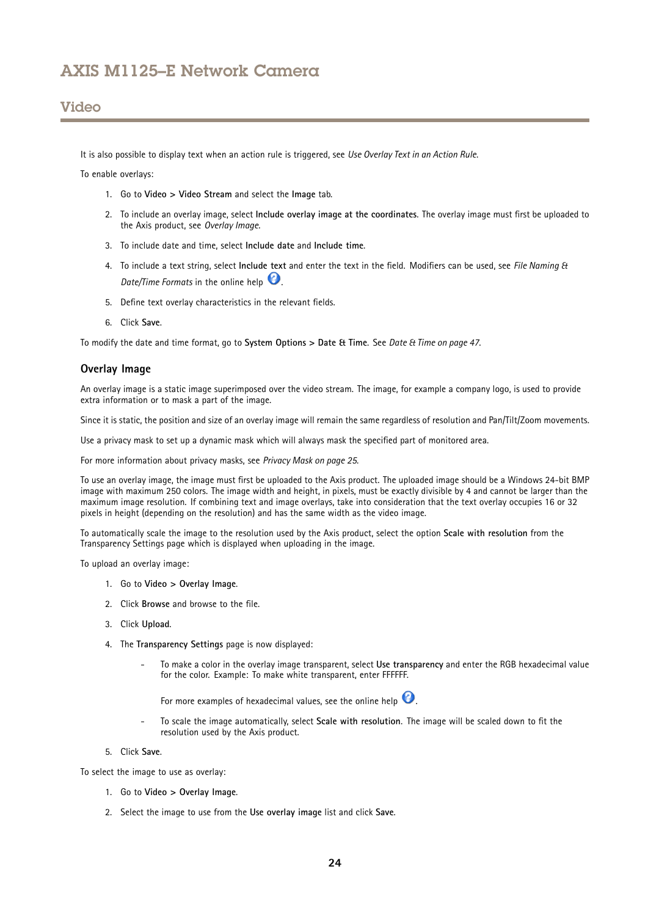It is also possible to display text when an action rule is triggered, see *Use Overlay Text in an Action Rule*.

To enable overlays:

1. Go to **Video > Video Stream** and select the **Image** tab.
2. To include an overlay image, select **Include overlay image at the coordinates**. The overlay image must first be uploaded to the Axis product, see *Overlay Image*.
3. To include date and time, select **Include date** and **Include time**.
4. To include a text string, select **Include text** and enter the text in the field. Modifiers can be used, see *File Naming & Date/Time Formats* in the online help.
5. Define text overlay characteristics in the relevant fields.
6. Click **Save**.

To modify the date and time format, go to **System Options > Date & Time**. See *Date & Time on page 47*.

### Overlay Image

An overlay image is a static image superimposed over the video stream. The image, for example a company logo, is used to provide extra information or to mask a part of the image.

Since it is static, the position and size of an overlay image will remain the same regardless of resolution and Pan/Tilt/Zoom movements.

Use a privacy mask to set up a dynamic mask which will always mask the specified part of monitored area.

For more information about privacy masks, see *Privacy Mask on page 25*.

To use an overlay image, the image must first be uploaded to the Axis product. The uploaded image should be a Windows 24-bit BMP image with maximum 250 colors. The image width and height, in pixels, must be exactly divisible by 4 and cannot be larger than the maximum image resolution. If combining text and image overlays, take into consideration that the text overlay occupies 16 or 32 pixels in height (depending on the resolution) and has the same width as the video image.

To automatically scale the image to the resolution used by the Axis product, select the option **Scale with resolution** from the Transparency Settings page which is displayed when uploading in the image.

To upload an overlay image:

1. Go to **Video > Overlay Image**.
2. Click **Browse** and browse to the file.
3. Click **Upload**.
4. The **Transparency Settings** page is now displayed:
   - To make a color in the overlay image transparent, select **Use transparency** and enter the RGB hexadecimal value for the color. Example: To make white transparent, enter FFFFFF.

     For more examples of hexadecimal values, see the online help.
   - To scale the image automatically, select **Scale with resolution**. The image will be scaled down to fit the resolution used by the Axis product.
5. Click **Save**.

To select the image to use as overlay:

1. Go to **Video > Overlay Image**.
2. Select the image to use from the **Use overlay image** list and click **Save**.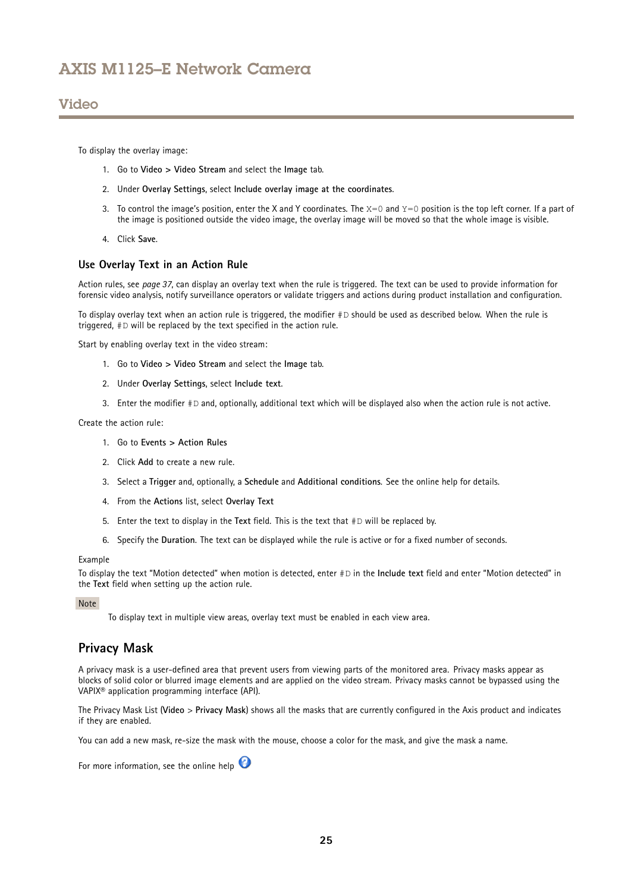To display the overlay image:

1. Go to **Video** > **Video Stream** and select the **Image** tab.
2. Under **Overlay Settings**, select **Include overlay image at the coordinates**.
3. To control the image's position, enter the X and Y coordinates. The `X=0` and `Y=0` position is the top left corner. If a part of the image is positioned outside the video image, the overlay image will be moved so that the whole image is visible.
4. Click **Save**.

### Use Overlay Text in an Action Rule

Action rules, see *page 37*, can display an overlay text when the rule is triggered. The text can be used to provide information for forensic video analysis, notify surveillance operators or validate triggers and actions during product installation and configuration.

To display overlay text when an action rule is triggered, the modifier `#D` should be used as described below. When the rule is triggered, `#D` will be replaced by the text specified in the action rule.

Start by enabling overlay text in the video stream:

1. Go to **Video** > **Video Stream** and select the **Image** tab.
2. Under **Overlay Settings**, select **Include text**.
3. Enter the modifier `#D` and, optionally, additional text which will be displayed also when the action rule is not active.

Create the action rule:

1. Go to **Events** > **Action Rules**
2. Click **Add** to create a new rule.
3. Select a **Trigger** and, optionally, a **Schedule** and **Additional conditions**. See the online help for details.
4. From the **Actions** list, select **Overlay Text**
5. Enter the text to display in the **Text** field. This is the text that `#D` will be replaced by.
6. Specify the **Duration**. The text can be displayed while the rule is active or for a fixed number of seconds.

Example

To display the text "Motion detected" when motion is detected, enter `#D` in the **Include text** field and enter "Motion detected" in the **Text** field when setting up the action rule.

Note

To display text in multiple view areas, overlay text must be enabled in each view area.

## Privacy Mask

A privacy mask is a user-defined area that prevent users from viewing parts of the monitored area. Privacy masks appear as blocks of solid color or blurred image elements and are applied on the video stream. Privacy masks cannot be bypassed using the VAPIX® application programming interface (API).

The Privacy Mask List (**Video** > **Privacy Mask**) shows all the masks that are currently configured in the Axis product and indicates if they are enabled.

You can add a new mask, re-size the mask with the mouse, choose a color for the mask, and give the mask a name.

For more information, see the online help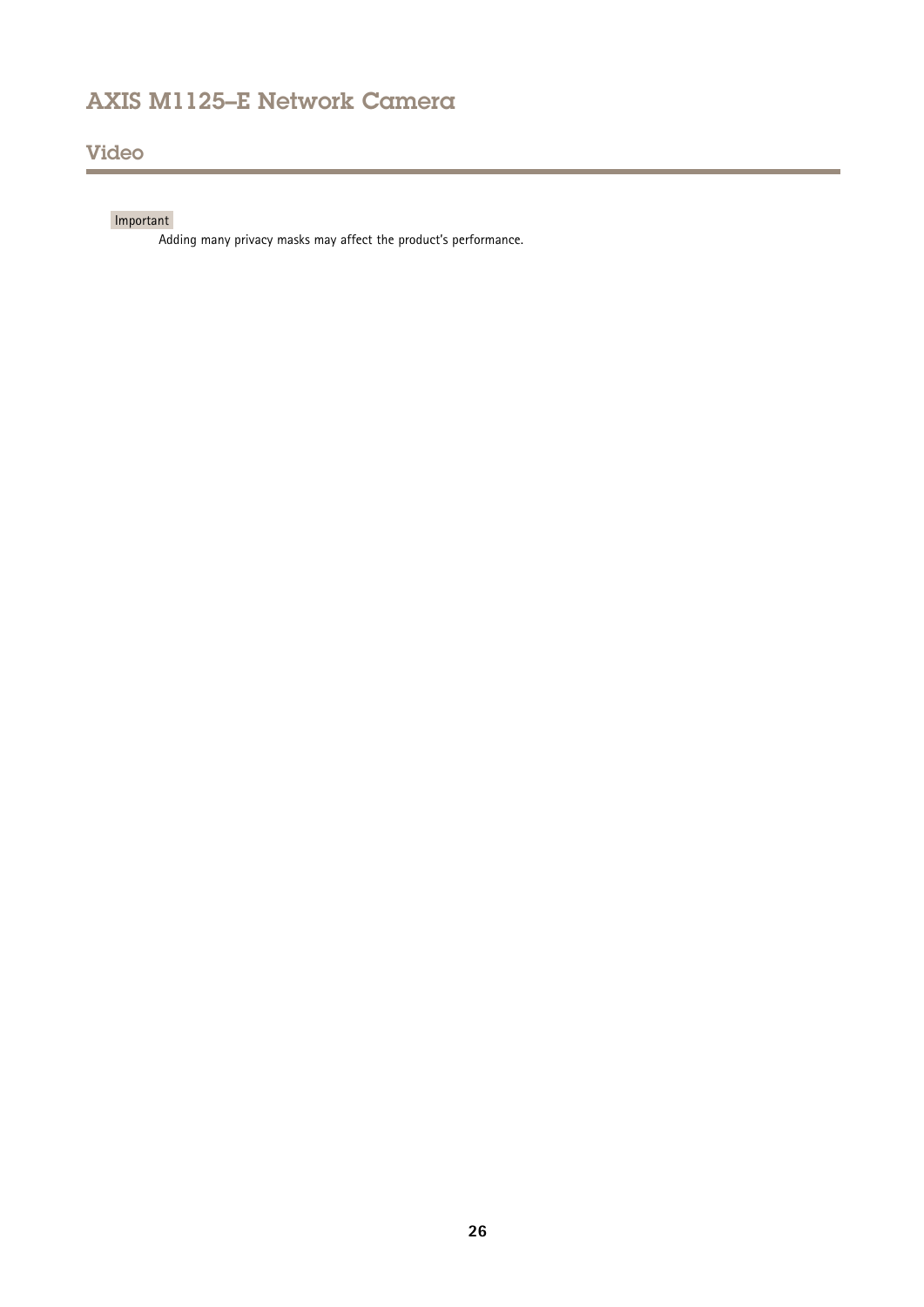Important

Adding many privacy masks may affect the product's performance.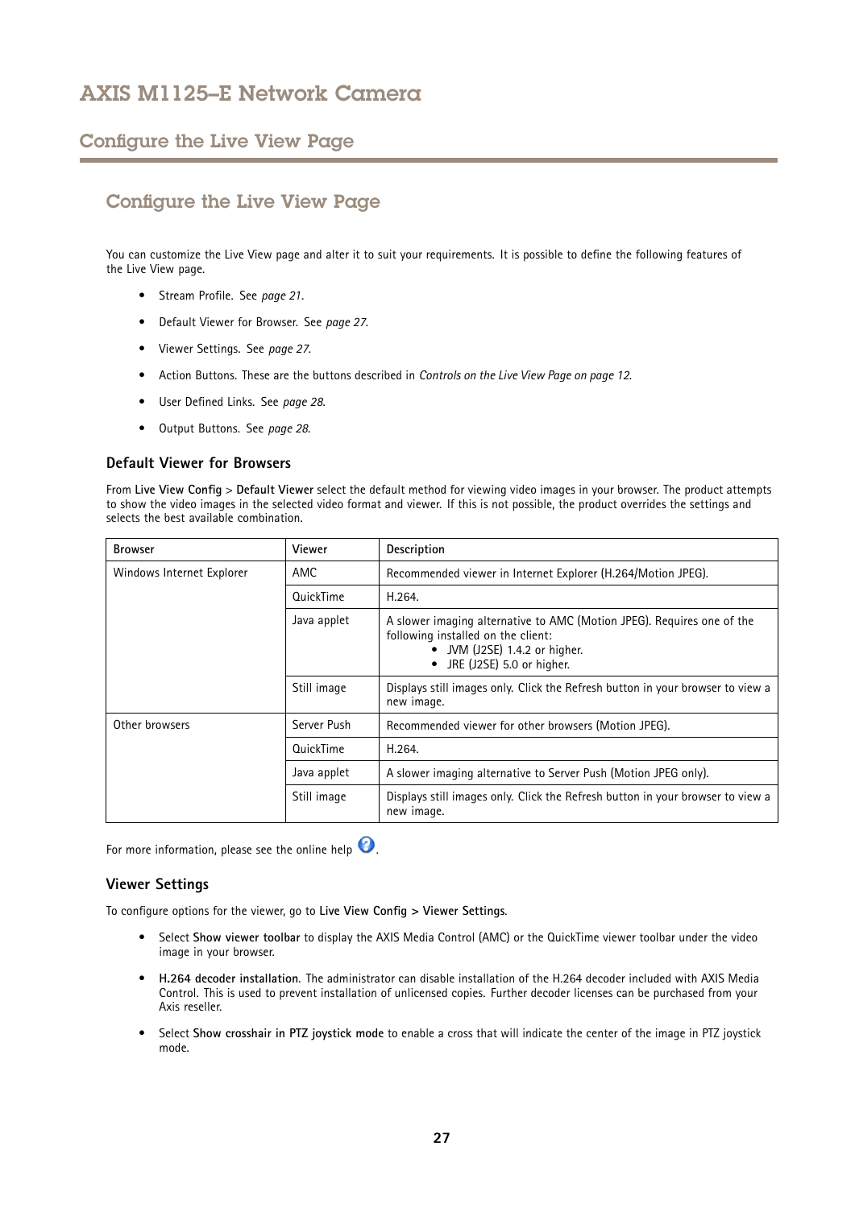# Configure the Live View Page

You can customize the Live View page and alter it to suit your requirements. It is possible to define the following features of the Live View page.

- Stream Profile. See *page 21*.
- Default Viewer for Browser. See *page 27*.
- Viewer Settings. See *page 27*.
- Action Buttons. These are the buttons described in *Controls on the Live View Page on page 12*.
- User Defined Links. See *page 28*.
- Output Buttons. See *page 28*.

### Default Viewer for Browsers

From **Live View Config** > **Default Viewer** select the default method for viewing video images in your browser. The product attempts to show the video images in the selected video format and viewer. If this is not possible, the product overrides the settings and selects the best available combination.

| Browser | Viewer | Description |
|---|---|---|
| Windows Internet Explorer | AMC | Recommended viewer in Internet Explorer (H.264/Motion JPEG). |
| | QuickTime | H.264. |
| | Java applet | A slower imaging alternative to AMC (Motion JPEG). Requires one of the following installed on the client: • JVM (J2SE) 1.4.2 or higher. • JRE (J2SE) 5.0 or higher. |
| | Still image | Displays still images only. Click the Refresh button in your browser to view a new image. |
| Other browsers | Server Push | Recommended viewer for other browsers (Motion JPEG). |
| | QuickTime | H.264. |
| | Java applet | A slower imaging alternative to Server Push (Motion JPEG only). |
| | Still image | Displays still images only. Click the Refresh button in your browser to view a new image. |

For more information, please see the online help.

### Viewer Settings

To configure options for the viewer, go to **Live View Config > Viewer Settings**.

- Select **Show viewer toolbar** to display the AXIS Media Control (AMC) or the QuickTime viewer toolbar under the video image in your browser.
- **H.264 decoder installation**. The administrator can disable installation of the H.264 decoder included with AXIS Media Control. This is used to prevent installation of unlicensed copies. Further decoder licenses can be purchased from your Axis reseller.
- Select **Show crosshair in PTZ joystick mode** to enable a cross that will indicate the center of the image in PTZ joystick mode.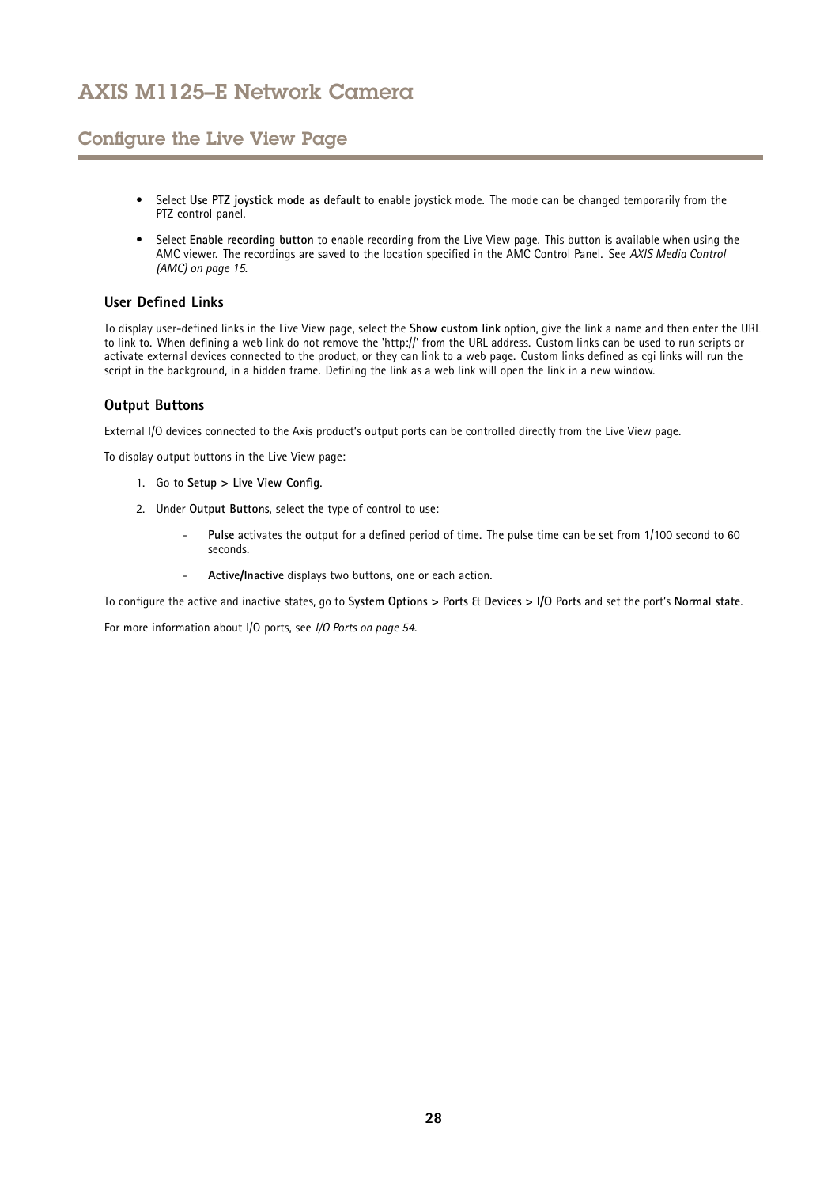## Configure the Live View Page

- Select **Use PTZ joystick mode as default** to enable joystick mode. The mode can be changed temporarily from the PTZ control panel.
- Select **Enable recording button** to enable recording from the Live View page. This button is available when using the AMC viewer. The recordings are saved to the location specified in the AMC Control Panel. See *AXIS Media Control (AMC) on page 15*.

### User Defined Links

To display user-defined links in the Live View page, select the **Show custom link** option, give the link a name and then enter the URL to link to. When defining a web link do not remove the 'http://' from the URL address. Custom links can be used to run scripts or activate external devices connected to the product, or they can link to a web page. Custom links defined as cgi links will run the script in the background, in a hidden frame. Defining the link as a web link will open the link in a new window.

### Output Buttons

External I/O devices connected to the Axis product's output ports can be controlled directly from the Live View page.

To display output buttons in the Live View page:

1. Go to **Setup > Live View Config**.
2. Under **Output Buttons**, select the type of control to use:
   - **Pulse** activates the output for a defined period of time. The pulse time can be set from 1/100 second to 60 seconds.
   - **Active/Inactive** displays two buttons, one or each action.

To configure the active and inactive states, go to **System Options > Ports & Devices > I/O Ports** and set the port's **Normal state**.

For more information about I/O ports, see *I/O Ports on page 54*.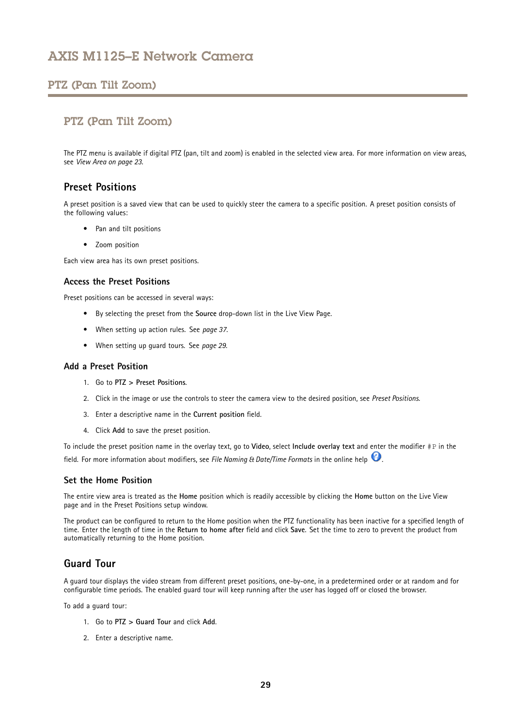# PTZ (Pan Tilt Zoom)

The PTZ menu is available if digital PTZ (pan, tilt and zoom) is enabled in the selected view area. For more information on view areas, see *View Area on page 23*.

## Preset Positions

A preset position is a saved view that can be used to quickly steer the camera to a specific position. A preset position consists of the following values:

- Pan and tilt positions
- Zoom position

Each view area has its own preset positions.

### Access the Preset Positions

Preset positions can be accessed in several ways:

- By selecting the preset from the **Source** drop-down list in the Live View Page.
- When setting up action rules. See *page 37*.
- When setting up guard tours. See *page 29*.

### Add a Preset Position

1. Go to **PTZ > Preset Positions**.
2. Click in the image or use the controls to steer the camera view to the desired position, see *Preset Positions*.
3. Enter a descriptive name in the **Current position** field.
4. Click **Add** to save the preset position.

To include the preset position name in the overlay text, go to **Video**, select **Include overlay text** and enter the modifier `#P` in the field. For more information about modifiers, see *File Naming & Date/Time Formats* in the online help.

### Set the Home Position

The entire view area is treated as the **Home** position which is readily accessible by clicking the **Home** button on the Live View page and in the Preset Positions setup window.

The product can be configured to return to the Home position when the PTZ functionality has been inactive for a specified length of time. Enter the length of time in the **Return to home after** field and click **Save**. Set the time to zero to prevent the product from automatically returning to the Home position.

## Guard Tour

A guard tour displays the video stream from different preset positions, one-by-one, in a predetermined order or at random and for configurable time periods. The enabled guard tour will keep running after the user has logged off or closed the browser.

To add a guard tour:

1. Go to **PTZ > Guard Tour** and click **Add**.
2. Enter a descriptive name.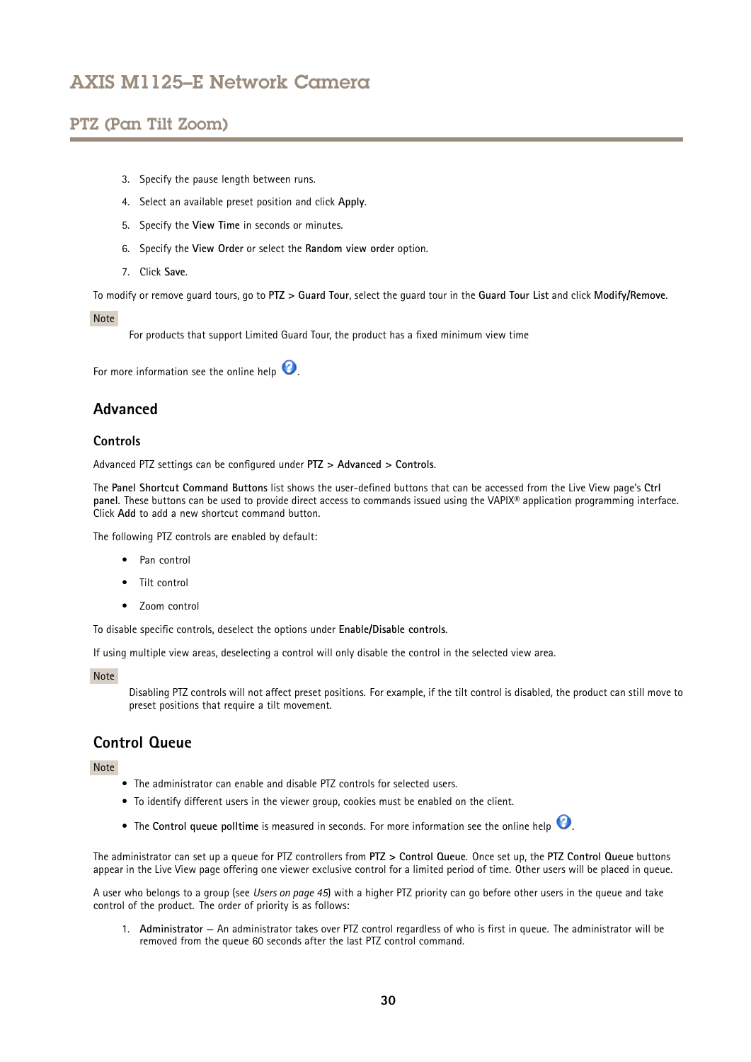3. Specify the pause length between runs.
4. Select an available preset position and click **Apply**.
5. Specify the **View Time** in seconds or minutes.
6. Specify the **View Order** or select the **Random view order** option.
7. Click **Save**.

To modify or remove guard tours, go to **PTZ > Guard Tour**, select the guard tour in the **Guard Tour List** and click **Modify/Remove**.

Note

For products that support Limited Guard Tour, the product has a fixed minimum view time

For more information see the online help .

## Advanced

### Controls

Advanced PTZ settings can be configured under **PTZ > Advanced > Controls**.

The **Panel Shortcut Command Buttons** list shows the user-defined buttons that can be accessed from the Live View page's **Ctrl panel**. These buttons can be used to provide direct access to commands issued using the VAPIX® application programming interface. Click **Add** to add a new shortcut command button.

The following PTZ controls are enabled by default:

- Pan control
- Tilt control
- Zoom control

To disable specific controls, deselect the options under **Enable/Disable controls**.

If using multiple view areas, deselecting a control will only disable the control in the selected view area.

Note

Disabling PTZ controls will not affect preset positions. For example, if the tilt control is disabled, the product can still move to preset positions that require a tilt movement.

## Control Queue

Note

- The administrator can enable and disable PTZ controls for selected users.
- To identify different users in the viewer group, cookies must be enabled on the client.
- The **Control queue polltime** is measured in seconds. For more information see the online help .

The administrator can set up a queue for PTZ controllers from **PTZ > Control Queue**. Once set up, the **PTZ Control Queue** buttons appear in the Live View page offering one viewer exclusive control for a limited period of time. Other users will be placed in queue.

A user who belongs to a group (see *Users on page 45*) with a higher PTZ priority can go before other users in the queue and take control of the product. The order of priority is as follows:

1. **Administrator** — An administrator takes over PTZ control regardless of who is first in queue. The administrator will be removed from the queue 60 seconds after the last PTZ control command.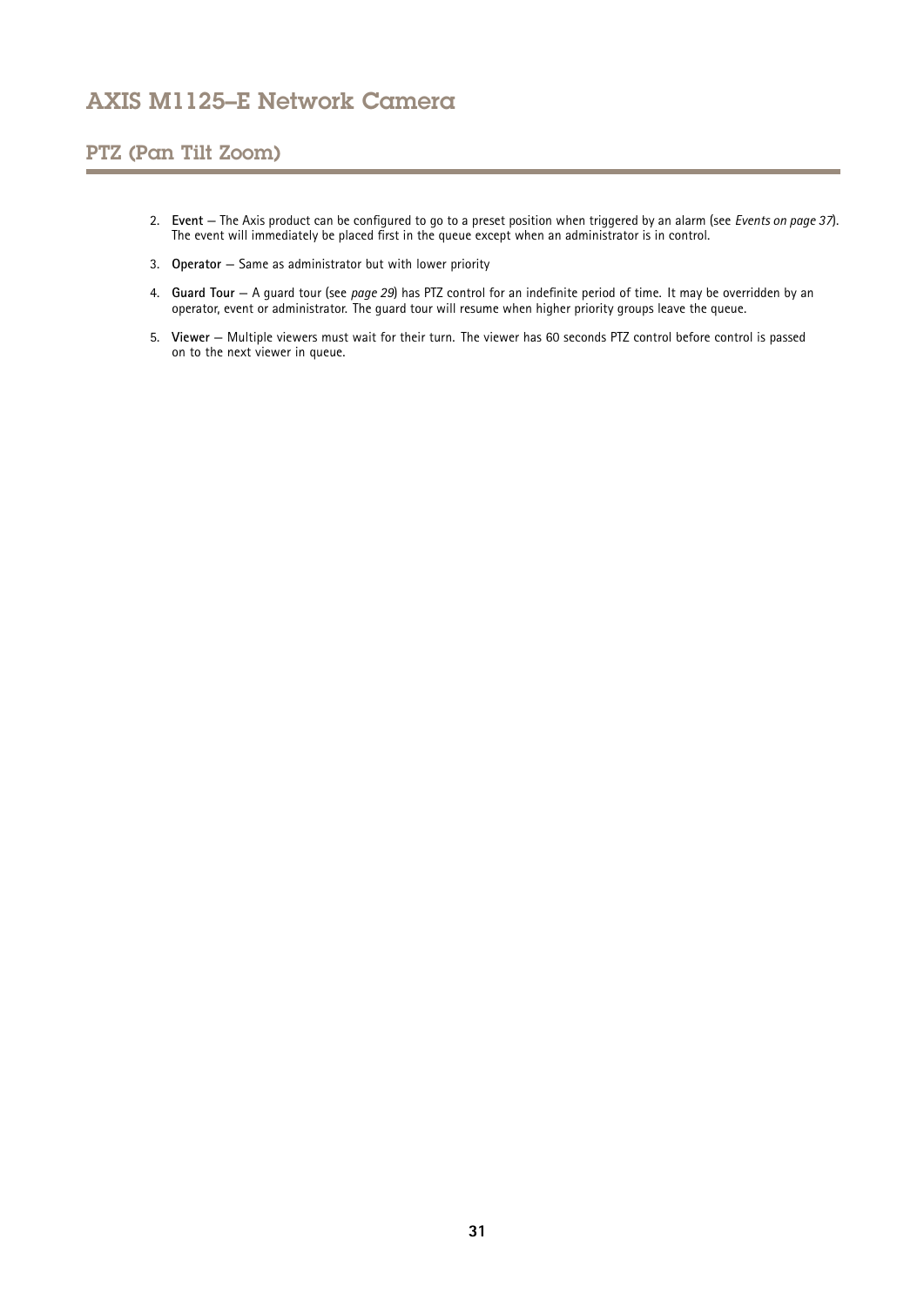2. **Event** — The Axis product can be configured to go to a preset position when triggered by an alarm (see *Events on page 37*). The event will immediately be placed first in the queue except when an administrator is in control.
3. **Operator** — Same as administrator but with lower priority
4. **Guard Tour** — A guard tour (see *page 29*) has PTZ control for an indefinite period of time. It may be overridden by an operator, event or administrator. The guard tour will resume when higher priority groups leave the queue.
5. **Viewer** — Multiple viewers must wait for their turn. The viewer has 60 seconds PTZ control before control is passed on to the next viewer in queue.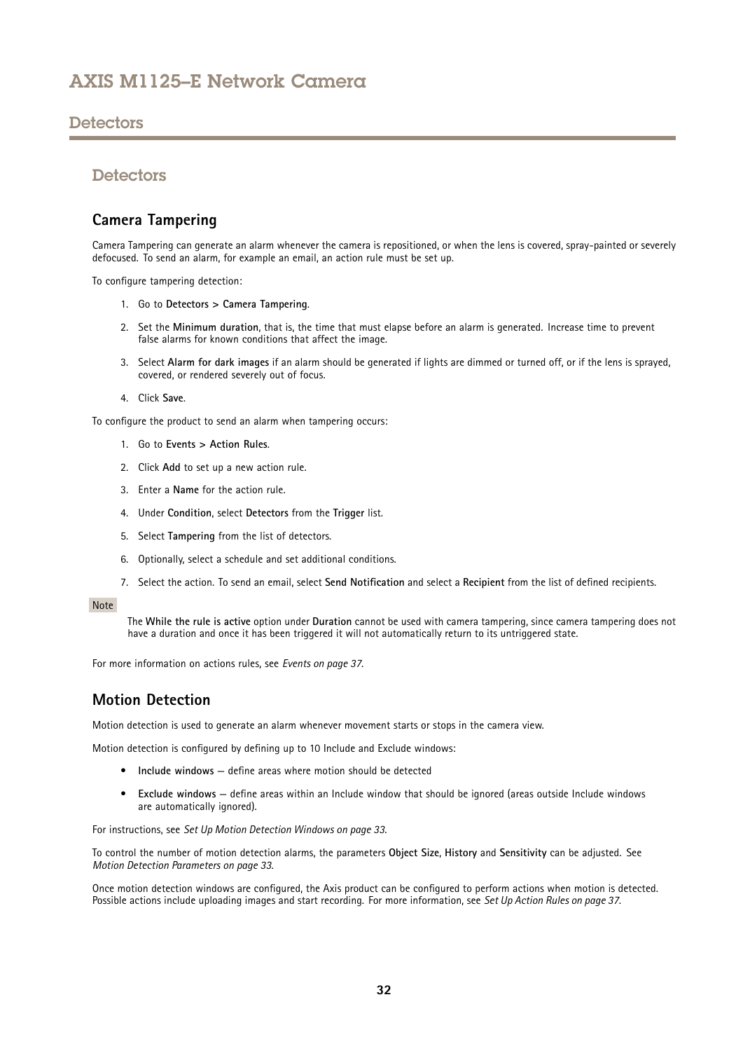## Detectors

### Camera Tampering

Camera Tampering can generate an alarm whenever the camera is repositioned, or when the lens is covered, spray-painted or severely defocused. To send an alarm, for example an email, an action rule must be set up.

To configure tampering detection:

1. Go to **Detectors > Camera Tampering**.
2. Set the **Minimum duration**, that is, the time that must elapse before an alarm is generated. Increase time to prevent false alarms for known conditions that affect the image.
3. Select **Alarm for dark images** if an alarm should be generated if lights are dimmed or turned off, or if the lens is sprayed, covered, or rendered severely out of focus.
4. Click **Save**.

To configure the product to send an alarm when tampering occurs:

1. Go to **Events > Action Rules**.
2. Click **Add** to set up a new action rule.
3. Enter a **Name** for the action rule.
4. Under **Condition**, select **Detectors** from the **Trigger** list.
5. Select **Tampering** from the list of detectors.
6. Optionally, select a schedule and set additional conditions.
7. Select the action. To send an email, select **Send Notification** and select a **Recipient** from the list of defined recipients.

Note

The **While the rule is active** option under **Duration** cannot be used with camera tampering, since camera tampering does not have a duration and once it has been triggered it will not automatically return to its untriggered state.

For more information on actions rules, see *Events on page 37*.

### Motion Detection

Motion detection is used to generate an alarm whenever movement starts or stops in the camera view.

Motion detection is configured by defining up to 10 Include and Exclude windows:

- **Include windows** — define areas where motion should be detected
- **Exclude windows** — define areas within an Include window that should be ignored (areas outside Include windows are automatically ignored).

For instructions, see *Set Up Motion Detection Windows on page 33*.

To control the number of motion detection alarms, the parameters **Object Size**, **History** and **Sensitivity** can be adjusted. See *Motion Detection Parameters on page 33*.

Once motion detection windows are configured, the Axis product can be configured to perform actions when motion is detected. Possible actions include uploading images and start recording. For more information, see *Set Up Action Rules on page 37*.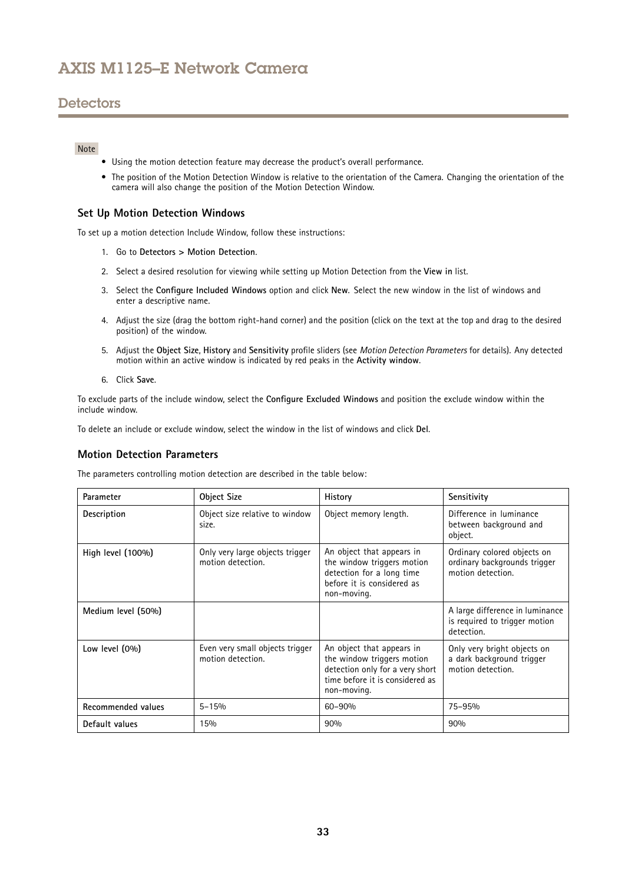## Detectors

Note

- Using the motion detection feature may decrease the product's overall performance.
- The position of the Motion Detection Window is relative to the orientation of the Camera. Changing the orientation of the camera will also change the position of the Motion Detection Window.

### Set Up Motion Detection Windows

To set up a motion detection Include Window, follow these instructions:

1. Go to **Detectors > Motion Detection**.
2. Select a desired resolution for viewing while setting up Motion Detection from the **View in** list.
3. Select the **Configure Included Windows** option and click **New**. Select the new window in the list of windows and enter a descriptive name.
4. Adjust the size (drag the bottom right-hand corner) and the position (click on the text at the top and drag to the desired position) of the window.
5. Adjust the **Object Size**, **History** and **Sensitivity** profile sliders (see *Motion Detection Parameters* for details). Any detected motion within an active window is indicated by red peaks in the **Activity window**.
6. Click **Save**.

To exclude parts of the include window, select the **Configure Excluded Windows** and position the exclude window within the include window.

To delete an include or exclude window, select the window in the list of windows and click **Del**.

### Motion Detection Parameters

The parameters controlling motion detection are described in the table below:

| Parameter | Object Size | History | Sensitivity |
|---|---|---|---|
| **Description** | Object size relative to window size. | Object memory length. | Difference in luminance between background and object. |
| **High level (100%)** | Only very large objects trigger motion detection. | An object that appears in the window triggers motion detection for a long time before it is considered as non-moving. | Ordinary colored objects on ordinary backgrounds trigger motion detection. |
| **Medium level (50%)** | | | A large difference in luminance is required to trigger motion detection. |
| **Low level (0%)** | Even very small objects trigger motion detection. | An object that appears in the window triggers motion detection only for a very short time before it is considered as non-moving. | Only very bright objects on a dark background trigger motion detection. |
| **Recommended values** | 5–15% | 60–90% | 75–95% |
| **Default values** | 15% | 90% | 90% |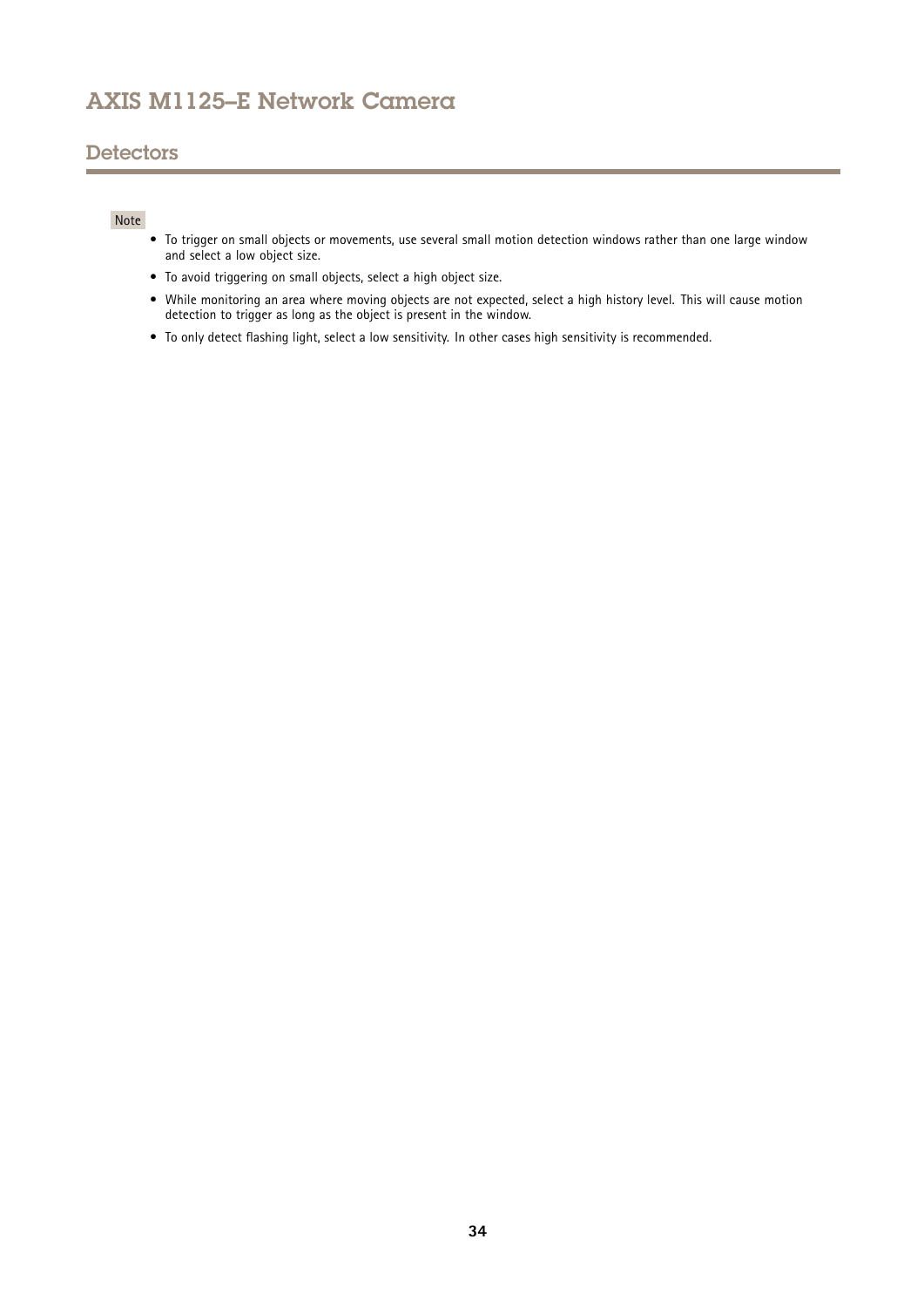## Detectors

Note

- To trigger on small objects or movements, use several small motion detection windows rather than one large window and select a low object size.
- To avoid triggering on small objects, select a high object size.
- While monitoring an area where moving objects are not expected, select a high history level. This will cause motion detection to trigger as long as the object is present in the window.
- To only detect flashing light, select a low sensitivity. In other cases high sensitivity is recommended.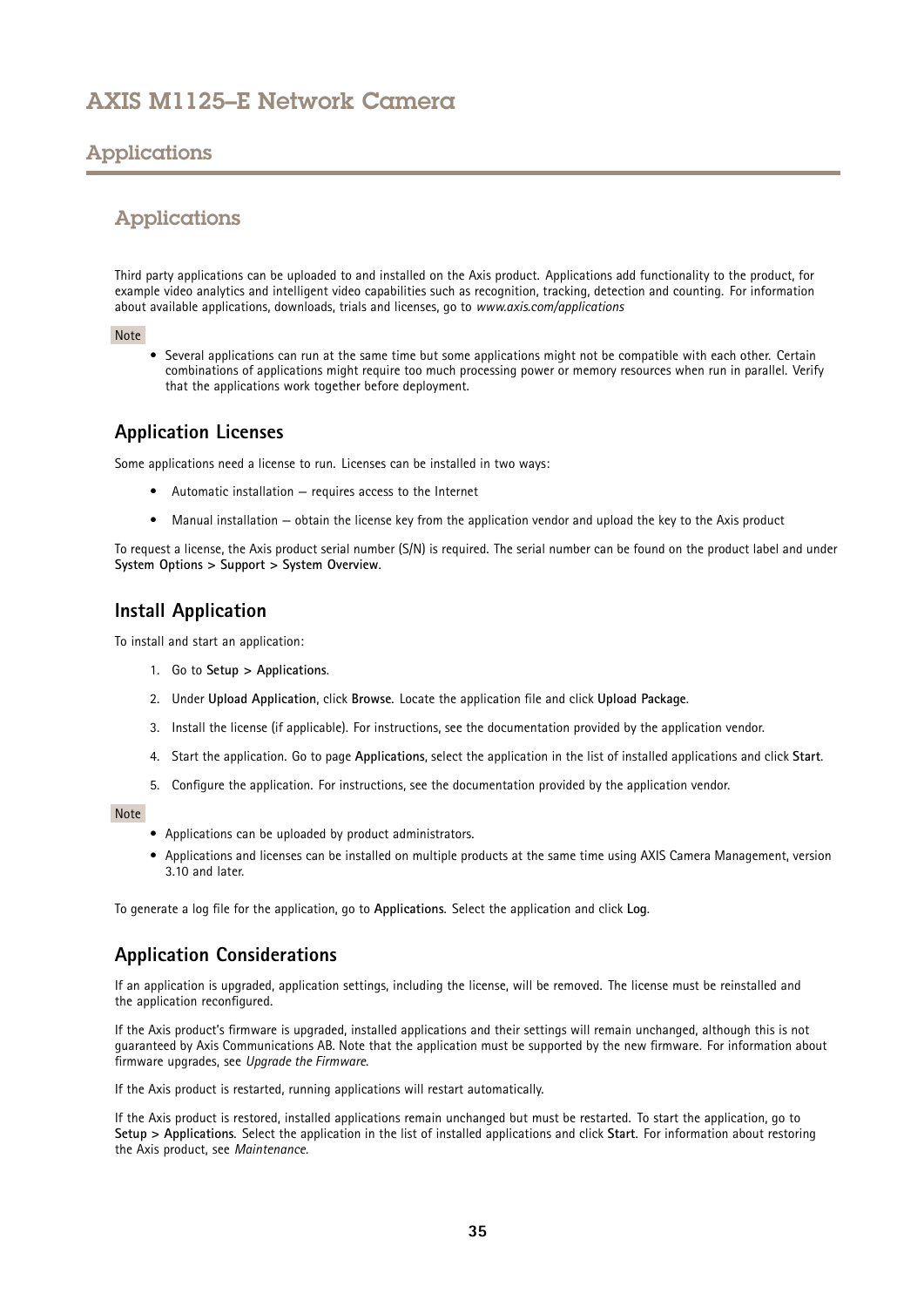## Applications

Third party applications can be uploaded to and installed on the Axis product. Applications add functionality to the product, for example video analytics and intelligent video capabilities such as recognition, tracking, detection and counting. For information about available applications, downloads, trials and licenses, go to *www.axis.com/applications*

Note

- Several applications can run at the same time but some applications might not be compatible with each other. Certain combinations of applications might require too much processing power or memory resources when run in parallel. Verify that the applications work together before deployment.

### Application Licenses

Some applications need a license to run. Licenses can be installed in two ways:

- Automatic installation — requires access to the Internet
- Manual installation — obtain the license key from the application vendor and upload the key to the Axis product

To request a license, the Axis product serial number (S/N) is required. The serial number can be found on the product label and under **System Options > Support > System Overview**.

### Install Application

To install and start an application:

1. Go to **Setup > Applications**.
2. Under **Upload Application**, click **Browse**. Locate the application file and click **Upload Package**.
3. Install the license (if applicable). For instructions, see the documentation provided by the application vendor.
4. Start the application. Go to page **Applications**, select the application in the list of installed applications and click **Start**.
5. Configure the application. For instructions, see the documentation provided by the application vendor.

Note

- Applications can be uploaded by product administrators.
- Applications and licenses can be installed on multiple products at the same time using AXIS Camera Management, version 3.10 and later.

To generate a log file for the application, go to **Applications**. Select the application and click **Log**.

### Application Considerations

If an application is upgraded, application settings, including the license, will be removed. The license must be reinstalled and the application reconfigured.

If the Axis product's firmware is upgraded, installed applications and their settings will remain unchanged, although this is not guaranteed by Axis Communications AB. Note that the application must be supported by the new firmware. For information about firmware upgrades, see *Upgrade the Firmware*.

If the Axis product is restarted, running applications will restart automatically.

If the Axis product is restored, installed applications remain unchanged but must be restarted. To start the application, go to **Setup > Applications**. Select the application in the list of installed applications and click **Start**. For information about restoring the Axis product, see *Maintenance*.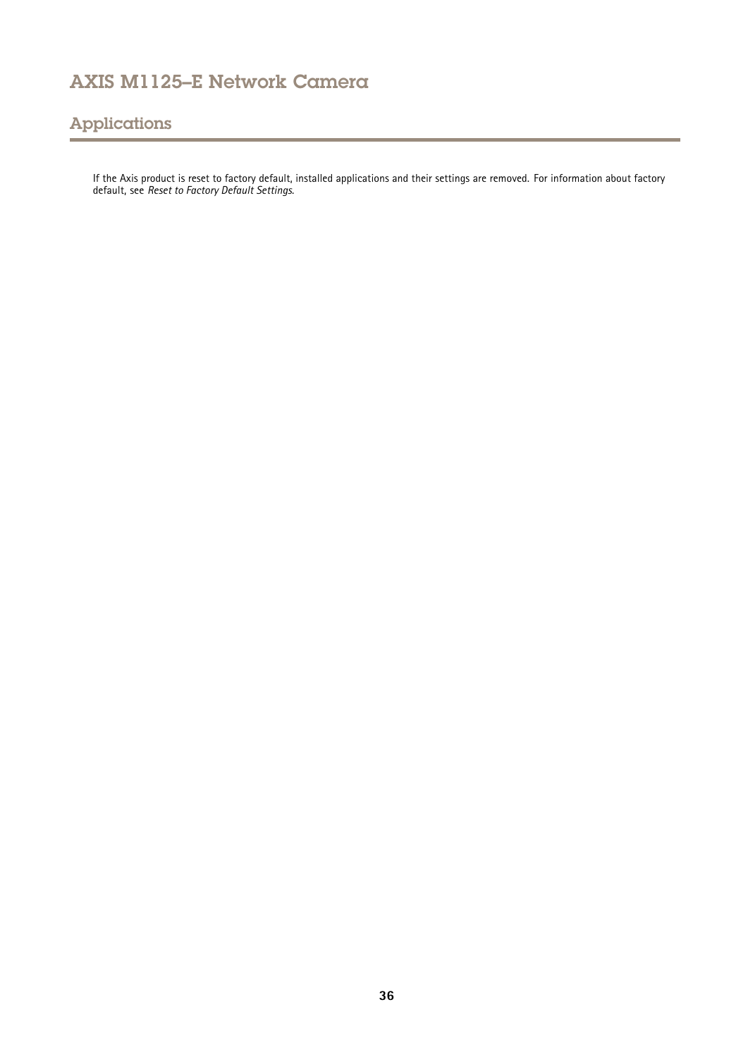## Applications

If the Axis product is reset to factory default, installed applications and their settings are removed. For information about factory default, see *Reset to Factory Default Settings*.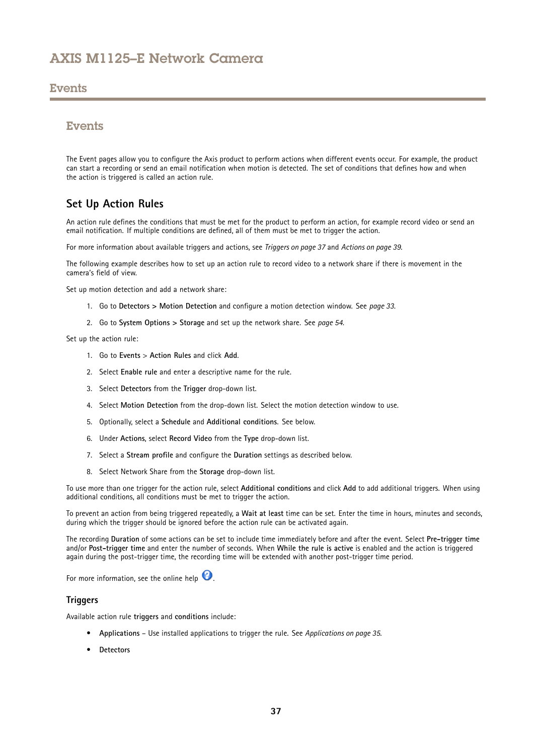## Events

### Events

The Event pages allow you to configure the Axis product to perform actions when different events occur. For example, the product can start a recording or send an email notification when motion is detected. The set of conditions that defines how and when the action is triggered is called an action rule.

### Set Up Action Rules

An action rule defines the conditions that must be met for the product to perform an action, for example record video or send an email notification. If multiple conditions are defined, all of them must be met to trigger the action.

For more information about available triggers and actions, see *Triggers on page 37* and *Actions on page 39*.

The following example describes how to set up an action rule to record video to a network share if there is movement in the camera's field of view.

Set up motion detection and add a network share:

1. Go to **Detectors > Motion Detection** and configure a motion detection window. See *page 33*.
2. Go to **System Options > Storage** and set up the network share. See *page 54*.

Set up the action rule:

1. Go to **Events** > **Action Rules** and click **Add**.
2. Select **Enable rule** and enter a descriptive name for the rule.
3. Select **Detectors** from the **Trigger** drop-down list.
4. Select **Motion Detection** from the drop-down list. Select the motion detection window to use.
5. Optionally, select a **Schedule** and **Additional conditions**. See below.
6. Under **Actions**, select **Record Video** from the **Type** drop-down list.
7. Select a **Stream profile** and configure the **Duration** settings as described below.
8. Select Network Share from the **Storage** drop-down list.

To use more than one trigger for the action rule, select **Additional conditions** and click **Add** to add additional triggers. When using additional conditions, all conditions must be met to trigger the action.

To prevent an action from being triggered repeatedly, a **Wait at least** time can be set. Enter the time in hours, minutes and seconds, during which the trigger should be ignored before the action rule can be activated again.

The recording **Duration** of some actions can be set to include time immediately before and after the event. Select **Pre-trigger time** and/or **Post-trigger time** and enter the number of seconds. When **While the rule is active** is enabled and the action is triggered again during the post-trigger time, the recording time will be extended with another post-trigger time period.

For more information, see the online help.

#### Triggers

Available action rule **triggers** and **conditions** include:

- **Applications** – Use installed applications to trigger the rule. See *Applications on page 35*.
- **Detectors**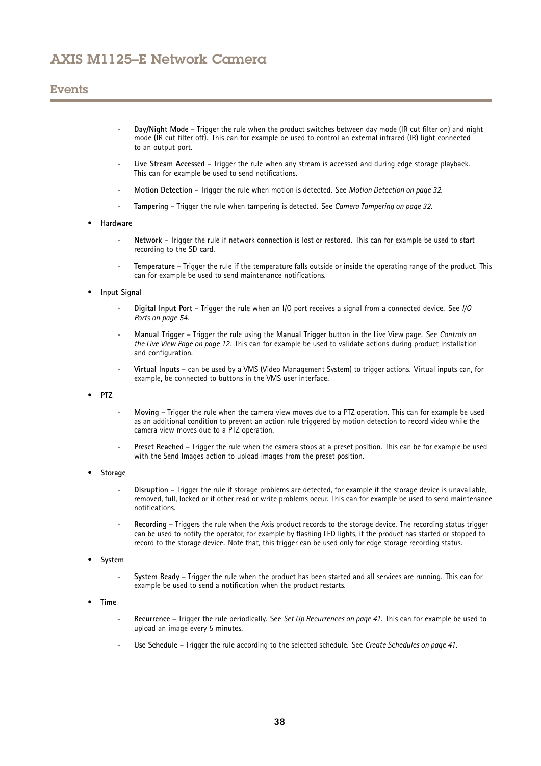- **Day/Night Mode** – Trigger the rule when the product switches between day mode (IR cut filter on) and night mode (IR cut filter off). This can for example be used to control an external infrared (IR) light connected to an output port.
- **Live Stream Accessed** – Trigger the rule when any stream is accessed and during edge storage playback. This can for example be used to send notifications.
- **Motion Detection** – Trigger the rule when motion is detected. See *Motion Detection on page 32*.
- **Tampering** – Trigger the rule when tampering is detected. See *Camera Tampering on page 32*.

- **Hardware**
  - **Network** – Trigger the rule if network connection is lost or restored. This can for example be used to start recording to the SD card.
  - **Temperature** – Trigger the rule if the temperature falls outside or inside the operating range of the product. This can for example be used to send maintenance notifications.

- **Input Signal**
  - **Digital Input Port** – Trigger the rule when an I/O port receives a signal from a connected device. See *I/O Ports on page 54*.
  - **Manual Trigger** – Trigger the rule using the **Manual Trigger** button in the Live View page. See *Controls on the Live View Page on page 12*. This can for example be used to validate actions during product installation and configuration.
  - **Virtual Inputs** – can be used by a VMS (Video Management System) to trigger actions. Virtual inputs can, for example, be connected to buttons in the VMS user interface.

- **PTZ**
  - **Moving** – Trigger the rule when the camera view moves due to a PTZ operation. This can for example be used as an additional condition to prevent an action rule triggered by motion detection to record video while the camera view moves due to a PTZ operation.
  - **Preset Reached** – Trigger the rule when the camera stops at a preset position. This can be for example be used with the Send Images action to upload images from the preset position.

- **Storage**
  - **Disruption** – Trigger the rule if storage problems are detected, for example if the storage device is unavailable, removed, full, locked or if other read or write problems occur. This can for example be used to send maintenance notifications.
  - **Recording** – Triggers the rule when the Axis product records to the storage device. The recording status trigger can be used to notify the operator, for example by flashing LED lights, if the product has started or stopped to record to the storage device. Note that, this trigger can be used only for edge storage recording status.

- **System**
  - **System Ready** – Trigger the rule when the product has been started and all services are running. This can for example be used to send a notification when the product restarts.

- **Time**
  - **Recurrence** – Trigger the rule periodically. See *Set Up Recurrences on page 41*. This can for example be used to upload an image every 5 minutes.
  - **Use Schedule** – Trigger the rule according to the selected schedule. See *Create Schedules on page 41*.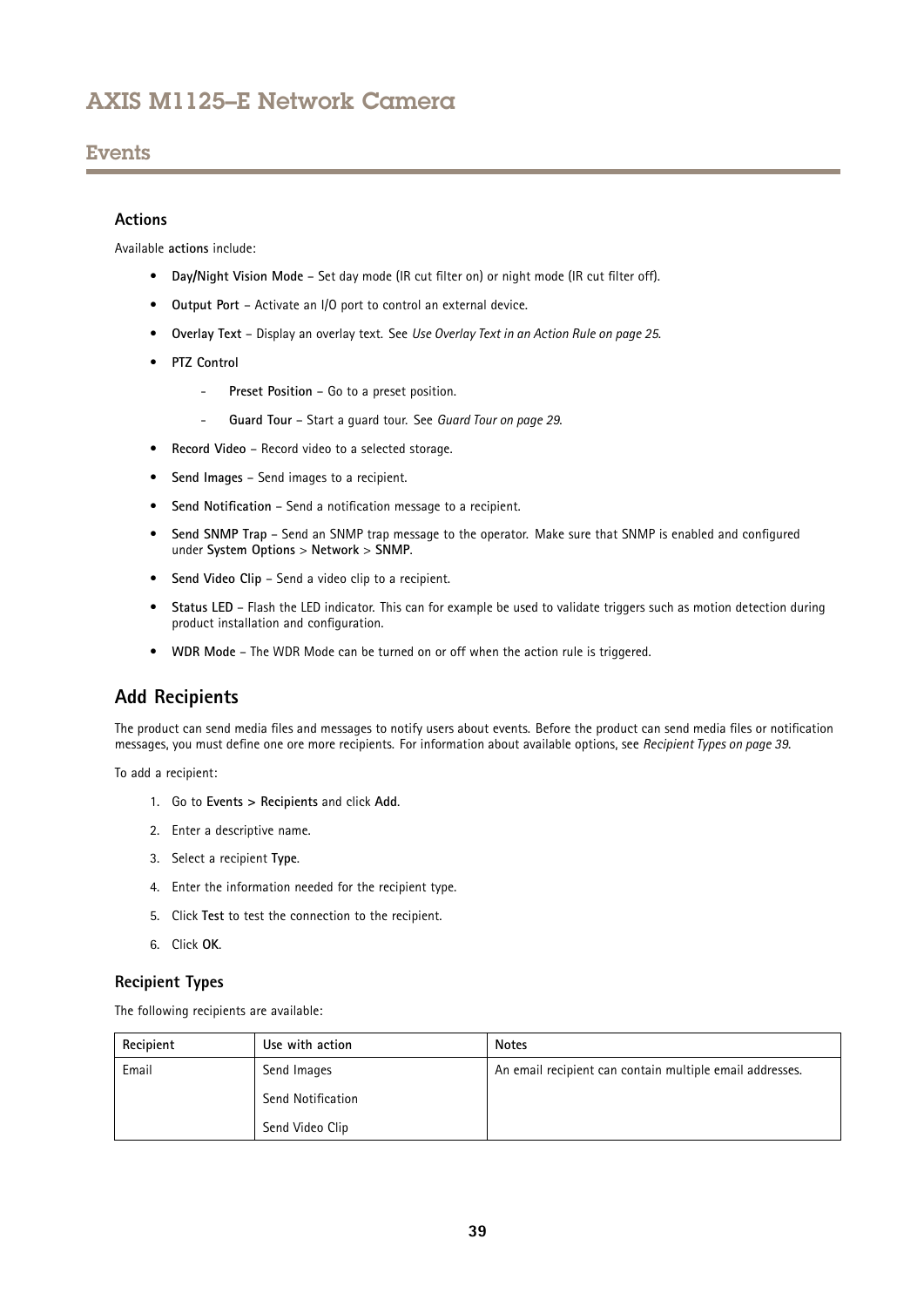### Actions

Available **actions** include:

- **Day/Night Vision Mode** – Set day mode (IR cut filter on) or night mode (IR cut filter off).
- **Output Port** – Activate an I/O port to control an external device.
- **Overlay Text** – Display an overlay text. See *Use Overlay Text in an Action Rule on page 25*.
- **PTZ Control**
  - **Preset Position** – Go to a preset position.
  - **Guard Tour** – Start a guard tour. See *Guard Tour on page 29*.
- **Record Video** – Record video to a selected storage.
- **Send Images** – Send images to a recipient.
- **Send Notification** – Send a notification message to a recipient.
- **Send SNMP Trap** – Send an SNMP trap message to the operator. Make sure that SNMP is enabled and configured under **System Options** > **Network** > **SNMP**.
- **Send Video Clip** – Send a video clip to a recipient.
- **Status LED** – Flash the LED indicator. This can for example be used to validate triggers such as motion detection during product installation and configuration.
- **WDR Mode** – The WDR Mode can be turned on or off when the action rule is triggered.

## Add Recipients

The product can send media files and messages to notify users about events. Before the product can send media files or notification messages, you must define one ore more recipients. For information about available options, see *Recipient Types on page 39*.

To add a recipient:

1. Go to **Events > Recipients** and click **Add**.
2. Enter a descriptive name.
3. Select a recipient **Type**.
4. Enter the information needed for the recipient type.
5. Click **Test** to test the connection to the recipient.
6. Click **OK**.

### Recipient Types

The following recipients are available:

| Recipient | Use with action | Notes |
|---|---|---|
| Email | Send Images<br>Send Notification<br>Send Video Clip | An email recipient can contain multiple email addresses. |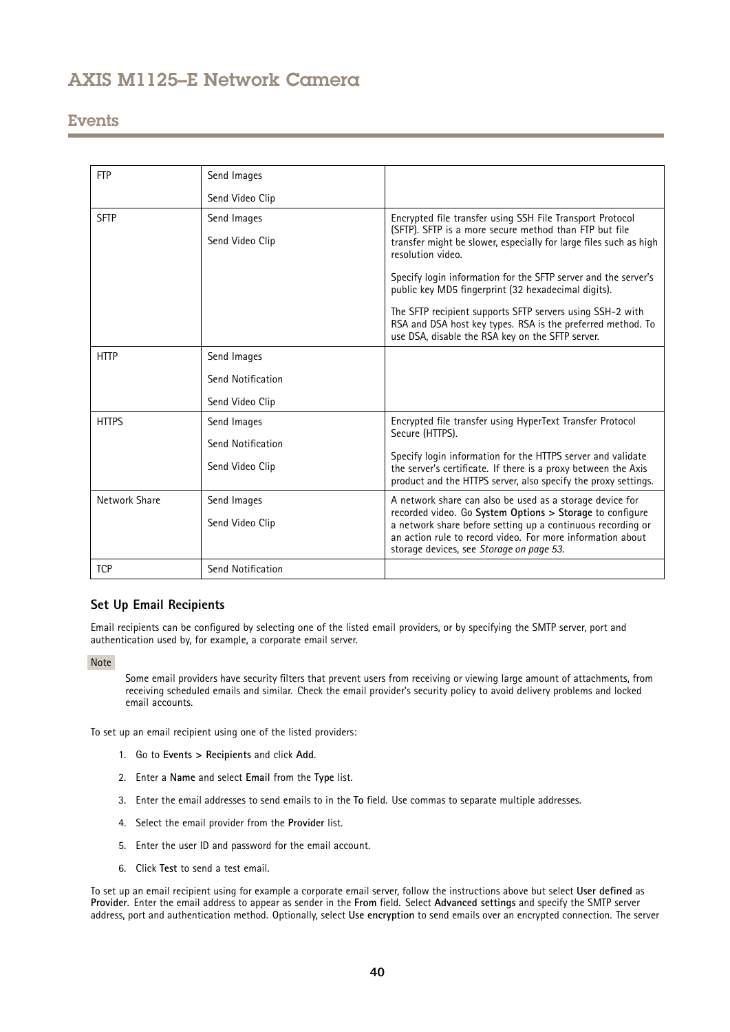| FTP | Send Images<br>Send Video Clip | |
|---|---|---|
| SFTP | Send Images<br>Send Video Clip | Encrypted file transfer using SSH File Transport Protocol (SFTP). SFTP is a more secure method than FTP but file transfer might be slower, especially for large files such as high resolution video.<br><br>Specify login information for the SFTP server and the server's public key MD5 fingerprint (32 hexadecimal digits).<br><br>The SFTP recipient supports SFTP servers using SSH-2 with RSA and DSA host key types. RSA is the preferred method. To use DSA, disable the RSA key on the SFTP server. |
| HTTP | Send Images<br>Send Notification<br>Send Video Clip | |
| HTTPS | Send Images<br>Send Notification<br>Send Video Clip | Encrypted file transfer using HyperText Transfer Protocol Secure (HTTPS).<br><br>Specify login information for the HTTPS server and validate the server's certificate. If there is a proxy between the Axis product and the HTTPS server, also specify the proxy settings. |
| Network Share | Send Images<br>Send Video Clip | A network share can also be used as a storage device for recorded video. Go **System Options > Storage** to configure a network share before setting up a continuous recording or an action rule to record video. For more information about storage devices, see *Storage on page 53.* |
| TCP | Send Notification | |

### Set Up Email Recipients

Email recipients can be configured by selecting one of the listed email providers, or by specifying the SMTP server, port and authentication used by, for example, a corporate email server.

**Note**

Some email providers have security filters that prevent users from receiving or viewing large amount of attachments, from receiving scheduled emails and similar. Check the email provider's security policy to avoid delivery problems and locked email accounts.

To set up an email recipient using one of the listed providers:

1. Go to **Events > Recipients** and click **Add**.
2. Enter a **Name** and select **Email** from the **Type** list.
3. Enter the email addresses to send emails to in the **To** field. Use commas to separate multiple addresses.
4. Select the email provider from the **Provider** list.
5. Enter the user ID and password for the email account.
6. Click **Test** to send a test email.

To set up an email recipient using for example a corporate email server, follow the instructions above but select **User defined** as **Provider**. Enter the email address to appear as sender in the **From** field. Select **Advanced settings** and specify the SMTP server address, port and authentication method. Optionally, select **Use encryption** to send emails over an encrypted connection. The server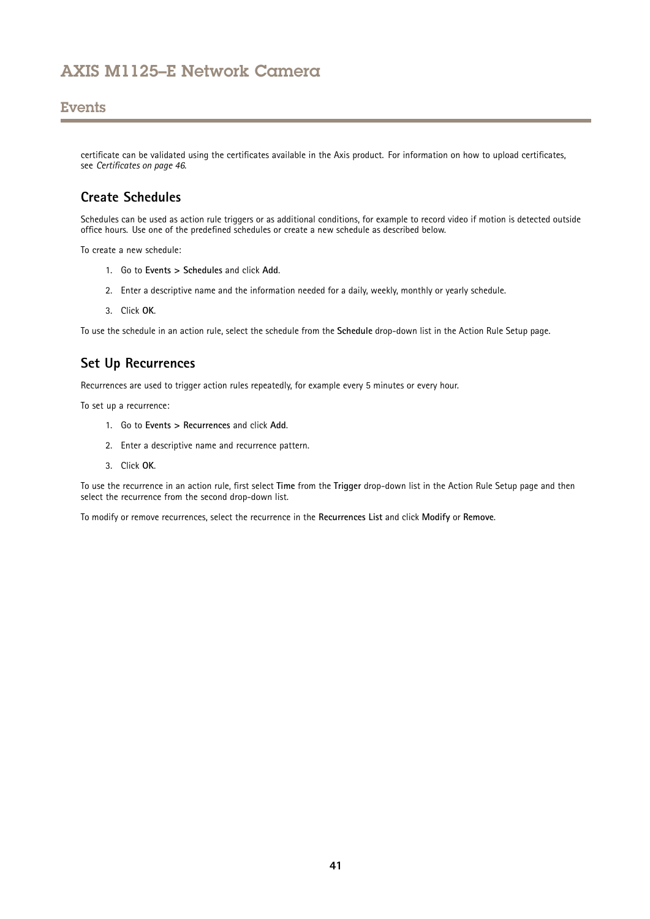certificate can be validated using the certificates available in the Axis product. For information on how to upload certificates, see *Certificates on page 46*.

## Create Schedules

Schedules can be used as action rule triggers or as additional conditions, for example to record video if motion is detected outside office hours. Use one of the predefined schedules or create a new schedule as described below.

To create a new schedule:

1. Go to **Events > Schedules** and click **Add**.
2. Enter a descriptive name and the information needed for a daily, weekly, monthly or yearly schedule.
3. Click **OK**.

To use the schedule in an action rule, select the schedule from the **Schedule** drop-down list in the Action Rule Setup page.

## Set Up Recurrences

Recurrences are used to trigger action rules repeatedly, for example every 5 minutes or every hour.

To set up a recurrence:

1. Go to **Events > Recurrences** and click **Add**.
2. Enter a descriptive name and recurrence pattern.
3. Click **OK**.

To use the recurrence in an action rule, first select **Time** from the **Trigger** drop-down list in the Action Rule Setup page and then select the recurrence from the second drop-down list.

To modify or remove recurrences, select the recurrence in the **Recurrences List** and click **Modify** or **Remove**.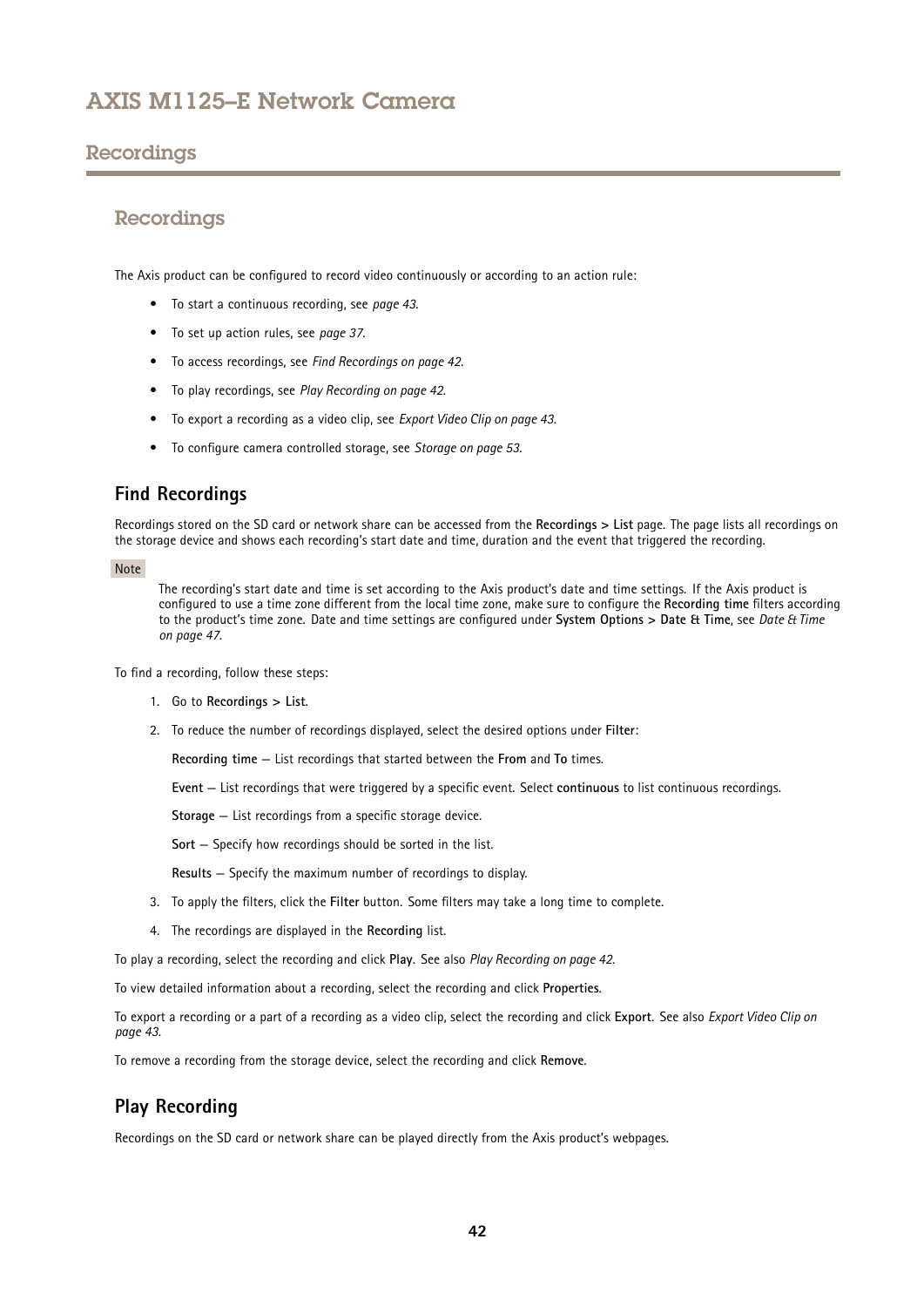## Recordings

### Recordings

The Axis product can be configured to record video continuously or according to an action rule:

- To start a continuous recording, see *page 43*.
- To set up action rules, see *page 37*.
- To access recordings, see *Find Recordings on page 42*.
- To play recordings, see *Play Recording on page 42*.
- To export a recording as a video clip, see *Export Video Clip on page 43*.
- To configure camera controlled storage, see *Storage on page 53*.

#### Find Recordings

Recordings stored on the SD card or network share can be accessed from the **Recordings > List** page. The page lists all recordings on the storage device and shows each recording's start date and time, duration and the event that triggered the recording.

Note

The recording's start date and time is set according to the Axis product's date and time settings. If the Axis product is configured to use a time zone different from the local time zone, make sure to configure the **Recording time** filters according to the product's time zone. Date and time settings are configured under **System Options > Date & Time**, see *Date & Time on page 47*.

To find a recording, follow these steps:

1. Go to **Recordings > List**.
2. To reduce the number of recordings displayed, select the desired options under **Filter**:

   **Recording time** – List recordings that started between the **From** and **To** times.

   **Event** – List recordings that were triggered by a specific event. Select **continuous** to list continuous recordings.

   **Storage** – List recordings from a specific storage device.

   **Sort** – Specify how recordings should be sorted in the list.

   **Results** – Specify the maximum number of recordings to display.

3. To apply the filters, click the **Filter** button. Some filters may take a long time to complete.
4. The recordings are displayed in the **Recording** list.

To play a recording, select the recording and click **Play**. See also *Play Recording on page 42*.

To view detailed information about a recording, select the recording and click **Properties**.

To export a recording or a part of a recording as a video clip, select the recording and click **Export**. See also *Export Video Clip on page 43*.

To remove a recording from the storage device, select the recording and click **Remove**.

#### Play Recording

Recordings on the SD card or network share can be played directly from the Axis product's webpages.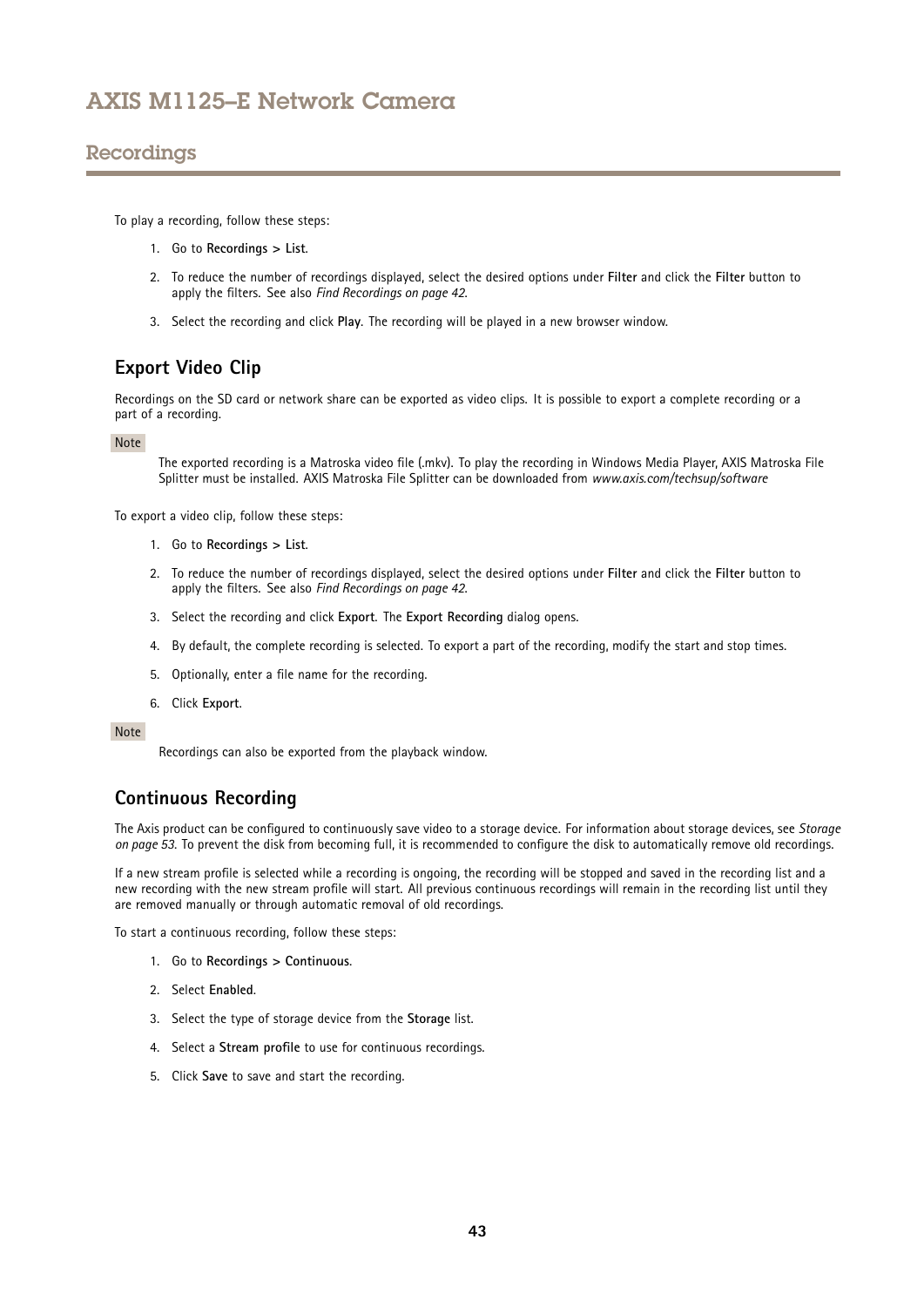To play a recording, follow these steps:

1. Go to **Recordings > List**.
2. To reduce the number of recordings displayed, select the desired options under **Filter** and click the **Filter** button to apply the filters. See also *Find Recordings on page 42*.
3. Select the recording and click **Play**. The recording will be played in a new browser window.

## Export Video Clip

Recordings on the SD card or network share can be exported as video clips. It is possible to export a complete recording or a part of a recording.

**Note**

The exported recording is a Matroska video file (.mkv). To play the recording in Windows Media Player, AXIS Matroska File Splitter must be installed. AXIS Matroska File Splitter can be downloaded from *www.axis.com/techsup/software*

To export a video clip, follow these steps:

1. Go to **Recordings > List**.
2. To reduce the number of recordings displayed, select the desired options under **Filter** and click the **Filter** button to apply the filters. See also *Find Recordings on page 42*.
3. Select the recording and click **Export**. The **Export Recording** dialog opens.
4. By default, the complete recording is selected. To export a part of the recording, modify the start and stop times.
5. Optionally, enter a file name for the recording.
6. Click **Export**.

**Note**

Recordings can also be exported from the playback window.

## Continuous Recording

The Axis product can be configured to continuously save video to a storage device. For information about storage devices, see *Storage on page 53*. To prevent the disk from becoming full, it is recommended to configure the disk to automatically remove old recordings.

If a new stream profile is selected while a recording is ongoing, the recording will be stopped and saved in the recording list and a new recording with the new stream profile will start. All previous continuous recordings will remain in the recording list until they are removed manually or through automatic removal of old recordings.

To start a continuous recording, follow these steps:

1. Go to **Recordings > Continuous**.
2. Select **Enabled**.
3. Select the type of storage device from the **Storage** list.
4. Select a **Stream profile** to use for continuous recordings.
5. Click **Save** to save and start the recording.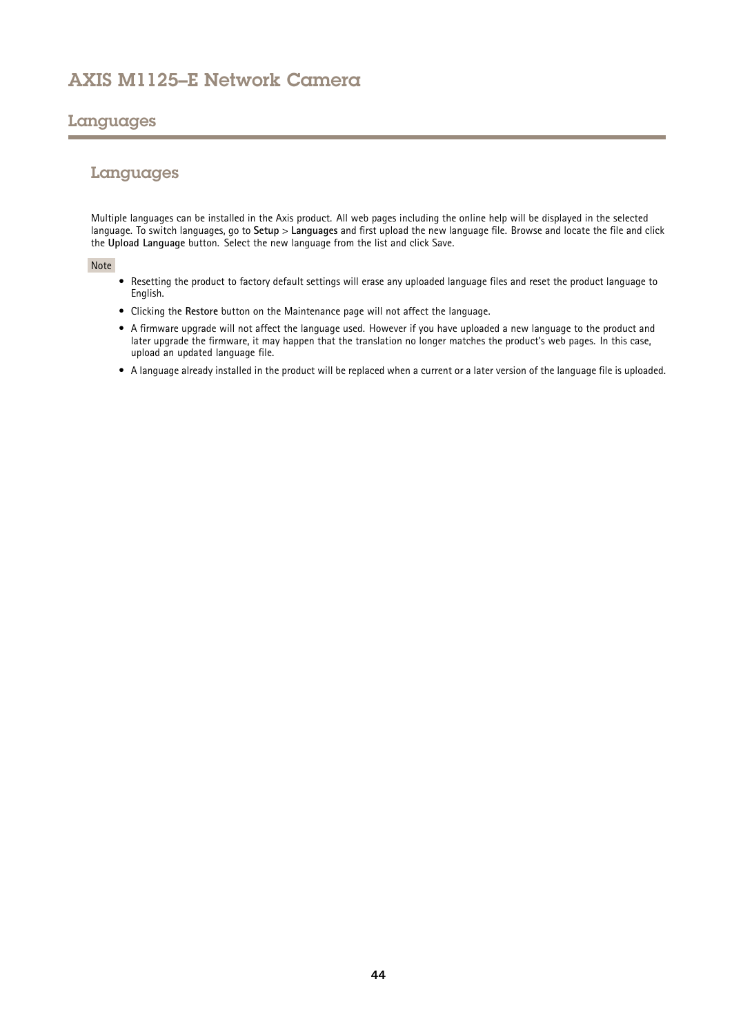# Languages

## Languages

Multiple languages can be installed in the Axis product. All web pages including the online help will be displayed in the selected language. To switch languages, go to **Setup** > **Languages** and first upload the new language file. Browse and locate the file and click the **Upload Language** button. Select the new language from the list and click Save.

Note

- Resetting the product to factory default settings will erase any uploaded language files and reset the product language to English.
- Clicking the **Restore** button on the Maintenance page will not affect the language.
- A firmware upgrade will not affect the language used. However if you have uploaded a new language to the product and later upgrade the firmware, it may happen that the translation no longer matches the product's web pages. In this case, upload an updated language file.
- A language already installed in the product will be replaced when a current or a later version of the language file is uploaded.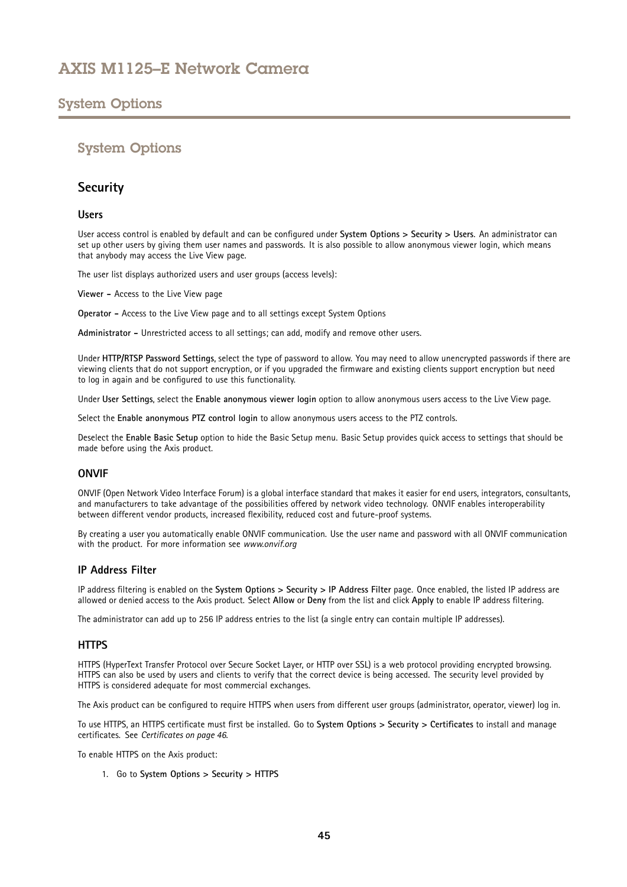## System Options

### Security

#### Users

User access control is enabled by default and can be configured under **System Options > Security > Users**. An administrator can set up other users by giving them user names and passwords. It is also possible to allow anonymous viewer login, which means that anybody may access the Live View page.

The user list displays authorized users and user groups (access levels):

**Viewer –** Access to the Live View page

**Operator –** Access to the Live View page and to all settings except System Options

**Administrator –** Unrestricted access to all settings; can add, modify and remove other users.

Under **HTTP/RTSP Password Settings**, select the type of password to allow. You may need to allow unencrypted passwords if there are viewing clients that do not support encryption, or if you upgraded the firmware and existing clients support encryption but need to log in again and be configured to use this functionality.

Under **User Settings**, select the **Enable anonymous viewer login** option to allow anonymous users access to the Live View page.

Select the **Enable anonymous PTZ control login** to allow anonymous users access to the PTZ controls.

Deselect the **Enable Basic Setup** option to hide the Basic Setup menu. Basic Setup provides quick access to settings that should be made before using the Axis product.

#### ONVIF

ONVIF (Open Network Video Interface Forum) is a global interface standard that makes it easier for end users, integrators, consultants, and manufacturers to take advantage of the possibilities offered by network video technology. ONVIF enables interoperability between different vendor products, increased flexibility, reduced cost and future-proof systems.

By creating a user you automatically enable ONVIF communication. Use the user name and password with all ONVIF communication with the product. For more information see *www.onvif.org*

#### IP Address Filter

IP address filtering is enabled on the **System Options > Security > IP Address Filter** page. Once enabled, the listed IP address are allowed or denied access to the Axis product. Select **Allow** or **Deny** from the list and click **Apply** to enable IP address filtering.

The administrator can add up to 256 IP address entries to the list (a single entry can contain multiple IP addresses).

#### HTTPS

HTTPS (HyperText Transfer Protocol over Secure Socket Layer, or HTTP over SSL) is a web protocol providing encrypted browsing. HTTPS can also be used by users and clients to verify that the correct device is being accessed. The security level provided by HTTPS is considered adequate for most commercial exchanges.

The Axis product can be configured to require HTTPS when users from different user groups (administrator, operator, viewer) log in.

To use HTTPS, an HTTPS certificate must first be installed. Go to **System Options > Security > Certificates** to install and manage certificates. See *Certificates on page 46*.

To enable HTTPS on the Axis product:

1. Go to **System Options > Security > HTTPS**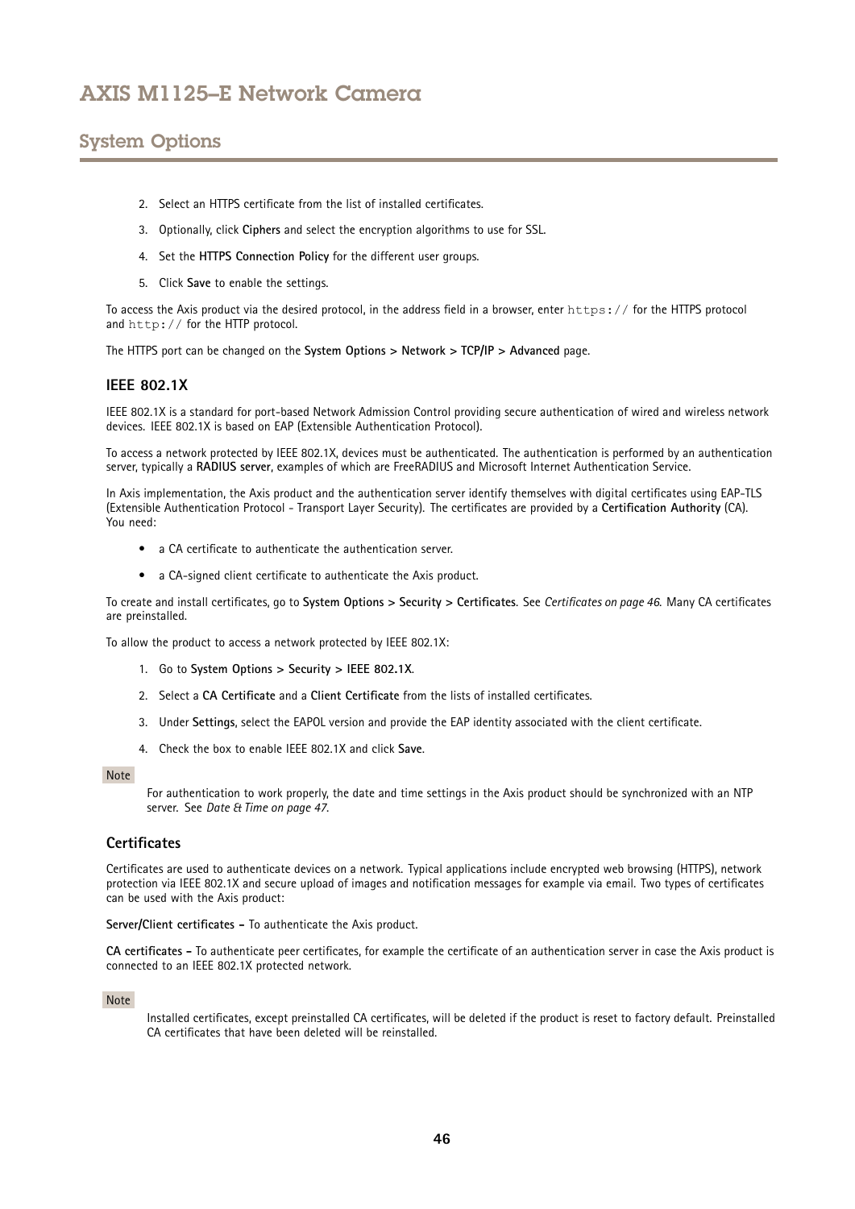2. Select an HTTPS certificate from the list of installed certificates.
3. Optionally, click **Ciphers** and select the encryption algorithms to use for SSL.
4. Set the **HTTPS Connection Policy** for the different user groups.
5. Click **Save** to enable the settings.

To access the Axis product via the desired protocol, in the address field in a browser, enter `https://` for the HTTPS protocol and `http://` for the HTTP protocol.

The HTTPS port can be changed on the **System Options > Network > TCP/IP > Advanced** page.

### IEEE 802.1X

IEEE 802.1X is a standard for port-based Network Admission Control providing secure authentication of wired and wireless network devices. IEEE 802.1X is based on EAP (Extensible Authentication Protocol).

To access a network protected by IEEE 802.1X, devices must be authenticated. The authentication is performed by an authentication server, typically a **RADIUS server**, examples of which are FreeRADIUS and Microsoft Internet Authentication Service.

In Axis implementation, the Axis product and the authentication server identify themselves with digital certificates using EAP-TLS (Extensible Authentication Protocol - Transport Layer Security). The certificates are provided by a **Certification Authority** (CA). You need:

- a CA certificate to authenticate the authentication server.
- a CA-signed client certificate to authenticate the Axis product.

To create and install certificates, go to **System Options > Security > Certificates**. See *Certificates on page 46*. Many CA certificates are preinstalled.

To allow the product to access a network protected by IEEE 802.1X:

1. Go to **System Options > Security > IEEE 802.1X**.
2. Select a **CA Certificate** and a **Client Certificate** from the lists of installed certificates.
3. Under **Settings**, select the EAPOL version and provide the EAP identity associated with the client certificate.
4. Check the box to enable IEEE 802.1X and click **Save**.

Note

For authentication to work properly, the date and time settings in the Axis product should be synchronized with an NTP server. See *Date & Time on page 47*.

### Certificates

Certificates are used to authenticate devices on a network. Typical applications include encrypted web browsing (HTTPS), network protection via IEEE 802.1X and secure upload of images and notification messages for example via email. Two types of certificates can be used with the Axis product:

**Server/Client certificates –** To authenticate the Axis product.

**CA certificates –** To authenticate peer certificates, for example the certificate of an authentication server in case the Axis product is connected to an IEEE 802.1X protected network.

Note

Installed certificates, except preinstalled CA certificates, will be deleted if the product is reset to factory default. Preinstalled CA certificates that have been deleted will be reinstalled.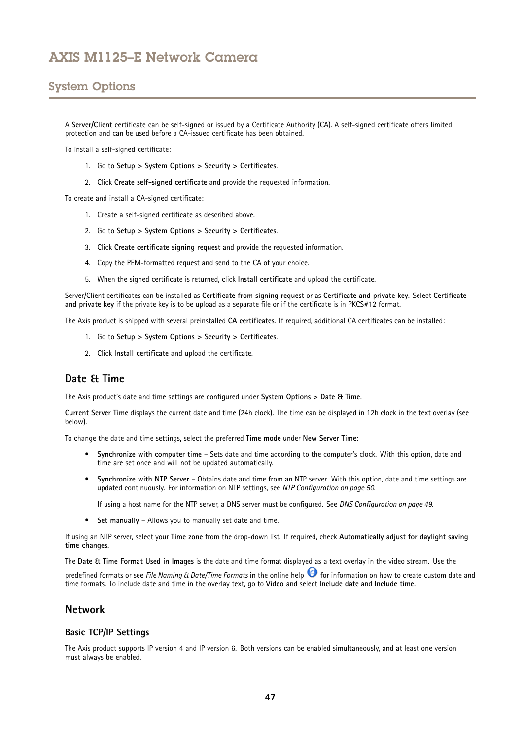A **Server/Client** certificate can be self-signed or issued by a Certificate Authority (CA). A self-signed certificate offers limited protection and can be used before a CA-issued certificate has been obtained.

To install a self-signed certificate:

1. Go to **Setup > System Options > Security > Certificates**.
2. Click **Create self-signed certificate** and provide the requested information.

To create and install a CA-signed certificate:

1. Create a self-signed certificate as described above.
2. Go to **Setup > System Options > Security > Certificates**.
3. Click **Create certificate signing request** and provide the requested information.
4. Copy the PEM-formatted request and send to the CA of your choice.
5. When the signed certificate is returned, click **Install certificate** and upload the certificate.

Server/Client certificates can be installed as **Certificate from signing request** or as **Certificate and private key**. Select **Certificate and private key** if the private key is to be upload as a separate file or if the certificate is in PKCS#12 format.

The Axis product is shipped with several preinstalled **CA certificates**. If required, additional CA certificates can be installed:

1. Go to **Setup > System Options > Security > Certificates**.
2. Click **Install certificate** and upload the certificate.

## Date & Time

The Axis product's date and time settings are configured under **System Options > Date & Time**.

**Current Server Time** displays the current date and time (24h clock). The time can be displayed in 12h clock in the text overlay (see below).

To change the date and time settings, select the preferred **Time mode** under **New Server Time**:

- **Synchronize with computer time** – Sets date and time according to the computer's clock. With this option, date and time are set once and will not be updated automatically.
- **Synchronize with NTP Server** – Obtains date and time from an NTP server. With this option, date and time settings are updated continuously. For information on NTP settings, see *NTP Configuration on page 50*.

  If using a host name for the NTP server, a DNS server must be configured. See *DNS Configuration on page 49*.
- **Set manually** – Allows you to manually set date and time.

If using an NTP server, select your **Time zone** from the drop-down list. If required, check **Automatically adjust for daylight saving time changes**.

The **Date & Time Format Used in Images** is the date and time format displayed as a text overlay in the video stream. Use the predefined formats or see *File Naming & Date/Time Formats* in the online help for information on how to create custom date and time formats. To include date and time in the overlay text, go to **Video** and select **Include date** and **Include time**.

## Network

### Basic TCP/IP Settings

The Axis product supports IP version 4 and IP version 6. Both versions can be enabled simultaneously, and at least one version must always be enabled.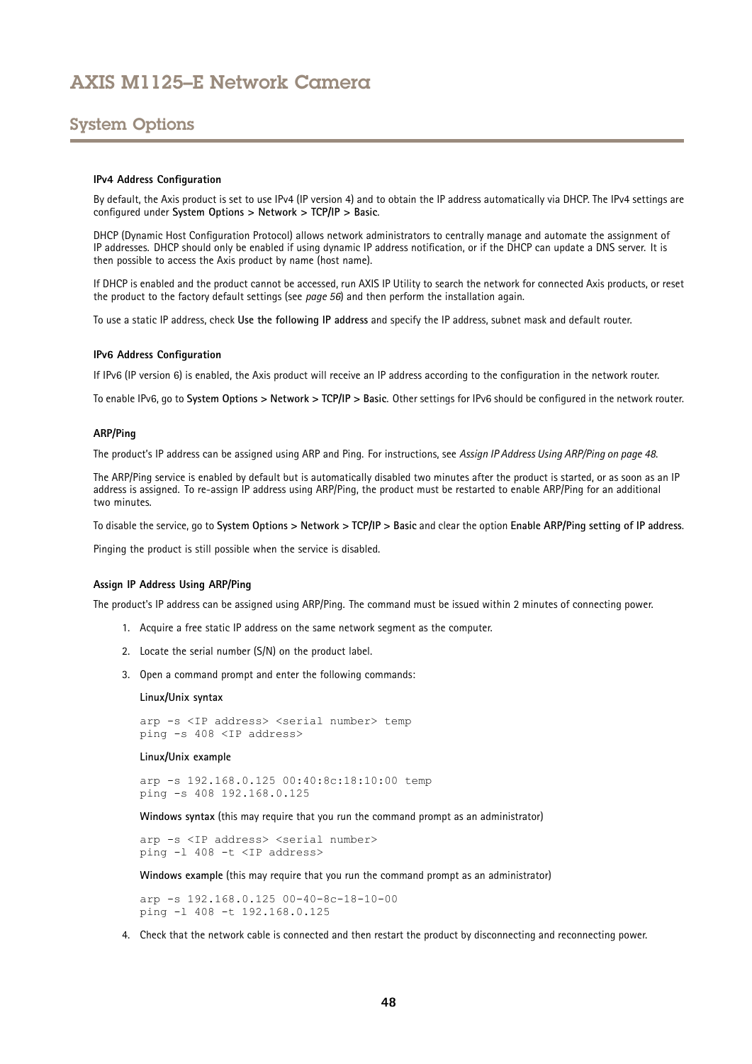### IPv4 Address Configuration

By default, the Axis product is set to use IPv4 (IP version 4) and to obtain the IP address automatically via DHCP. The IPv4 settings are configured under **System Options > Network > TCP/IP > Basic**.

DHCP (Dynamic Host Configuration Protocol) allows network administrators to centrally manage and automate the assignment of IP addresses. DHCP should only be enabled if using dynamic IP address notification, or if the DHCP can update a DNS server. It is then possible to access the Axis product by name (host name).

If DHCP is enabled and the product cannot be accessed, run AXIS IP Utility to search the network for connected Axis products, or reset the product to the factory default settings (see *page 56*) and then perform the installation again.

To use a static IP address, check **Use the following IP address** and specify the IP address, subnet mask and default router.

### IPv6 Address Configuration

If IPv6 (IP version 6) is enabled, the Axis product will receive an IP address according to the configuration in the network router.

To enable IPv6, go to **System Options > Network > TCP/IP > Basic**. Other settings for IPv6 should be configured in the network router.

### ARP/Ping

The product's IP address can be assigned using ARP and Ping. For instructions, see *Assign IP Address Using ARP/Ping on page 48*.

The ARP/Ping service is enabled by default but is automatically disabled two minutes after the product is started, or as soon as an IP address is assigned. To re-assign IP address using ARP/Ping, the product must be restarted to enable ARP/Ping for an additional two minutes.

To disable the service, go to **System Options > Network > TCP/IP > Basic** and clear the option **Enable ARP/Ping setting of IP address**.

Pinging the product is still possible when the service is disabled.

### Assign IP Address Using ARP/Ping

The product's IP address can be assigned using ARP/Ping. The command must be issued within 2 minutes of connecting power.

1. Acquire a free static IP address on the same network segment as the computer.
2. Locate the serial number (S/N) on the product label.
3. Open a command prompt and enter the following commands:

   **Linux/Unix syntax**

   ```
   arp -s <IP address> <serial number> temp
   ping -s 408 <IP address>
   ```

   **Linux/Unix example**

   ```
   arp -s 192.168.0.125 00:40:8c:18:10:00 temp
   ping -s 408 192.168.0.125
   ```

   **Windows syntax** (this may require that you run the command prompt as an administrator)

   ```
   arp -s <IP address> <serial number>
   ping -l 408 -t <IP address>
   ```

   **Windows example** (this may require that you run the command prompt as an administrator)

   ```
   arp -s 192.168.0.125 00-40-8c-18-10-00
   ping -l 408 -t 192.168.0.125
   ```

4. Check that the network cable is connected and then restart the product by disconnecting and reconnecting power.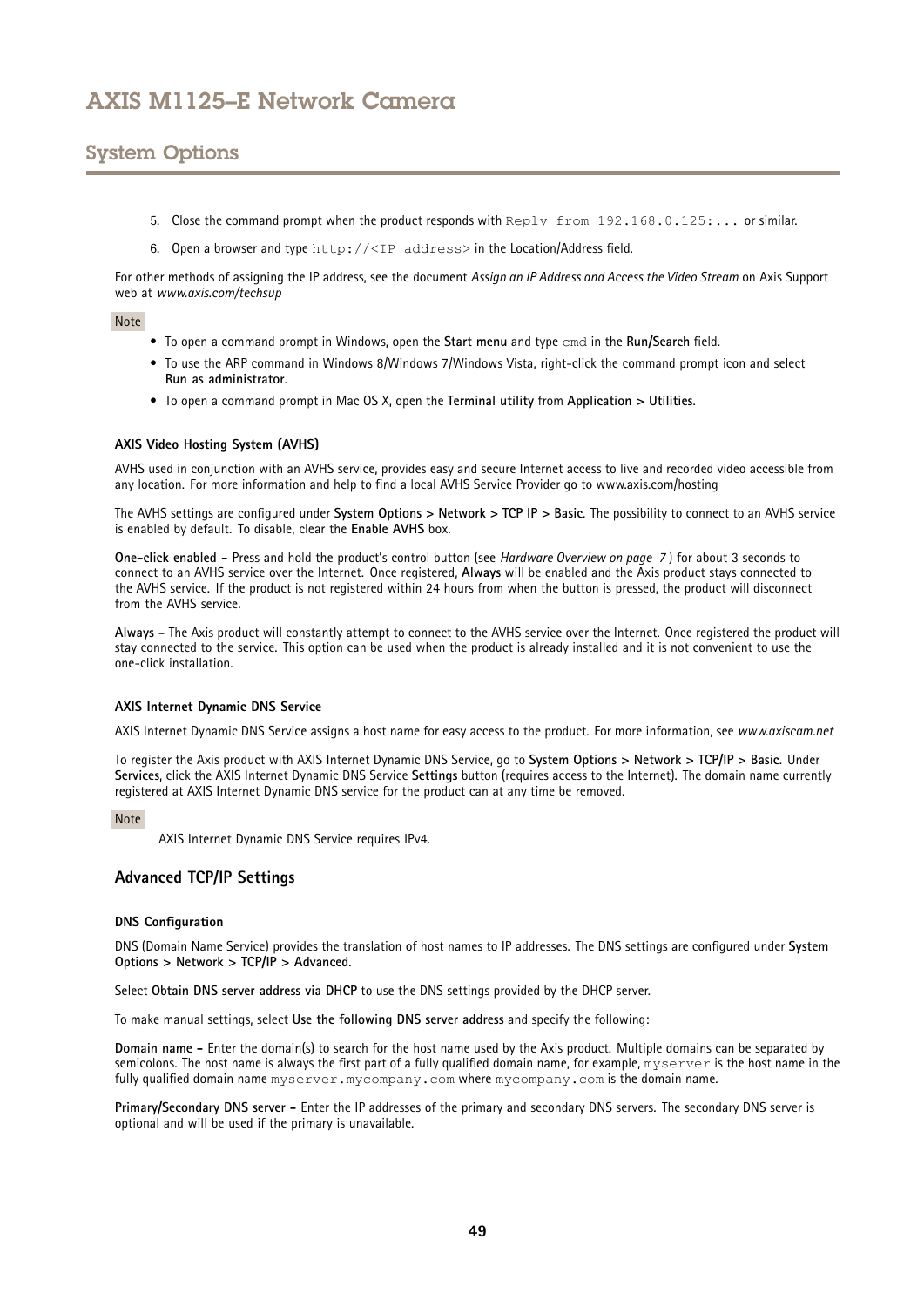5. Close the command prompt when the product responds with `Reply from 192.168.0.125:...` or similar.
6. Open a browser and type `http://<IP address>` in the Location/Address field.

For other methods of assigning the IP address, see the document *Assign an IP Address and Access the Video Stream* on Axis Support web at *www.axis.com/techsup*

Note

- To open a command prompt in Windows, open the **Start menu** and type `cmd` in the **Run/Search** field.
- To use the ARP command in Windows 8/Windows 7/Windows Vista, right-click the command prompt icon and select **Run as administrator**.
- To open a command prompt in Mac OS X, open the **Terminal utility** from **Application > Utilities**.

#### AXIS Video Hosting System (AVHS)

AVHS used in conjunction with an AVHS service, provides easy and secure Internet access to live and recorded video accessible from any location. For more information and help to find a local AVHS Service Provider go to www.axis.com/hosting

The AVHS settings are configured under **System Options > Network > TCP IP > Basic**. The possibility to connect to an AVHS service is enabled by default. To disable, clear the **Enable AVHS** box.

**One-click enabled –** Press and hold the product's control button (see *Hardware Overview on page 7*) for about 3 seconds to connect to an AVHS service over the Internet. Once registered, **Always** will be enabled and the Axis product stays connected to the AVHS service. If the product is not registered within 24 hours from when the button is pressed, the product will disconnect from the AVHS service.

**Always –** The Axis product will constantly attempt to connect to the AVHS service over the Internet. Once registered the product will stay connected to the service. This option can be used when the product is already installed and it is not convenient to use the one-click installation.

#### AXIS Internet Dynamic DNS Service

AXIS Internet Dynamic DNS Service assigns a host name for easy access to the product. For more information, see *www.axiscam.net*

To register the Axis product with AXIS Internet Dynamic DNS Service, go to **System Options > Network > TCP/IP > Basic**. Under **Services**, click the AXIS Internet Dynamic DNS Service **Settings** button (requires access to the Internet). The domain name currently registered at AXIS Internet Dynamic DNS service for the product can at any time be removed.

Note

AXIS Internet Dynamic DNS Service requires IPv4.

### Advanced TCP/IP Settings

#### DNS Configuration

DNS (Domain Name Service) provides the translation of host names to IP addresses. The DNS settings are configured under **System Options > Network > TCP/IP > Advanced**.

Select **Obtain DNS server address via DHCP** to use the DNS settings provided by the DHCP server.

To make manual settings, select **Use the following DNS server address** and specify the following:

**Domain name –** Enter the domain(s) to search for the host name used by the Axis product. Multiple domains can be separated by semicolons. The host name is always the first part of a fully qualified domain name, for example, `myserver` is the host name in the fully qualified domain name `myserver.mycompany.com` where `mycompany.com` is the domain name.

**Primary/Secondary DNS server –** Enter the IP addresses of the primary and secondary DNS servers. The secondary DNS server is optional and will be used if the primary is unavailable.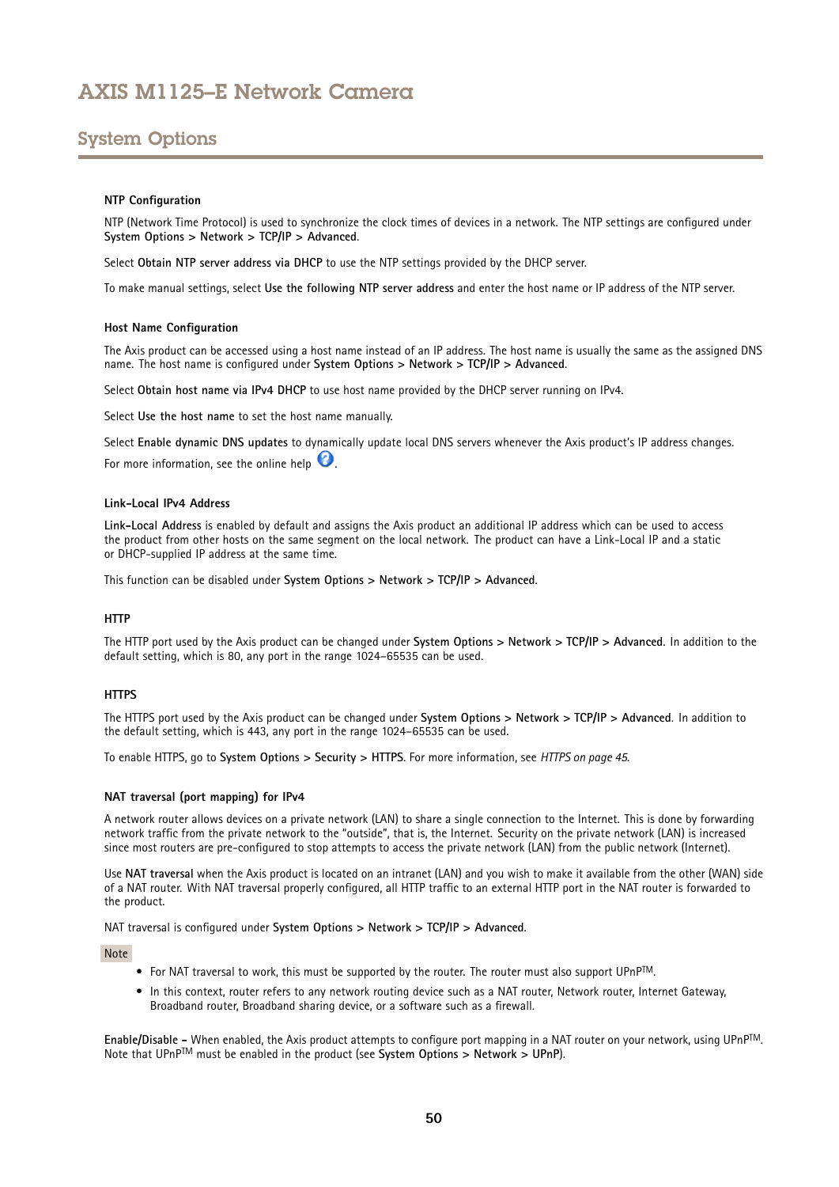### NTP Configuration

NTP (Network Time Protocol) is used to synchronize the clock times of devices in a network. The NTP settings are configured under **System Options > Network > TCP/IP > Advanced**.

Select **Obtain NTP server address via DHCP** to use the NTP settings provided by the DHCP server.

To make manual settings, select **Use the following NTP server address** and enter the host name or IP address of the NTP server.

### Host Name Configuration

The Axis product can be accessed using a host name instead of an IP address. The host name is usually the same as the assigned DNS name. The host name is configured under **System Options > Network > TCP/IP > Advanced**.

Select **Obtain host name via IPv4 DHCP** to use host name provided by the DHCP server running on IPv4.

Select **Use the host name** to set the host name manually.

Select **Enable dynamic DNS updates** to dynamically update local DNS servers whenever the Axis product's IP address changes. For more information, see the online help.

### Link-Local IPv4 Address

**Link-Local Address** is enabled by default and assigns the Axis product an additional IP address which can be used to access the product from other hosts on the same segment on the local network. The product can have a Link-Local IP and a static or DHCP-supplied IP address at the same time.

This function can be disabled under **System Options > Network > TCP/IP > Advanced**.

### HTTP

The HTTP port used by the Axis product can be changed under **System Options > Network > TCP/IP > Advanced**. In addition to the default setting, which is 80, any port in the range 1024–65535 can be used.

### HTTPS

The HTTPS port used by the Axis product can be changed under **System Options > Network > TCP/IP > Advanced**. In addition to the default setting, which is 443, any port in the range 1024–65535 can be used.

To enable HTTPS, go to **System Options > Security > HTTPS**. For more information, see *HTTPS on page 45*.

### NAT traversal (port mapping) for IPv4

A network router allows devices on a private network (LAN) to share a single connection to the Internet. This is done by forwarding network traffic from the private network to the "outside", that is, the Internet. Security on the private network (LAN) is increased since most routers are pre-configured to stop attempts to access the private network (LAN) from the public network (Internet).

Use **NAT traversal** when the Axis product is located on an intranet (LAN) and you wish to make it available from the other (WAN) side of a NAT router. With NAT traversal properly configured, all HTTP traffic to an external HTTP port in the NAT router is forwarded to the product.

NAT traversal is configured under **System Options > Network > TCP/IP > Advanced**.

Note

- For NAT traversal to work, this must be supported by the router. The router must also support UPnP™.
- In this context, router refers to any network routing device such as a NAT router, Network router, Internet Gateway, Broadband router, Broadband sharing device, or a software such as a firewall.

**Enable/Disable –** When enabled, the Axis product attempts to configure port mapping in a NAT router on your network, using UPnP™. Note that UPnP™ must be enabled in the product (see **System Options > Network > UPnP**).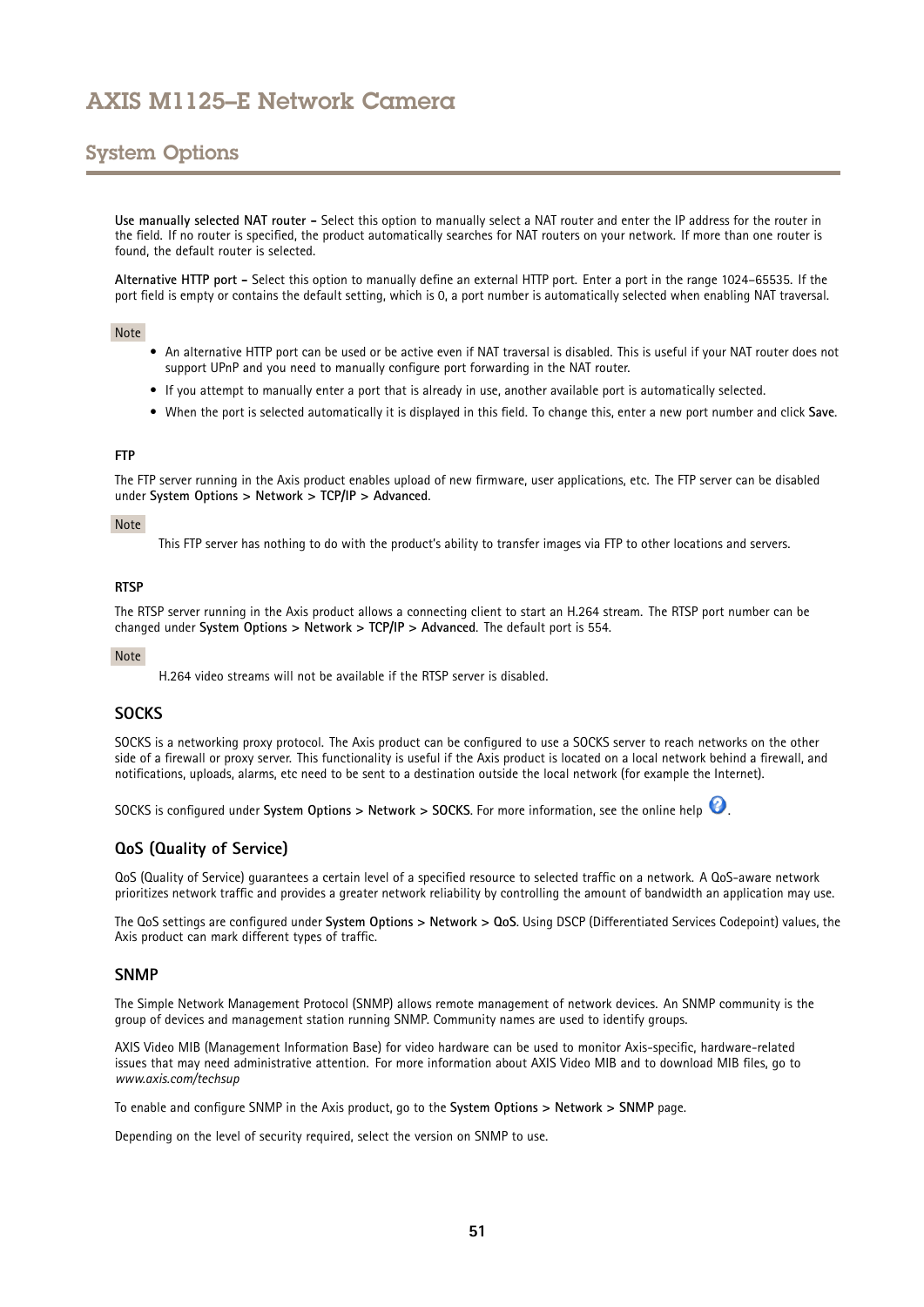**Use manually selected NAT router –** Select this option to manually select a NAT router and enter the IP address for the router in the field. If no router is specified, the product automatically searches for NAT routers on your network. If more than one router is found, the default router is selected.

**Alternative HTTP port –** Select this option to manually define an external HTTP port. Enter a port in the range 1024–65535. If the port field is empty or contains the default setting, which is 0, a port number is automatically selected when enabling NAT traversal.

Note

- An alternative HTTP port can be used or be active even if NAT traversal is disabled. This is useful if your NAT router does not support UPnP and you need to manually configure port forwarding in the NAT router.
- If you attempt to manually enter a port that is already in use, another available port is automatically selected.
- When the port is selected automatically it is displayed in this field. To change this, enter a new port number and click **Save**.

#### FTP

The FTP server running in the Axis product enables upload of new firmware, user applications, etc. The FTP server can be disabled under **System Options > Network > TCP/IP > Advanced**.

Note

This FTP server has nothing to do with the product's ability to transfer images via FTP to other locations and servers.

#### RTSP

The RTSP server running in the Axis product allows a connecting client to start an H.264 stream. The RTSP port number can be changed under **System Options > Network > TCP/IP > Advanced**. The default port is 554.

Note

H.264 video streams will not be available if the RTSP server is disabled.

### SOCKS

SOCKS is a networking proxy protocol. The Axis product can be configured to use a SOCKS server to reach networks on the other side of a firewall or proxy server. This functionality is useful if the Axis product is located on a local network behind a firewall, and notifications, uploads, alarms, etc need to be sent to a destination outside the local network (for example the Internet).

SOCKS is configured under **System Options > Network > SOCKS**. For more information, see the online help.

### QoS (Quality of Service)

QoS (Quality of Service) guarantees a certain level of a specified resource to selected traffic on a network. A QoS-aware network prioritizes network traffic and provides a greater network reliability by controlling the amount of bandwidth an application may use.

The QoS settings are configured under **System Options > Network > QoS**. Using DSCP (Differentiated Services Codepoint) values, the Axis product can mark different types of traffic.

### SNMP

The Simple Network Management Protocol (SNMP) allows remote management of network devices. An SNMP community is the group of devices and management station running SNMP. Community names are used to identify groups.

AXIS Video MIB (Management Information Base) for video hardware can be used to monitor Axis-specific, hardware-related issues that may need administrative attention. For more information about AXIS Video MIB and to download MIB files, go to *www.axis.com/techsup*

To enable and configure SNMP in the Axis product, go to the **System Options > Network > SNMP** page.

Depending on the level of security required, select the version on SNMP to use.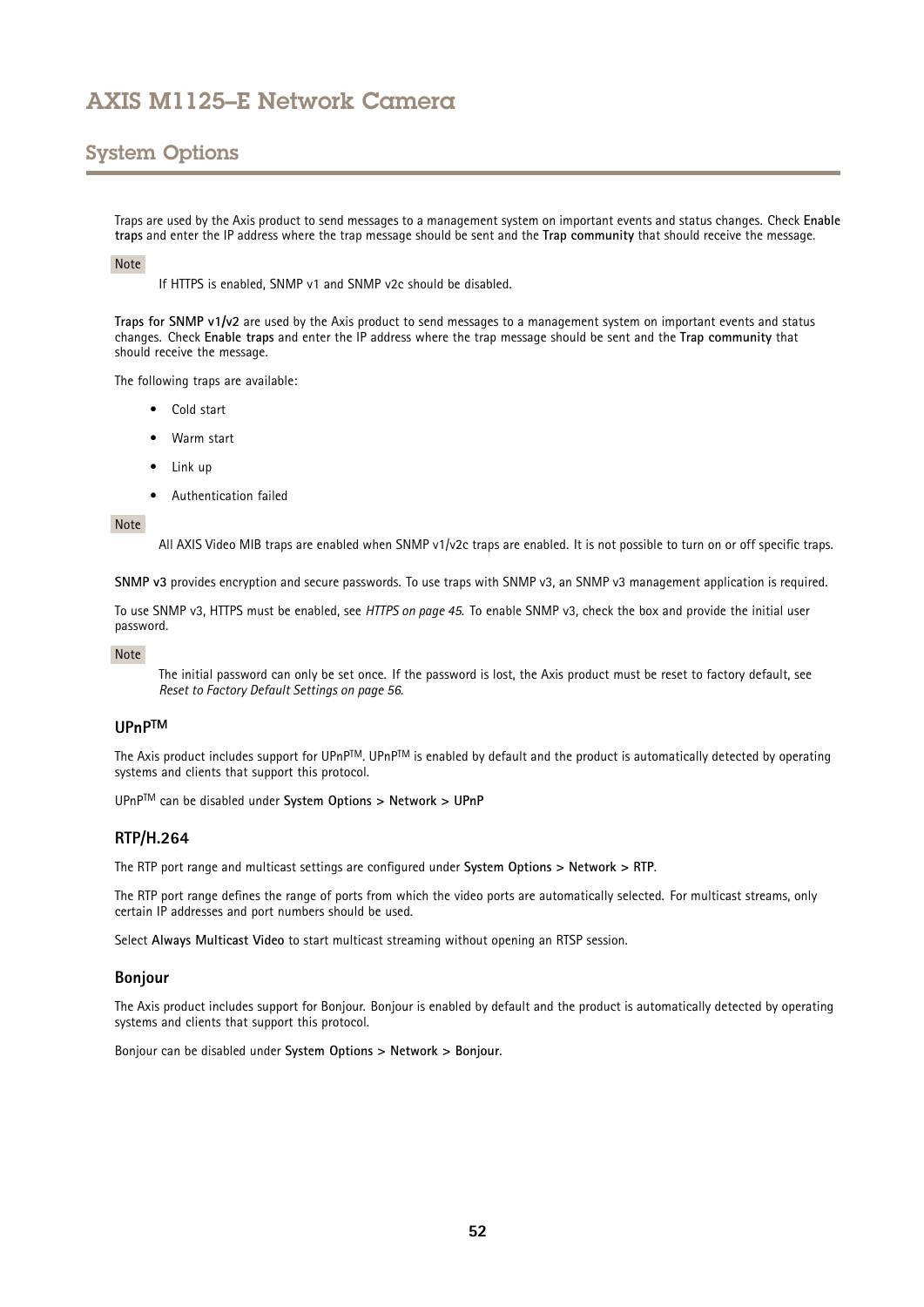Traps are used by the Axis product to send messages to a management system on important events and status changes. Check **Enable traps** and enter the IP address where the trap message should be sent and the **Trap community** that should receive the message.

Note

If HTTPS is enabled, SNMP v1 and SNMP v2c should be disabled.

**Traps for SNMP v1/v2** are used by the Axis product to send messages to a management system on important events and status changes. Check **Enable traps** and enter the IP address where the trap message should be sent and the **Trap community** that should receive the message.

The following traps are available:

- Cold start
- Warm start
- Link up
- Authentication failed

Note

All AXIS Video MIB traps are enabled when SNMP v1/v2c traps are enabled. It is not possible to turn on or off specific traps.

**SNMP v3** provides encryption and secure passwords. To use traps with SNMP v3, an SNMP v3 management application is required.

To use SNMP v3, HTTPS must be enabled, see *HTTPS on page 45*. To enable SNMP v3, check the box and provide the initial user password.

Note

The initial password can only be set once. If the password is lost, the Axis product must be reset to factory default, see *Reset to Factory Default Settings on page 56*.

### UPnP™

The Axis product includes support for UPnP™. UPnP™ is enabled by default and the product is automatically detected by operating systems and clients that support this protocol.

UPnP™ can be disabled under **System Options > Network > UPnP**

### RTP/H.264

The RTP port range and multicast settings are configured under **System Options > Network > RTP**.

The RTP port range defines the range of ports from which the video ports are automatically selected. For multicast streams, only certain IP addresses and port numbers should be used.

Select **Always Multicast Video** to start multicast streaming without opening an RTSP session.

### Bonjour

The Axis product includes support for Bonjour. Bonjour is enabled by default and the product is automatically detected by operating systems and clients that support this protocol.

Bonjour can be disabled under **System Options > Network > Bonjour**.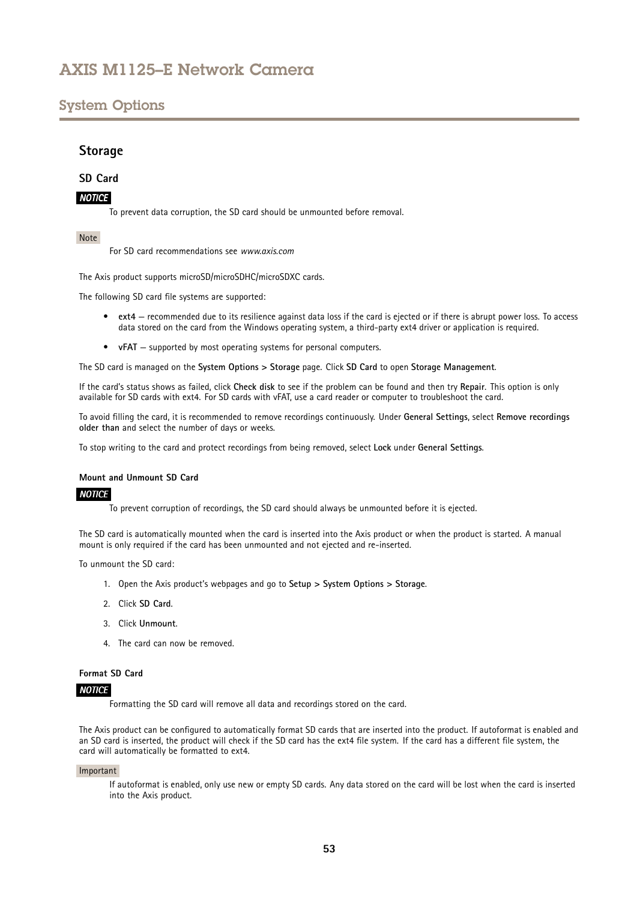## Storage

### SD Card

***NOTICE***

To prevent data corruption, the SD card should be unmounted before removal.

Note

For SD card recommendations see *www.axis.com*

The Axis product supports microSD/microSDHC/microSDXC cards.

The following SD card file systems are supported:

- **ext4** — recommended due to its resilience against data loss if the card is ejected or if there is abrupt power loss. To access data stored on the card from the Windows operating system, a third-party ext4 driver or application is required.
- **vFAT** — supported by most operating systems for personal computers.

The SD card is managed on the **System Options > Storage** page. Click **SD Card** to open **Storage Management**.

If the card's status shows as failed, click **Check disk** to see if the problem can be found and then try **Repair**. This option is only available for SD cards with ext4. For SD cards with vFAT, use a card reader or computer to troubleshoot the card.

To avoid filling the card, it is recommended to remove recordings continuously. Under **General Settings**, select **Remove recordings older than** and select the number of days or weeks.

To stop writing to the card and protect recordings from being removed, select **Lock** under **General Settings**.

#### Mount and Unmount SD Card

***NOTICE***

To prevent corruption of recordings, the SD card should always be unmounted before it is ejected.

The SD card is automatically mounted when the card is inserted into the Axis product or when the product is started. A manual mount is only required if the card has been unmounted and not ejected and re-inserted.

To unmount the SD card:

1. Open the Axis product's webpages and go to **Setup > System Options > Storage**.
2. Click **SD Card**.
3. Click **Unmount**.
4. The card can now be removed.

#### Format SD Card

***NOTICE***

Formatting the SD card will remove all data and recordings stored on the card.

The Axis product can be configured to automatically format SD cards that are inserted into the product. If autoformat is enabled and an SD card is inserted, the product will check if the SD card has the ext4 file system. If the card has a different file system, the card will automatically be formatted to ext4.

Important

If autoformat is enabled, only use new or empty SD cards. Any data stored on the card will be lost when the card is inserted into the Axis product.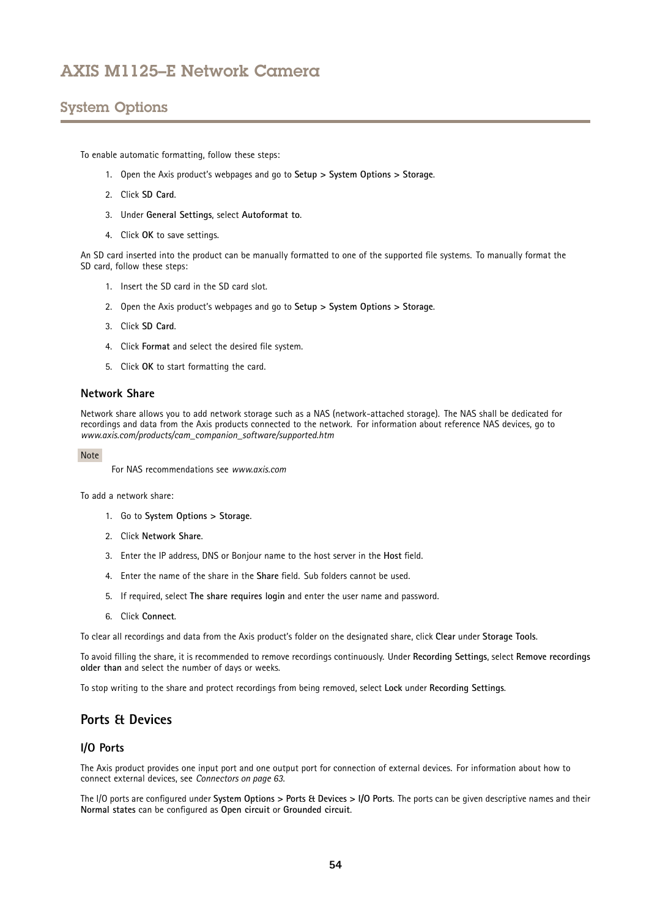To enable automatic formatting, follow these steps:

1. Open the Axis product's webpages and go to **Setup > System Options > Storage**.
2. Click **SD Card**.
3. Under **General Settings**, select **Autoformat to**.
4. Click **OK** to save settings.

An SD card inserted into the product can be manually formatted to one of the supported file systems. To manually format the SD card, follow these steps:

1. Insert the SD card in the SD card slot.
2. Open the Axis product's webpages and go to **Setup > System Options > Storage**.
3. Click **SD Card**.
4. Click **Format** and select the desired file system.
5. Click **OK** to start formatting the card.

### Network Share

Network share allows you to add network storage such as a NAS (network-attached storage). The NAS shall be dedicated for recordings and data from the Axis products connected to the network. For information about reference NAS devices, go to *www.axis.com/products/cam_companion_software/supported.htm*

Note

For NAS recommendations see *www.axis.com*

To add a network share:

1. Go to **System Options > Storage**.
2. Click **Network Share**.
3. Enter the IP address, DNS or Bonjour name to the host server in the **Host** field.
4. Enter the name of the share in the **Share** field. Sub folders cannot be used.
5. If required, select **The share requires login** and enter the user name and password.
6. Click **Connect**.

To clear all recordings and data from the Axis product's folder on the designated share, click **Clear** under **Storage Tools**.

To avoid filling the share, it is recommended to remove recordings continuously. Under **Recording Settings**, select **Remove recordings older than** and select the number of days or weeks.

To stop writing to the share and protect recordings from being removed, select **Lock** under **Recording Settings**.

## Ports & Devices

### I/O Ports

The Axis product provides one input port and one output port for connection of external devices. For information about how to connect external devices, see *Connectors on page 63*.

The I/O ports are configured under **System Options > Ports & Devices > I/O Ports**. The ports can be given descriptive names and their **Normal states** can be configured as **Open circuit** or **Grounded circuit**.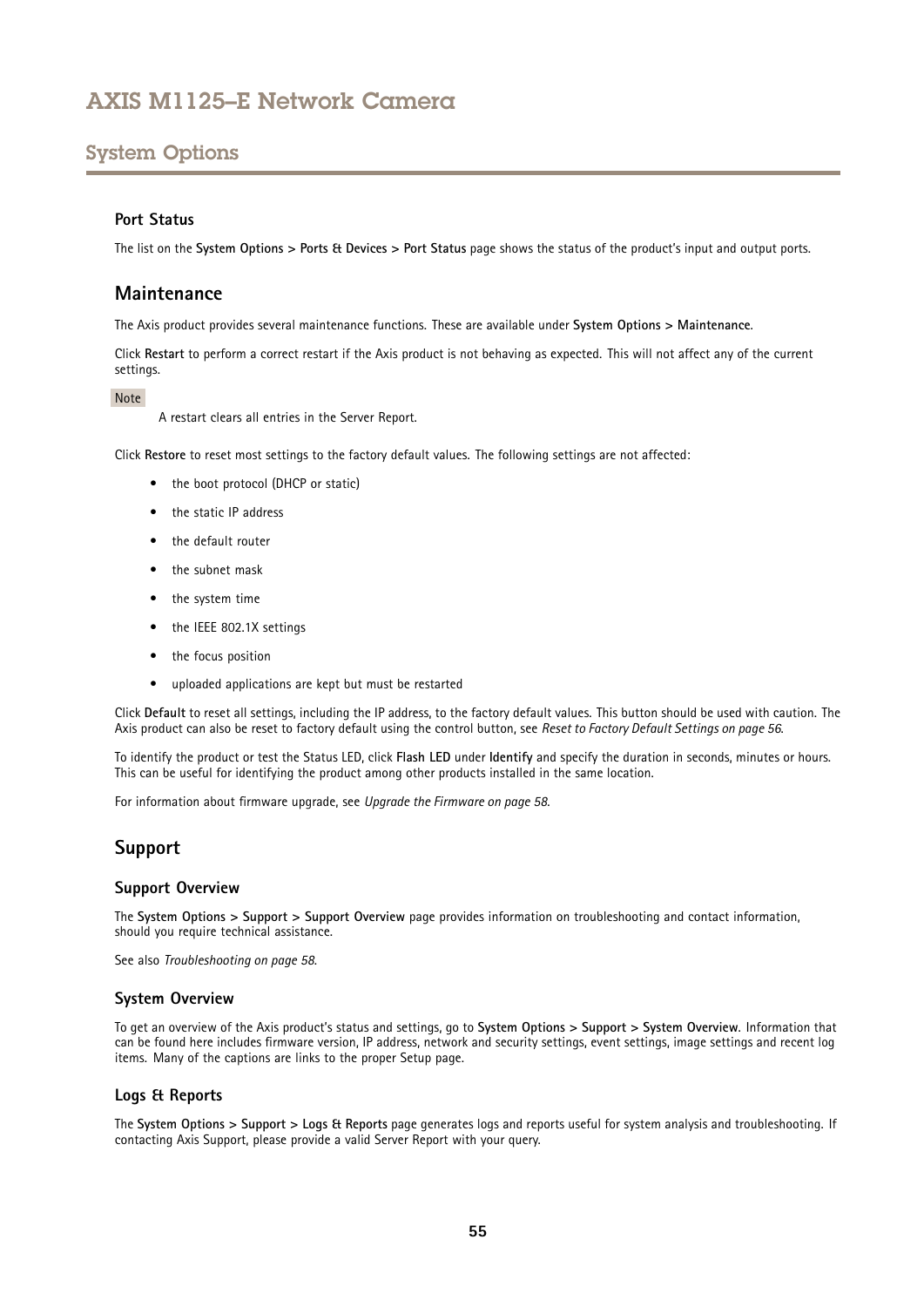## Port Status

The list on the **System Options > Ports & Devices > Port Status** page shows the status of the product's input and output ports.

## Maintenance

The Axis product provides several maintenance functions. These are available under **System Options > Maintenance**.

Click **Restart** to perform a correct restart if the Axis product is not behaving as expected. This will not affect any of the current settings.

Note

A restart clears all entries in the Server Report.

Click **Restore** to reset most settings to the factory default values. The following settings are not affected:

- the boot protocol (DHCP or static)
- the static IP address
- the default router
- the subnet mask
- the system time
- the IEEE 802.1X settings
- the focus position
- uploaded applications are kept but must be restarted

Click **Default** to reset all settings, including the IP address, to the factory default values. This button should be used with caution. The Axis product can also be reset to factory default using the control button, see *Reset to Factory Default Settings on page 56*.

To identify the product or test the Status LED, click **Flash LED** under **Identify** and specify the duration in seconds, minutes or hours. This can be useful for identifying the product among other products installed in the same location.

For information about firmware upgrade, see *Upgrade the Firmware on page 58*.

## Support

### Support Overview

The **System Options > Support > Support Overview** page provides information on troubleshooting and contact information, should you require technical assistance.

See also *Troubleshooting on page 58*.

### System Overview

To get an overview of the Axis product's status and settings, go to **System Options > Support > System Overview**. Information that can be found here includes firmware version, IP address, network and security settings, event settings, image settings and recent log items. Many of the captions are links to the proper Setup page.

### Logs & Reports

The **System Options > Support > Logs & Reports** page generates logs and reports useful for system analysis and troubleshooting. If contacting Axis Support, please provide a valid Server Report with your query.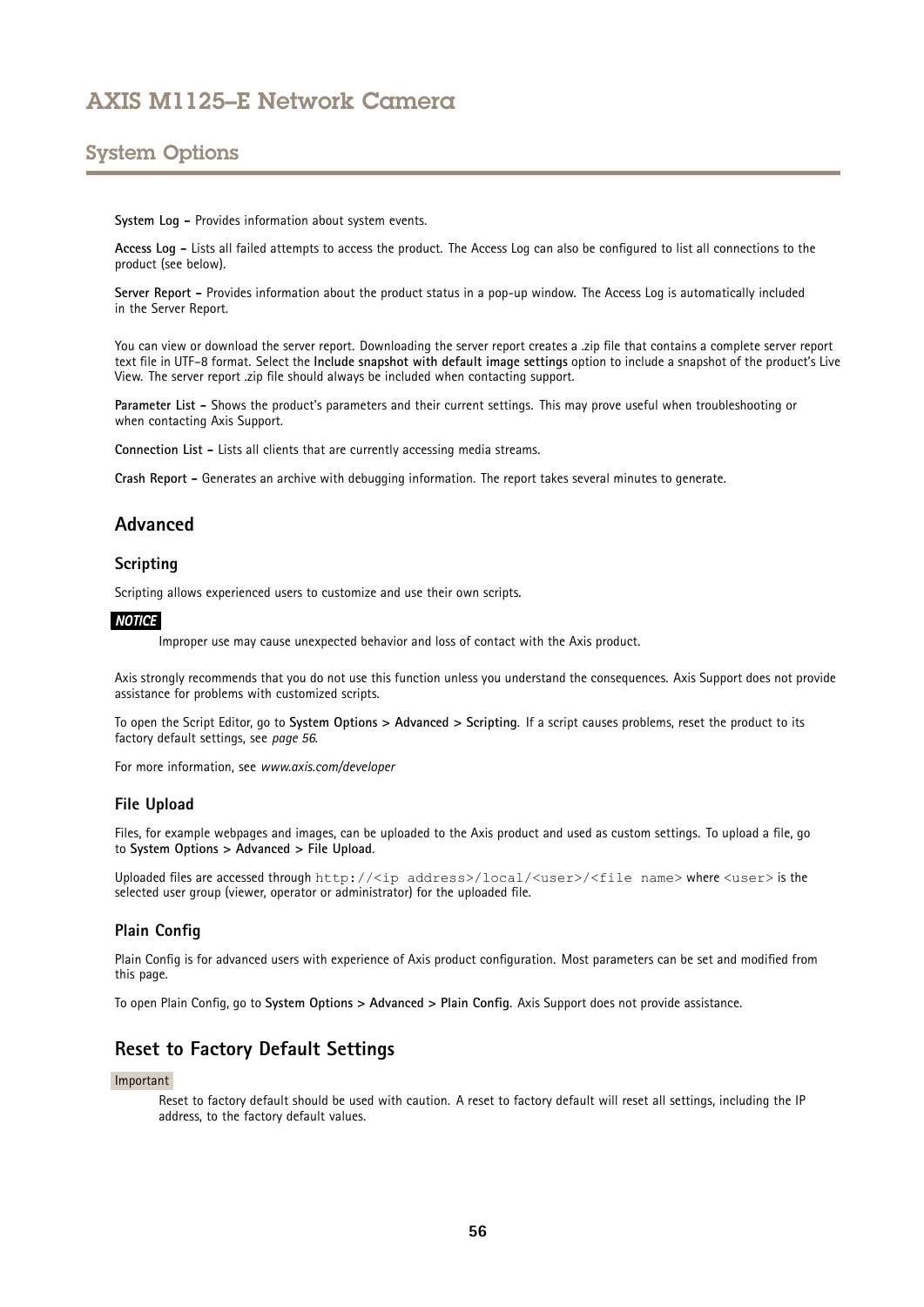**System Log –** Provides information about system events.

**Access Log –** Lists all failed attempts to access the product. The Access Log can also be configured to list all connections to the product (see below).

**Server Report –** Provides information about the product status in a pop-up window. The Access Log is automatically included in the Server Report.

You can view or download the server report. Downloading the server report creates a .zip file that contains a complete server report text file in UTF-8 format. Select the **Include snapshot with default image settings** option to include a snapshot of the product's Live View. The server report .zip file should always be included when contacting support.

**Parameter List –** Shows the product's parameters and their current settings. This may prove useful when troubleshooting or when contacting Axis Support.

**Connection List –** Lists all clients that are currently accessing media streams.

**Crash Report –** Generates an archive with debugging information. The report takes several minutes to generate.

## Advanced

### Scripting

Scripting allows experienced users to customize and use their own scripts.

***NOTICE***

Improper use may cause unexpected behavior and loss of contact with the Axis product.

Axis strongly recommends that you do not use this function unless you understand the consequences. Axis Support does not provide assistance for problems with customized scripts.

To open the Script Editor, go to **System Options > Advanced > Scripting**. If a script causes problems, reset the product to its factory default settings, see *page 56*.

For more information, see *www.axis.com/developer*

### File Upload

Files, for example webpages and images, can be uploaded to the Axis product and used as custom settings. To upload a file, go to **System Options > Advanced > File Upload**.

Uploaded files are accessed through `http://<ip address>/local/<user>/<file name>` where `<user>` is the selected user group (viewer, operator or administrator) for the uploaded file.

### Plain Config

Plain Config is for advanced users with experience of Axis product configuration. Most parameters can be set and modified from this page.

To open Plain Config, go to **System Options > Advanced > Plain Config**. Axis Support does not provide assistance.

## Reset to Factory Default Settings

Important

Reset to factory default should be used with caution. A reset to factory default will reset all settings, including the IP address, to the factory default values.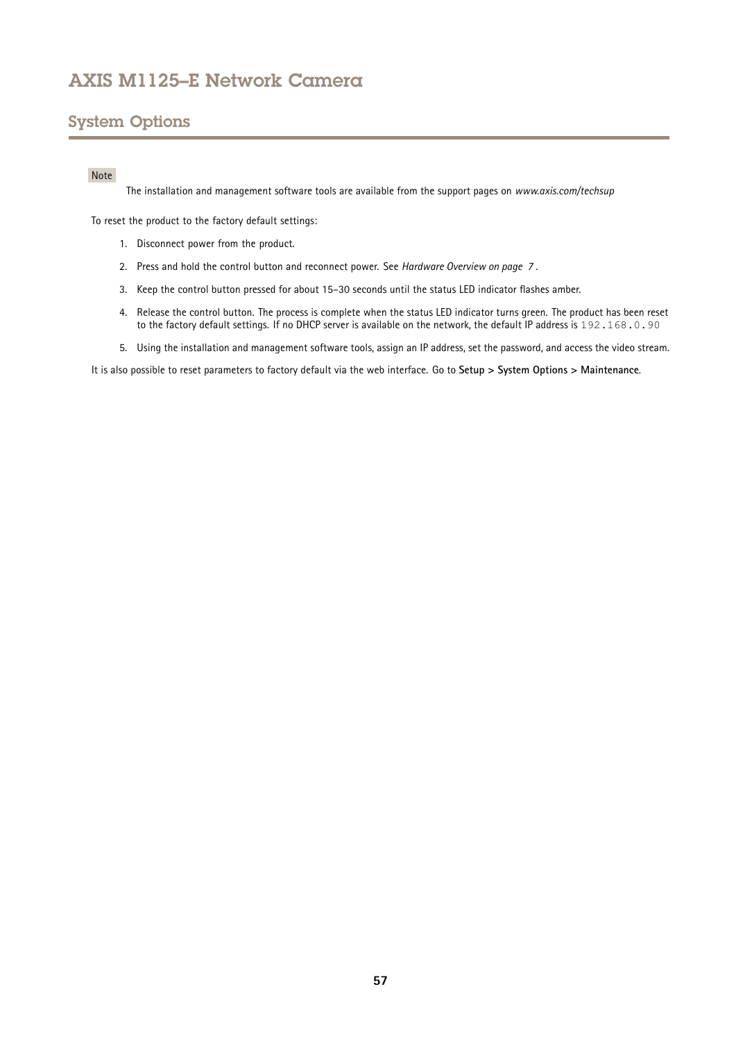## System Options

> **Note**
>
> The installation and management software tools are available from the support pages on *www.axis.com/techsup*

To reset the product to the factory default settings:

1. Disconnect power from the product.
2. Press and hold the control button and reconnect power. See *Hardware Overview on page 7*.
3. Keep the control button pressed for about 15–30 seconds until the status LED indicator flashes amber.
4. Release the control button. The process is complete when the status LED indicator turns green. The product has been reset to the factory default settings. If no DHCP server is available on the network, the default IP address is `192.168.0.90`
5. Using the installation and management software tools, assign an IP address, set the password, and access the video stream.

It is also possible to reset parameters to factory default via the web interface. Go to **Setup > System Options > Maintenance**.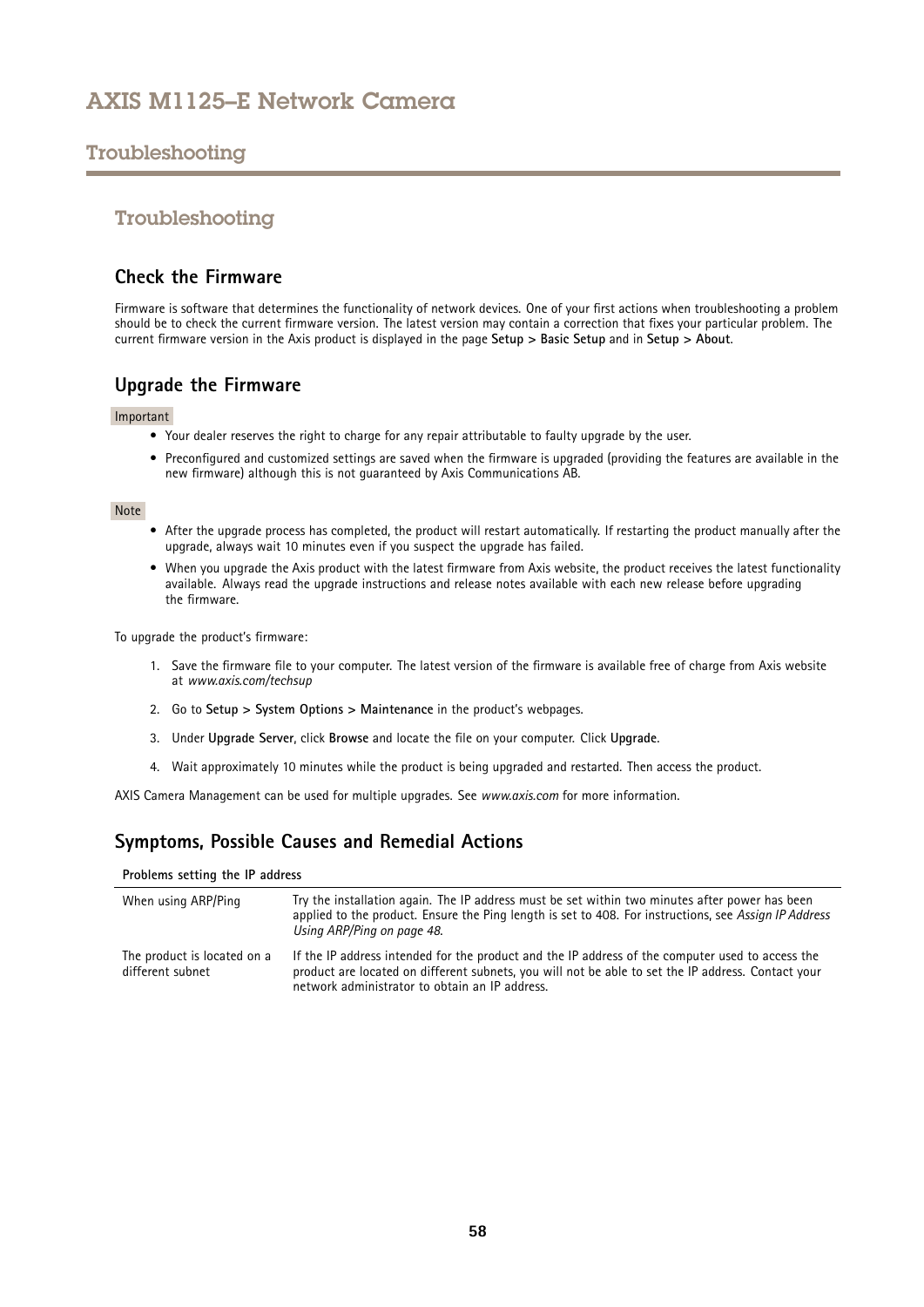## Troubleshooting

### Check the Firmware

Firmware is software that determines the functionality of network devices. One of your first actions when troubleshooting a problem should be to check the current firmware version. The latest version may contain a correction that fixes your particular problem. The current firmware version in the Axis product is displayed in the page **Setup > Basic Setup** and in **Setup > About**.

### Upgrade the Firmware

Important

- Your dealer reserves the right to charge for any repair attributable to faulty upgrade by the user.
- Preconfigured and customized settings are saved when the firmware is upgraded (providing the features are available in the new firmware) although this is not guaranteed by Axis Communications AB.

Note

- After the upgrade process has completed, the product will restart automatically. If restarting the product manually after the upgrade, always wait 10 minutes even if you suspect the upgrade has failed.
- When you upgrade the Axis product with the latest firmware from Axis website, the product receives the latest functionality available. Always read the upgrade instructions and release notes available with each new release before upgrading the firmware.

To upgrade the product's firmware:

1. Save the firmware file to your computer. The latest version of the firmware is available free of charge from Axis website at *www.axis.com/techsup*
2. Go to **Setup > System Options > Maintenance** in the product's webpages.
3. Under **Upgrade Server**, click **Browse** and locate the file on your computer. Click **Upgrade**.
4. Wait approximately 10 minutes while the product is being upgraded and restarted. Then access the product.

AXIS Camera Management can be used for multiple upgrades. See *www.axis.com* for more information.

### Symptoms, Possible Causes and Remedial Actions

| **Problems setting the IP address** | |
|---|---|
| When using ARP/Ping | Try the installation again. The IP address must be set within two minutes after power has been applied to the product. Ensure the Ping length is set to 408. For instructions, see *Assign IP Address Using ARP/Ping on page 48*. |
| The product is located on a different subnet | If the IP address intended for the product and the IP address of the computer used to access the product are located on different subnets, you will not be able to set the IP address. Contact your network administrator to obtain an IP address. |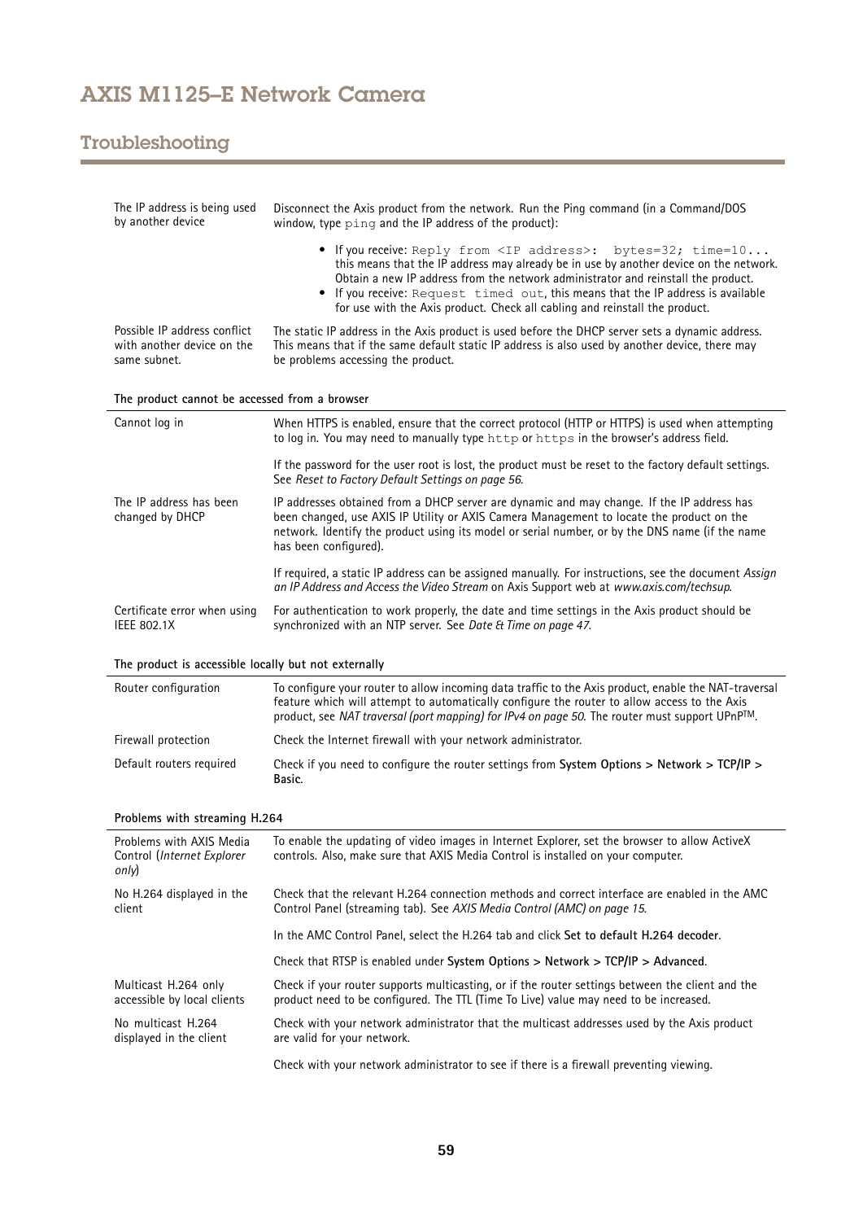## Troubleshooting

| | |
|---|---|
| The IP address is being used by another device | Disconnect the Axis product from the network. Run the Ping command (in a Command/DOS window, type `ping` and the IP address of the product):<br>• If you receive: `Reply from <IP address>: bytes=32; time=10...` this means that the IP address may already be in use by another device on the network. Obtain a new IP address from the network administrator and reinstall the product.<br>• If you receive: `Request timed out`, this means that the IP address is available for use with the Axis product. Check all cabling and reinstall the product. |
| Possible IP address conflict with another device on the same subnet. | The static IP address in the Axis product is used before the DHCP server sets a dynamic address. This means that if the same default static IP address is also used by another device, there may be problems accessing the product. |

**The product cannot be accessed from a browser**

| | |
|---|---|
| Cannot log in | When HTTPS is enabled, ensure that the correct protocol (HTTP or HTTPS) is used when attempting to log in. You may need to manually type `http` or `https` in the browser's address field.<br><br>If the password for the user root is lost, the product must be reset to the factory default settings. See *Reset to Factory Default Settings on page 56*. |
| The IP address has been changed by DHCP | IP addresses obtained from a DHCP server are dynamic and may change. If the IP address has been changed, use AXIS IP Utility or AXIS Camera Management to locate the product on the network. Identify the product using its model or serial number, or by the DNS name (if the name has been configured).<br><br>If required, a static IP address can be assigned manually. For instructions, see the document *Assign an IP Address and Access the Video Stream* on Axis Support web at *www.axis.com/techsup*. |
| Certificate error when using IEEE 802.1X | For authentication to work properly, the date and time settings in the Axis product should be synchronized with an NTP server. See *Date & Time on page 47*. |

**The product is accessible locally but not externally**

| | |
|---|---|
| Router configuration | To configure your router to allow incoming data traffic to the Axis product, enable the NAT-traversal feature which will attempt to automatically configure the router to allow access to the Axis product, see *NAT traversal (port mapping) for IPv4 on page 50*. The router must support UPnP™. |
| Firewall protection | Check the Internet firewall with your network administrator. |
| Default routers required | Check if you need to configure the router settings from **System Options > Network > TCP/IP > Basic**. |

**Problems with streaming H.264**

| | |
|---|---|
| Problems with AXIS Media Control (*Internet Explorer only*) | To enable the updating of video images in Internet Explorer, set the browser to allow ActiveX controls. Also, make sure that AXIS Media Control is installed on your computer. |
| No H.264 displayed in the client | Check that the relevant H.264 connection methods and correct interface are enabled in the AMC Control Panel (streaming tab). See *AXIS Media Control (AMC) on page 15*.<br><br>In the AMC Control Panel, select the H.264 tab and click **Set to default H.264 decoder**.<br><br>Check that RTSP is enabled under **System Options > Network > TCP/IP > Advanced**. |
| Multicast H.264 only accessible by local clients | Check if your router supports multicasting, or if the router settings between the client and the product need to be configured. The TTL (Time To Live) value may need to be increased. |
| No multicast H.264 displayed in the client | Check with your network administrator that the multicast addresses used by the Axis product are valid for your network.<br><br>Check with your network administrator to see if there is a firewall preventing viewing. |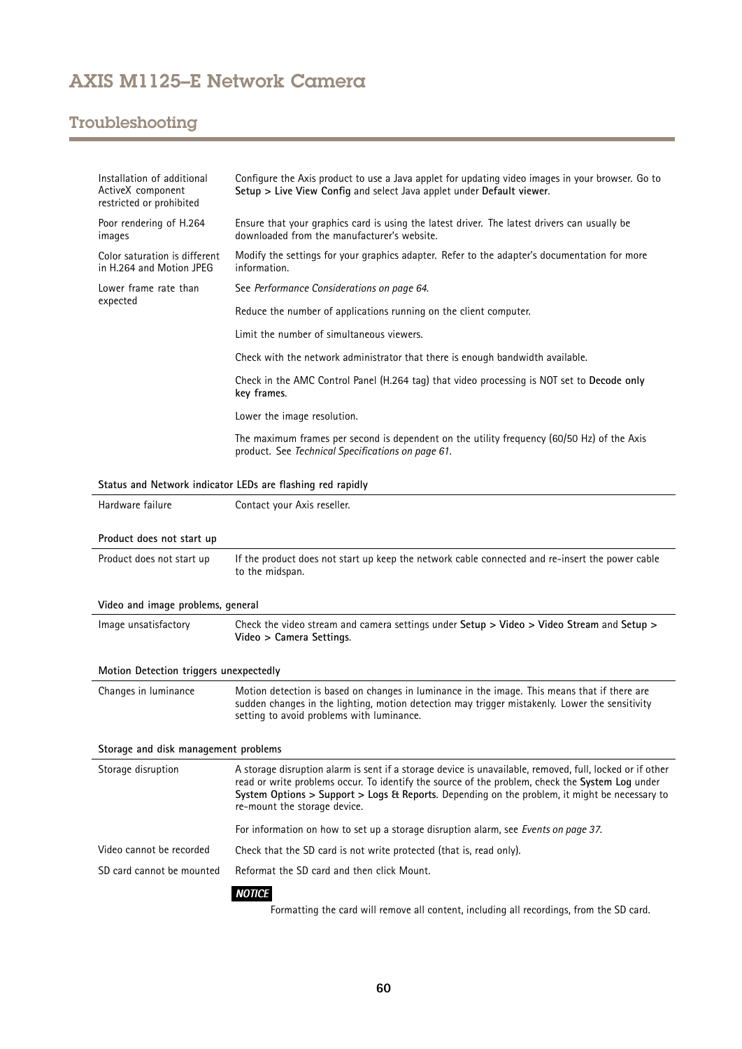| | |
|---|---|
| Installation of additional ActiveX component restricted or prohibited | Configure the Axis product to use a Java applet for updating video images in your browser. Go to **Setup > Live View Config** and select Java applet under **Default viewer**. |
| Poor rendering of H.264 images | Ensure that your graphics card is using the latest driver. The latest drivers can usually be downloaded from the manufacturer's website. |
| Color saturation is different in H.264 and Motion JPEG | Modify the settings for your graphics adapter. Refer to the adapter's documentation for more information. |
| Lower frame rate than expected | See *Performance Considerations on page 64*. |
| | Reduce the number of applications running on the client computer. |
| | Limit the number of simultaneous viewers. |
| | Check with the network administrator that there is enough bandwidth available. |
| | Check in the AMC Control Panel (H.264 tag) that video processing is NOT set to **Decode only key frames**. |
| | Lower the image resolution. |
| | The maximum frames per second is dependent on the utility frequency (60/50 Hz) of the Axis product. See *Technical Specifications on page 61*. |

**Status and Network indicator LEDs are flashing red rapidly**

| | |
|---|---|
| Hardware failure | Contact your Axis reseller. |

**Product does not start up**

| | |
|---|---|
| Product does not start up | If the product does not start up keep the network cable connected and re-insert the power cable to the midspan. |

**Video and image problems, general**

| | |
|---|---|
| Image unsatisfactory | Check the video stream and camera settings under **Setup > Video > Video Stream** and **Setup > Video > Camera Settings**. |

**Motion Detection triggers unexpectedly**

| | |
|---|---|
| Changes in luminance | Motion detection is based on changes in luminance in the image. This means that if there are sudden changes in the lighting, motion detection may trigger mistakenly. Lower the sensitivity setting to avoid problems with luminance. |

**Storage and disk management problems**

| | |
|---|---|
| Storage disruption | A storage disruption alarm is sent if a storage device is unavailable, removed, full, locked or if other read or write problems occur. To identify the source of the problem, check the **System Log** under **System Options > Support > Logs & Reports**. Depending on the problem, it might be necessary to re-mount the storage device. |
| | For information on how to set up a storage disruption alarm, see *Events on page 37*. |
| Video cannot be recorded | Check that the SD card is not write protected (that is, read only). |
| SD card cannot be mounted | Reformat the SD card and then click Mount. **NOTICE** Formatting the card will remove all content, including all recordings, from the SD card. |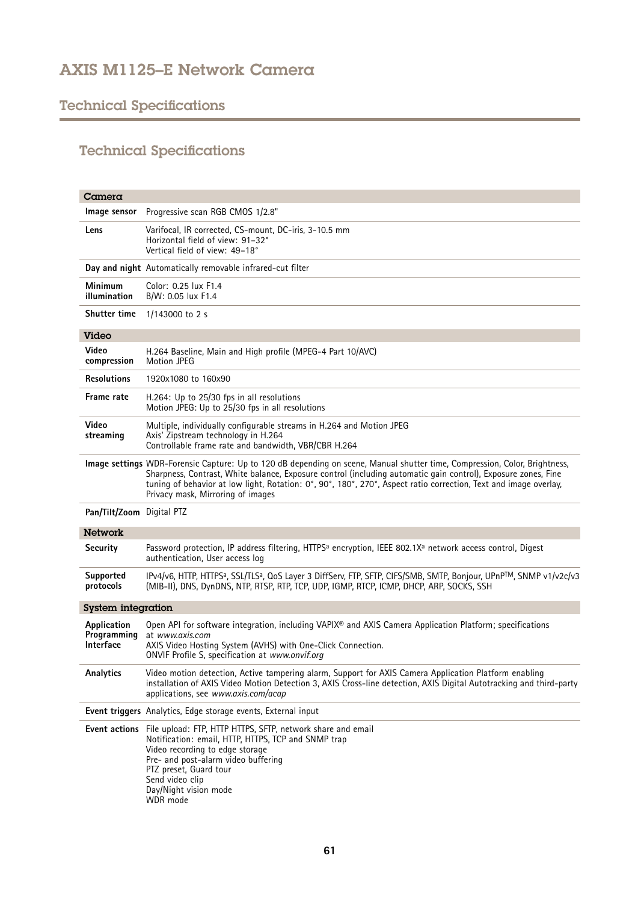# AXIS M1125–E Network Camera

## Technical Specifications

### Technical Specifications

| **Camera** | |
|---|---|
| **Image sensor** | Progressive scan RGB CMOS 1/2.8" |
| **Lens** | Varifocal, IR corrected, CS-mount, DC-iris, 3-10.5 mm<br>Horizontal field of view: 91–32°<br>Vertical field of view: 49–18° |
| **Day and night** | Automatically removable infrared-cut filter |
| **Minimum illumination** | Color: 0.25 lux F1.4<br>B/W: 0.05 lux F1.4 |
| **Shutter time** | 1/143000 to 2 s |
| **Video** | |
| **Video compression** | H.264 Baseline, Main and High profile (MPEG-4 Part 10/AVC)<br>Motion JPEG |
| **Resolutions** | 1920x1080 to 160x90 |
| **Frame rate** | H.264: Up to 25/30 fps in all resolutions<br>Motion JPEG: Up to 25/30 fps in all resolutions |
| **Video streaming** | Multiple, individually configurable streams in H.264 and Motion JPEG<br>Axis' Zipstream technology in H.264<br>Controllable frame rate and bandwidth, VBR/CBR H.264 |
| **Image settings** | WDR-Forensic Capture: Up to 120 dB depending on scene, Manual shutter time, Compression, Color, Brightness, Sharpness, Contrast, White balance, Exposure control (including automatic gain control), Exposure zones, Fine tuning of behavior at low light, Rotation: 0°, 90°, 180°, 270°, Aspect ratio correction, Text and image overlay, Privacy mask, Mirroring of images |
| **Pan/Tilt/Zoom** | Digital PTZ |
| **Network** | |
| **Security** | Password protection, IP address filtering, HTTPS[a] encryption, IEEE 802.1X[a] network access control, Digest authentication, User access log |
| **Supported protocols** | IPv4/v6, HTTP, HTTPS[a], SSL/TLS[a], QoS Layer 3 DiffServ, FTP, SFTP, CIFS/SMB, SMTP, Bonjour, UPnP™, SNMP v1/v2c/v3 (MIB-II), DNS, DynDNS, NTP, RTSP, RTP, TCP, UDP, IGMP, RTCP, ICMP, DHCP, ARP, SOCKS, SSH |
| **System integration** | |
| **Application Programming Interface** | Open API for software integration, including VAPIX® and AXIS Camera Application Platform; specifications at *www.axis.com*<br>AXIS Video Hosting System (AVHS) with One-Click Connection.<br>ONVIF Profile S, specification at *www.onvif.org* |
| **Analytics** | Video motion detection, Active tampering alarm, Support for AXIS Camera Application Platform enabling installation of AXIS Video Motion Detection 3, AXIS Cross-line detection, AXIS Digital Autotracking and third-party applications, see *www.axis.com/acap* |
| **Event triggers** | Analytics, Edge storage events, External input |
| **Event actions** | File upload: FTP, HTTP HTTPS, SFTP, network share and email<br>Notification: email, HTTP, HTTPS, TCP and SNMP trap<br>Video recording to edge storage<br>Pre- and post-alarm video buffering<br>PTZ preset, Guard tour<br>Send video clip<br>Day/Night vision mode<br>WDR mode |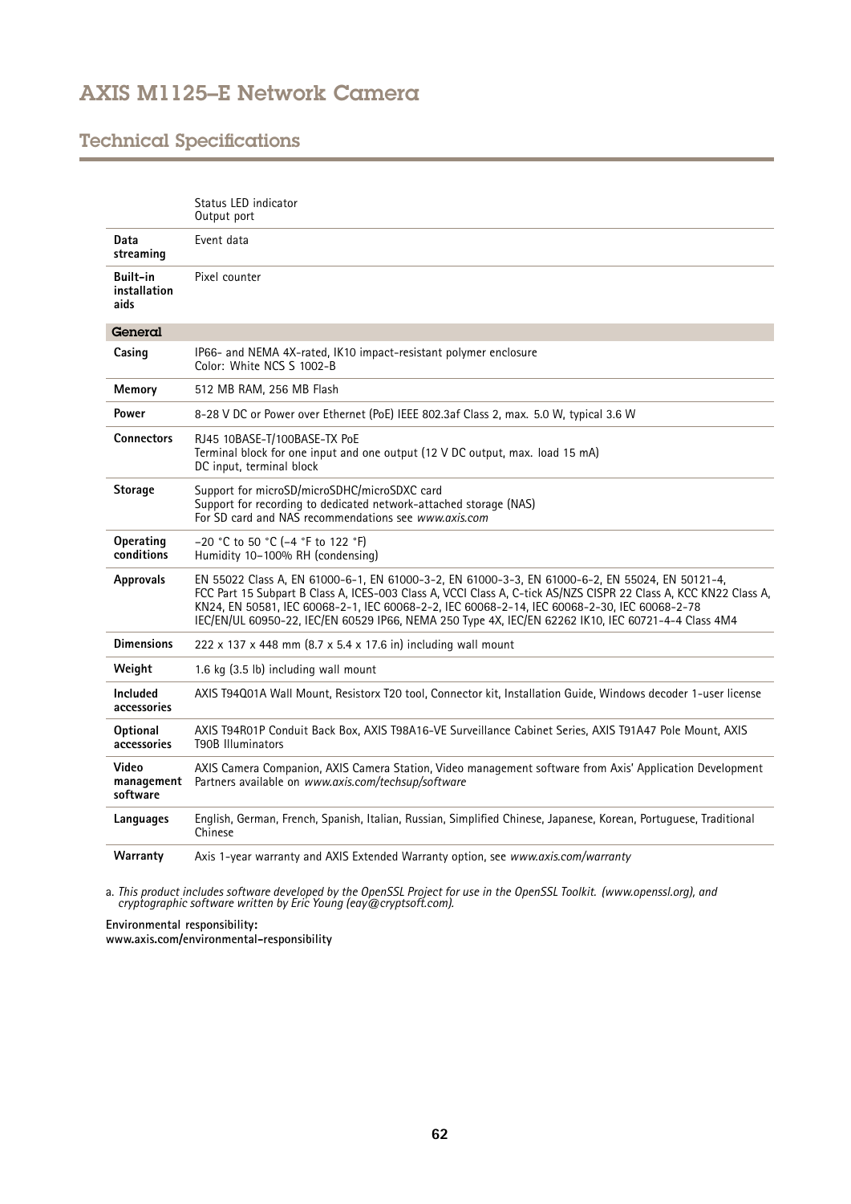# AXIS M1125–E Network Camera

## Technical Specifications

| | |
|---|---|
| | Status LED indicator<br>Output port |
| **Data streaming** | Event data |
| **Built-in installation aids** | Pixel counter |
| **General** | |
| **Casing** | IP66- and NEMA 4X-rated, IK10 impact-resistant polymer enclosure<br>Color: White NCS S 1002-B |
| **Memory** | 512 MB RAM, 256 MB Flash |
| **Power** | 8-28 V DC or Power over Ethernet (PoE) IEEE 802.3af Class 2, max. 5.0 W, typical 3.6 W |
| **Connectors** | RJ45 10BASE-T/100BASE-TX PoE<br>Terminal block for one input and one output (12 V DC output, max. load 15 mA)<br>DC input, terminal block |
| **Storage** | Support for microSD/microSDHC/microSDXC card<br>Support for recording to dedicated network-attached storage (NAS)<br>For SD card and NAS recommendations see *www.axis.com* |
| **Operating conditions** | -20 °C to 50 °C (-4 °F to 122 °F)<br>Humidity 10–100% RH (condensing) |
| **Approvals** | EN 55022 Class A, EN 61000-6-1, EN 61000-3-2, EN 61000-3-3, EN 61000-6-2, EN 55024, EN 50121-4, FCC Part 15 Subpart B Class A, ICES-003 Class A, VCCI Class A, C-tick AS/NZS CISPR 22 Class A, KCC KN22 Class A, KN24, EN 50581, IEC 60068-2-1, IEC 60068-2-2, IEC 60068-2-14, IEC 60068-2-30, IEC 60068-2-78<br>IEC/EN/UL 60950-22, IEC/EN 60529 IP66, NEMA 250 Type 4X, IEC/EN 62262 IK10, IEC 60721-4-4 Class 4M4 |
| **Dimensions** | 222 x 137 x 448 mm (8.7 x 5.4 x 17.6 in) including wall mount |
| **Weight** | 1.6 kg (3.5 lb) including wall mount |
| **Included accessories** | AXIS T94Q01A Wall Mount, Resistorx T20 tool, Connector kit, Installation Guide, Windows decoder 1-user license |
| **Optional accessories** | AXIS T94R01P Conduit Back Box, AXIS T98A16-VE Surveillance Cabinet Series, AXIS T91A47 Pole Mount, AXIS T90B Illuminators |
| **Video management software** | AXIS Camera Companion, AXIS Camera Station, Video management software from Axis' Application Development Partners available on *www.axis.com/techsup/software* |
| **Languages** | English, German, French, Spanish, Italian, Russian, Simplified Chinese, Japanese, Korean, Portuguese, Traditional Chinese |
| **Warranty** | Axis 1-year warranty and AXIS Extended Warranty option, see *www.axis.com/warranty* |

a. *This product includes software developed by the OpenSSL Project for use in the OpenSSL Toolkit. (www.openssl.org), and cryptographic software written by Eric Young (eay@cryptsoft.com).*

**Environmental responsibility:**
**www.axis.com/environmental-responsibility**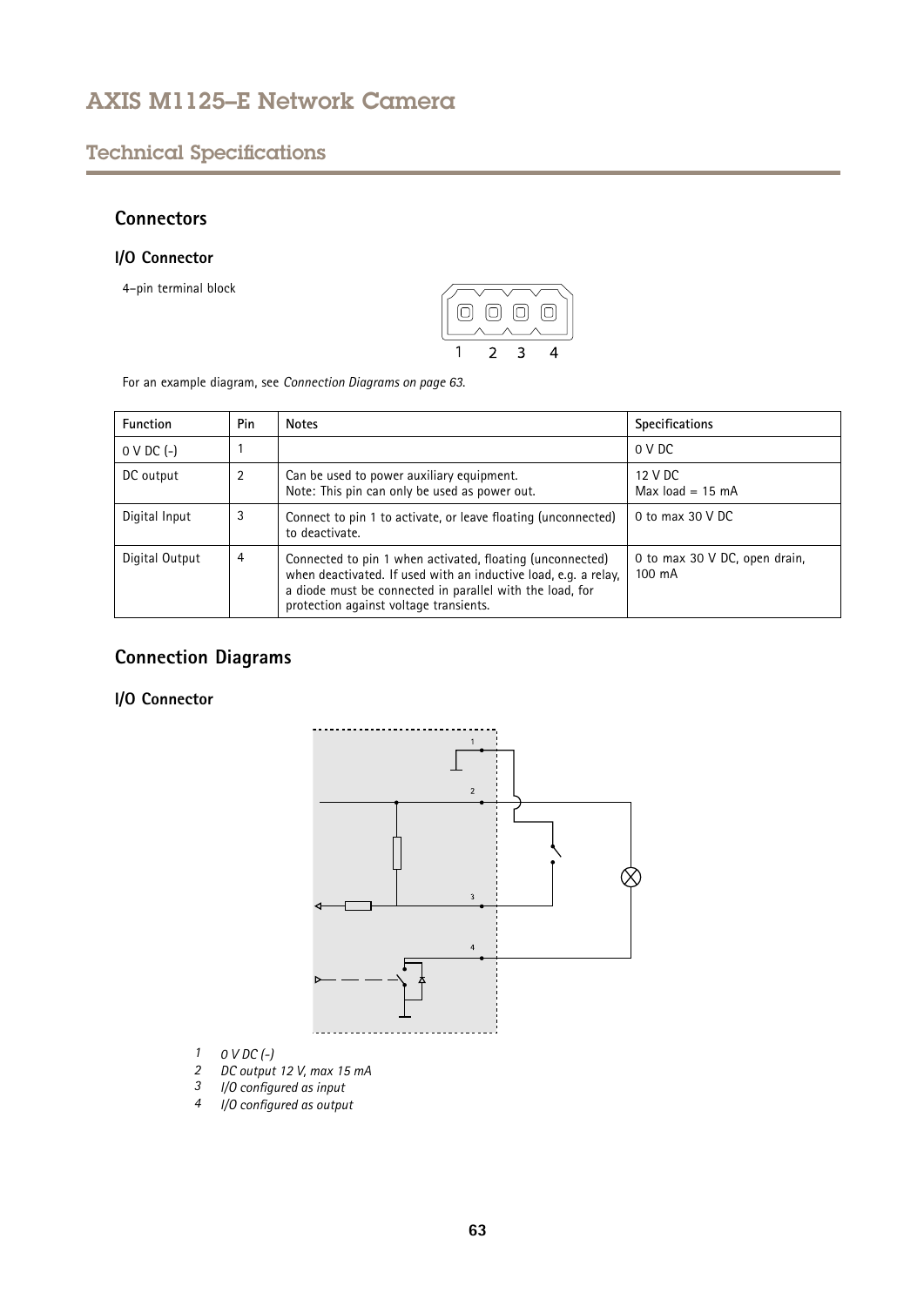## Connectors

### I/O Connector

4–pin terminal block

For an example diagram, see *Connection Diagrams on page 63*.

| Function | Pin | Notes | Specifications |
|---|---|---|---|
| 0 V DC (-) | 1 | | 0 V DC |
| DC output | 2 | Can be used to power auxiliary equipment.<br>Note: This pin can only be used as power out. | 12 V DC<br>Max load = 15 mA |
| Digital Input | 3 | Connect to pin 1 to activate, or leave floating (unconnected) to deactivate. | 0 to max 30 V DC |
| Digital Output | 4 | Connected to pin 1 when activated, floating (unconnected) when deactivated. If used with an inductive load, e.g. a relay, a diode must be connected in parallel with the load, for protection against voltage transients. | 0 to max 30 V DC, open drain, 100 mA |

## Connection Diagrams

### I/O Connector

1. *0 V DC (-)*
2. *DC output 12 V, max 15 mA*
3. *I/O configured as input*
4. *I/O configured as output*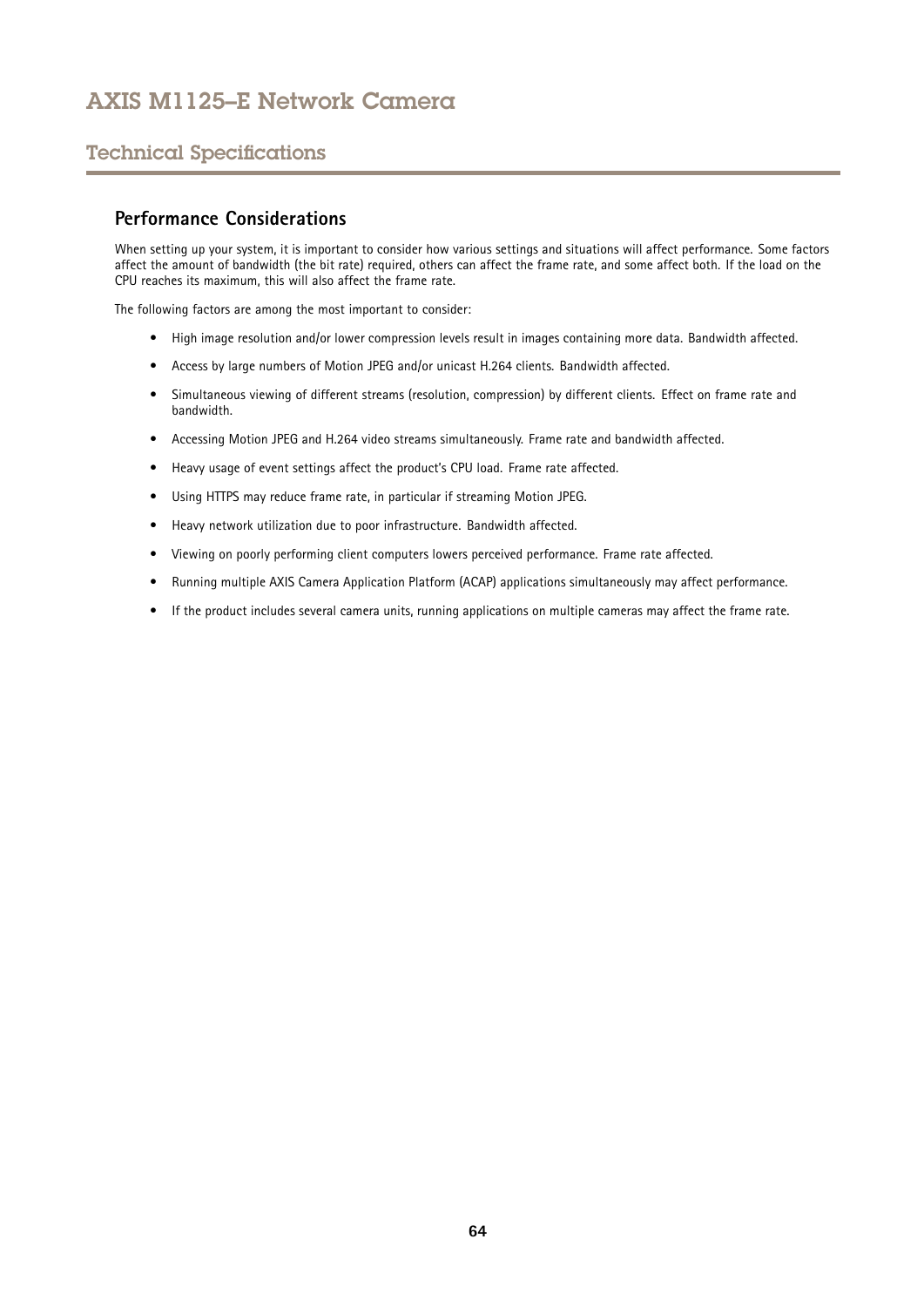## Performance Considerations

When setting up your system, it is important to consider how various settings and situations will affect performance. Some factors affect the amount of bandwidth (the bit rate) required, others can affect the frame rate, and some affect both. If the load on the CPU reaches its maximum, this will also affect the frame rate.

The following factors are among the most important to consider:

- High image resolution and/or lower compression levels result in images containing more data. Bandwidth affected.
- Access by large numbers of Motion JPEG and/or unicast H.264 clients. Bandwidth affected.
- Simultaneous viewing of different streams (resolution, compression) by different clients. Effect on frame rate and bandwidth.
- Accessing Motion JPEG and H.264 video streams simultaneously. Frame rate and bandwidth affected.
- Heavy usage of event settings affect the product's CPU load. Frame rate affected.
- Using HTTPS may reduce frame rate, in particular if streaming Motion JPEG.
- Heavy network utilization due to poor infrastructure. Bandwidth affected.
- Viewing on poorly performing client computers lowers perceived performance. Frame rate affected.
- Running multiple AXIS Camera Application Platform (ACAP) applications simultaneously may affect performance.
- If the product includes several camera units, running applications on multiple cameras may affect the frame rate.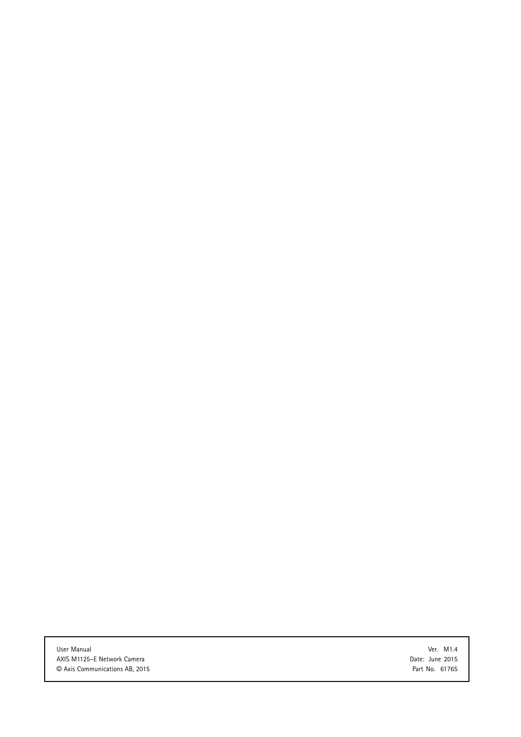| | |
|---|---|
| User Manual | Ver. M1.4 |
| AXIS M1125–E Network Camera | Date: June 2015 |
| © Axis Communications AB, 2015 | Part No. 61765 |